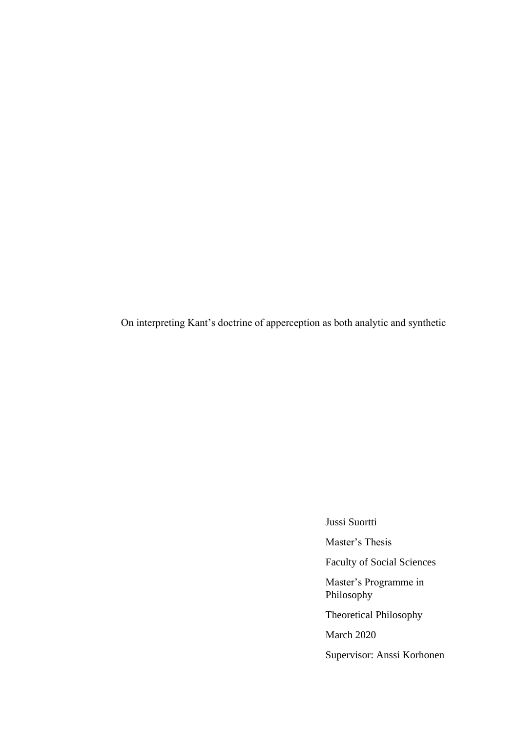# On interpreting Kant's doctrine of apperception as both analytic and synthetic

Jussi Suortti

Master's Thesis

Faculty of Social Sciences

Master's Programme in Philosophy

Theoretical Philosophy

March 2020

Supervisor: Anssi Korhonen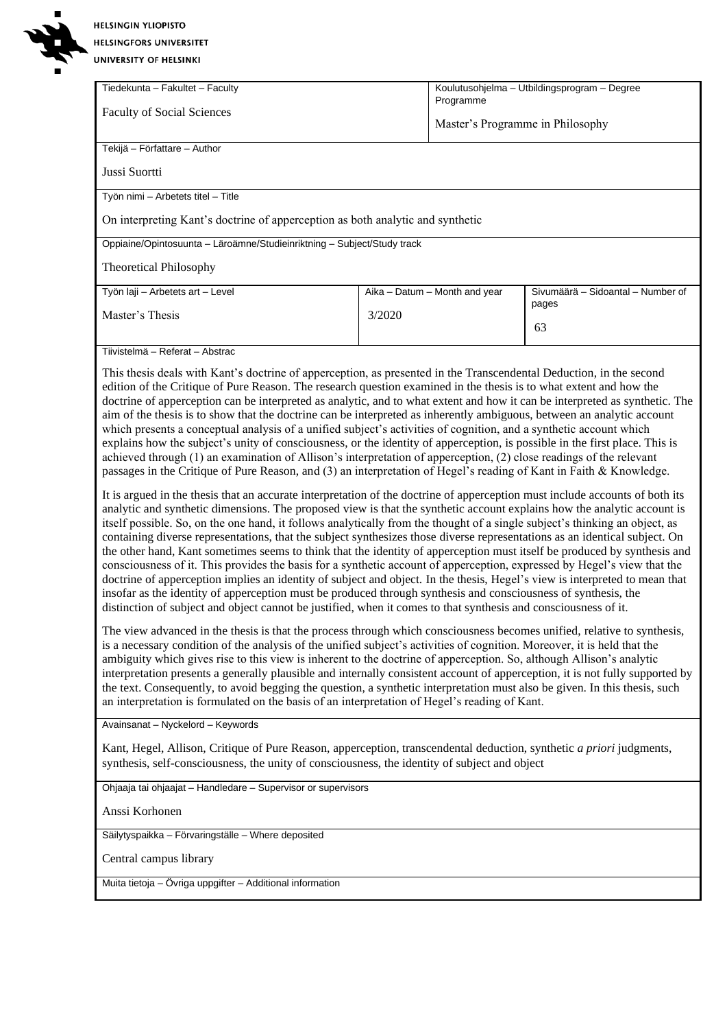HELSINGIN YLIOPISTO
HELSINGFORS UNIVERSITET
UNIVERSITY OF HELSINKI

| Tiedekunta – Fakultet – Faculty | | Koulutusohjelma – Utbildingsprogram – Degree Programme |
|---|---|---|
| Faculty of Social Sciences | | Master's Programme in Philosophy |
| Tekijä – Författare – Author | | |
| Jussi Suortti | | |
| Työn nimi – Arbetets titel – Title | | |
| On interpreting Kant's doctrine of apperception as both analytic and synthetic | | |
| Oppiaine/Opintosuunta – Läroämne/Studieinriktning – Subject/Study track | | |
| Theoretical Philosophy | | |
| Työn laji – Arbetets art – Level | Aika – Datum – Month and year | Sivumäärä – Sidoantal – Number of pages |
| Master's Thesis | 3/2020 | 63 |

Tiivistelmä – Referat – Abstrac

This thesis deals with Kant's doctrine of apperception, as presented in the Transcendental Deduction, in the second edition of the Critique of Pure Reason. The research question examined in the thesis is to what extent and how the doctrine of apperception can be interpreted as analytic, and to what extent and how it can be interpreted as synthetic. The aim of the thesis is to show that the doctrine can be interpreted as inherently ambiguous, between an analytic account which presents a conceptual analysis of a unified subject's activities of cognition, and a synthetic account which explains how the subject's unity of consciousness, or the identity of apperception, is possible in the first place. This is achieved through (1) an examination of Allison's interpretation of apperception, (2) close readings of the relevant passages in the Critique of Pure Reason, and (3) an interpretation of Hegel's reading of Kant in Faith & Knowledge.

It is argued in the thesis that an accurate interpretation of the doctrine of apperception must include accounts of both its analytic and synthetic dimensions. The proposed view is that the synthetic account explains how the analytic account is itself possible. So, on the one hand, it follows analytically from the thought of a single subject's thinking an object, as containing diverse representations, that the subject synthesizes those diverse representations as an identical subject. On the other hand, Kant sometimes seems to think that the identity of apperception must itself be produced by synthesis and consciousness of it. This provides the basis for a synthetic account of apperception, expressed by Hegel's view that the doctrine of apperception implies an identity of subject and object. In the thesis, Hegel's view is interpreted to mean that insofar as the identity of apperception must be produced through synthesis and consciousness of synthesis, the distinction of subject and object cannot be justified, when it comes to that synthesis and consciousness of it.

The view advanced in the thesis is that the process through which consciousness becomes unified, relative to synthesis, is a necessary condition of the analysis of the unified subject's activities of cognition. Moreover, it is held that the ambiguity which gives rise to this view is inherent to the doctrine of apperception. So, although Allison's analytic interpretation presents a generally plausible and internally consistent account of apperception, it is not fully supported by the text. Consequently, to avoid begging the question, a synthetic interpretation must also be given. In this thesis, such an interpretation is formulated on the basis of an interpretation of Hegel's reading of Kant.

Avainsanat – Nyckelord – Keywords

Kant, Hegel, Allison, Critique of Pure Reason, apperception, transcendental deduction, synthetic *a priori* judgments, synthesis, self-consciousness, the unity of consciousness, the identity of subject and object

Ohjaaja tai ohjaajat – Handledare – Supervisor or supervisors

Anssi Korhonen

Säilytyspaikka – Förvaringställe – Where deposited

Central campus library

Muita tietoja – Övriga uppgifter – Additional information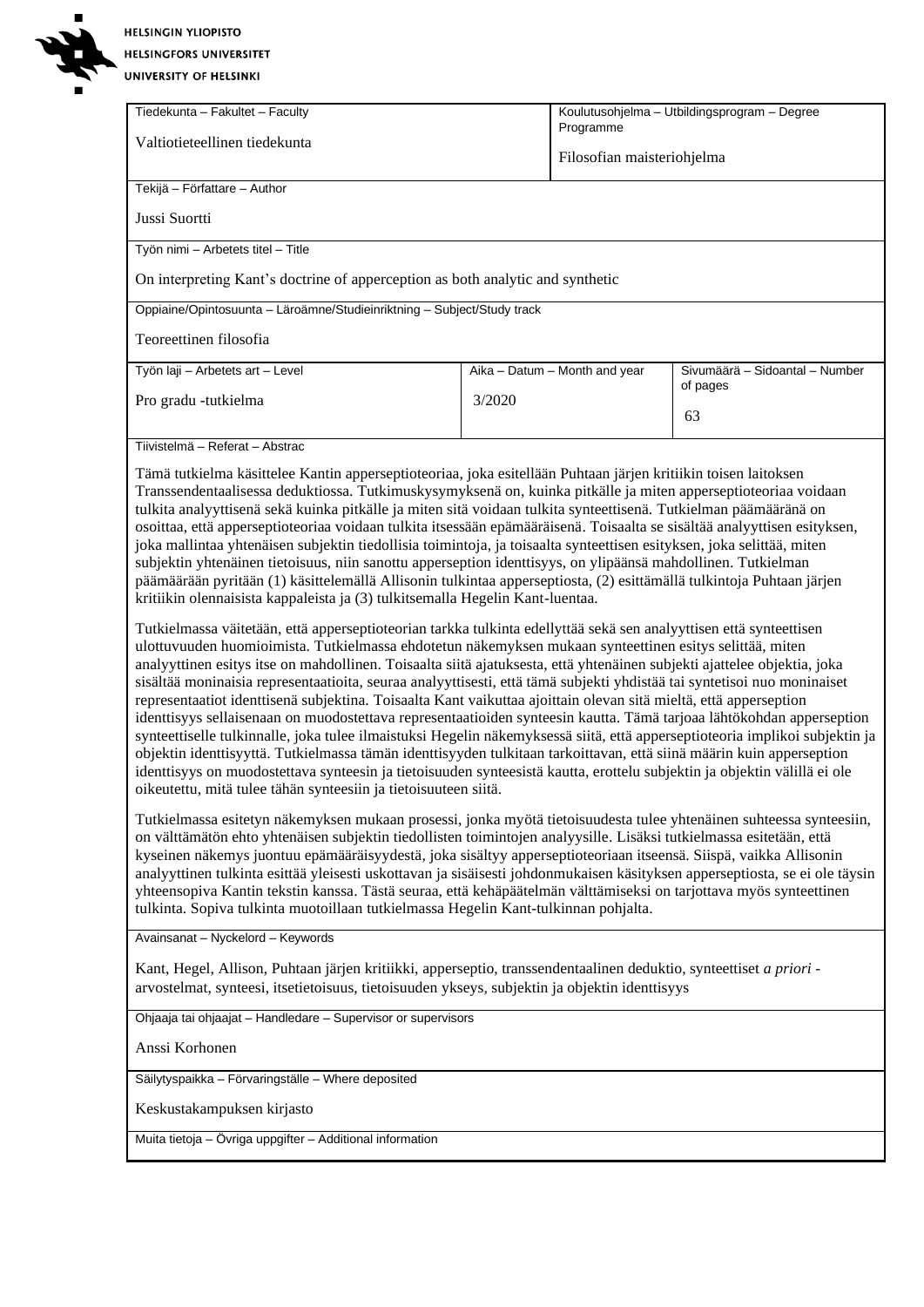HELSINGIN YLIOPISTO
HELSINGFORS UNIVERSITET
UNIVERSITY OF HELSINKI

| Tiedekunta – Fakultet – Faculty | Koulutusohjelma – Utbildingsprogram – Degree Programme | |
|---|---|---|
| Valtiotieteellinen tiedekunta | Filosofian maisteriohjelma | |

Tekijä – Författare – Author

Jussi Suortti

Työn nimi – Arbetets titel – Title

On interpreting Kant's doctrine of apperception as both analytic and synthetic

Oppiaine/Opintosuunta – Läroämne/Studieinriktning – Subject/Study track

Teoreettinen filosofia

| Työn laji – Arbetets art – Level | Aika – Datum – Month and year | Sivumäärä – Sidoantal – Number of pages |
|---|---|---|
| Pro gradu -tutkielma | 3/2020 | 63 |

Tiivistelmä – Referat – Abstrac

Tämä tutkielma käsittelee Kantin apperseptioteoriaa, joka esitellään Puhtaan järjen kritiikin toisen laitoksen Transsendentaalisessa deduktiossa. Tutkimuskysymyksenä on, kuinka pitkälle ja miten apperseptioteoriaa voidaan tulkita analyyttisenä sekä kuinka pitkälle ja miten sitä voidaan tulkita synteettisenä. Tutkielman päämääränä on osoittaa, että apperseptioteoriaa voidaan tulkita itsessään epämääräisenä. Toisaalta se sisältää analyyttisen esityksen, joka mallintaa yhtenäisen subjektin tiedollisia toimintoja, ja toisaalta synteettisen esityksen, joka selittää, miten subjektin yhtenäinen tietoisuus, niin sanottu apperseption identtisyys, on ylipäänsä mahdollinen. Tutkielman päämäärään pyritään (1) käsittelemällä Allisonin tulkintaa apperseptiosta, (2) esittämällä tulkintoja Puhtaan järjen kritiikin olennaisista kappaleista ja (3) tulkitsemalla Hegelin Kant-luentaa.

Tutkielmassa väitetään, että apperseptioteorian tarkka tulkinta edellyttää sekä sen analyyttisen että synteettisen ulottuvuuden huomioimista. Tutkielmassa ehdotetun näkemyksen mukaan synteettinen esitys selittää, miten analyyttinen esitys itse on mahdollinen. Toisaalta siitä ajatuksesta, että yhtenäinen subjekti ajattelee objektia, joka sisältää moninaisia representaatioita, seuraa analyyttisesti, että tämä subjekti yhdistää tai syntetisoi nuo moninaiset representaatiot identtisenä subjektina. Toisaalta Kant vaikuttaa ajoittain olevan sitä mieltä, että apperseption identtisyys sellaisenaan on muodostettava representaatioiden synteesin kautta. Tämä tarjoaa lähtökohdan apperseption synteettiselle tulkinnalle, joka tulee ilmaistuksi Hegelin näkemyksessä siitä, että apperseptioteoria implikoi subjektin ja objektin identtisyyttä. Tutkielmassa tämän identtisyyden tulkitaan tarkoittavan, että siinä määrin kuin apperseption identtisyys on muodostettava synteesin ja tietoisuuden synteesistä kautta, erottelu subjektin ja objektin välillä ei ole oikeutettu, mitä tulee tähän synteesiin ja tietoisuuteen siitä.

Tutkielmassa esitetyn näkemyksen mukaan prosessi, jonka myötä tietoisuudesta tulee yhtenäinen suhteessa synteesiin, on välttämätön ehto yhtenäisen subjektin tiedollisten toimintojen analyysille. Lisäksi tutkielmassa esitetään, että kyseinen näkemys juontuu epämääräisyydestä, joka sisältyy apperseptioteoriaan itseensä. Siispä, vaikka Allisonin analyyttinen tulkinta esittää yleisesti uskottavan ja sisäisesti johdonmukaisen käsityksen apperseptiosta, se ei ole täysin yhteensopiva Kantin tekstin kanssa. Tästä seuraa, että kehäpäätelmän välttämiseksi on tarjottava myös synteettinen tulkinta. Sopiva tulkinta muotoillaan tutkielmassa Hegelin Kant-tulkinnan pohjalta.

Avainsanat – Nyckelord – Keywords

Kant, Hegel, Allison, Puhtaan järjen kritiikki, apperseptio, transsendentaalinen deduktio, synteettiset *a priori* -arvostelmat, synteesi, itsetietoisuus, tietoisuuden ykseys, subjektin ja objektin identtisyys

Ohjaaja tai ohjaajat – Handledare – Supervisor or supervisors

Anssi Korhonen

Säilytyspaikka – Förvaringställe – Where deposited

Keskustakampuksen kirjasto

Muita tietoja – Övriga uppgifter – Additional information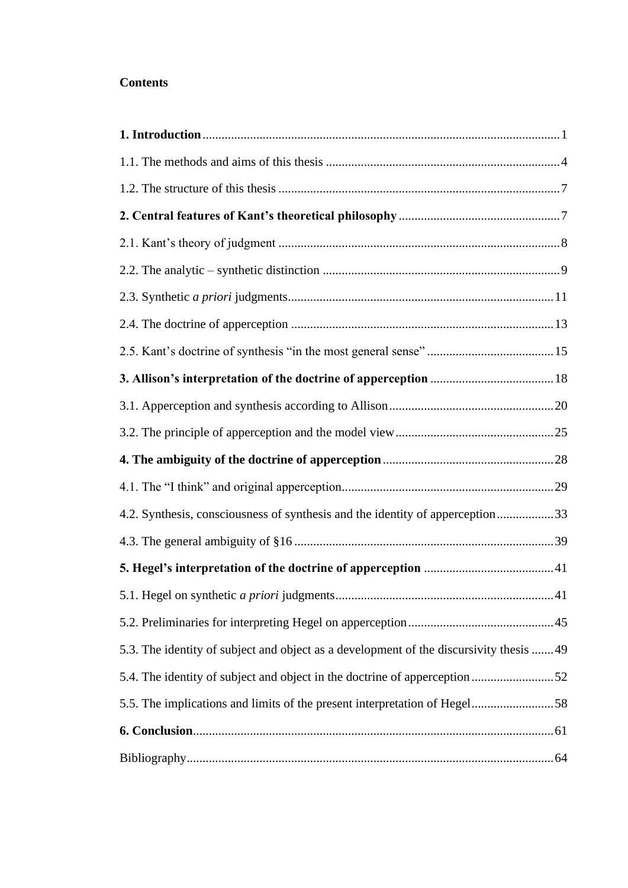**Contents**

**1. Introduction** ... 1

1.1. The methods and aims of this thesis ... 4

1.2. The structure of this thesis ... 7

**2. Central features of Kant's theoretical philosophy** ... 7

2.1. Kant's theory of judgment ... 8

2.2. The analytic – synthetic distinction ... 9

2.3. Synthetic *a priori* judgments ... 11

2.4. The doctrine of apperception ... 13

2.5. Kant's doctrine of synthesis "in the most general sense" ... 15

**3. Allison's interpretation of the doctrine of apperception** ... 18

3.1. Apperception and synthesis according to Allison ... 20

3.2. The principle of apperception and the model view ... 25

**4. The ambiguity of the doctrine of apperception** ... 28

4.1. The "I think" and original apperception ... 29

4.2. Synthesis, consciousness of synthesis and the identity of apperception ... 33

4.3. The general ambiguity of §16 ... 39

**5. Hegel's interpretation of the doctrine of apperception** ... 41

5.1. Hegel on synthetic *a priori* judgments ... 41

5.2. Preliminaries for interpreting Hegel on apperception ... 45

5.3. The identity of subject and object as a development of the discursivity thesis ... 49

5.4. The identity of subject and object in the doctrine of apperception ... 52

5.5. The implications and limits of the present interpretation of Hegel ... 58

**6. Conclusion** ... 61

Bibliography ... 64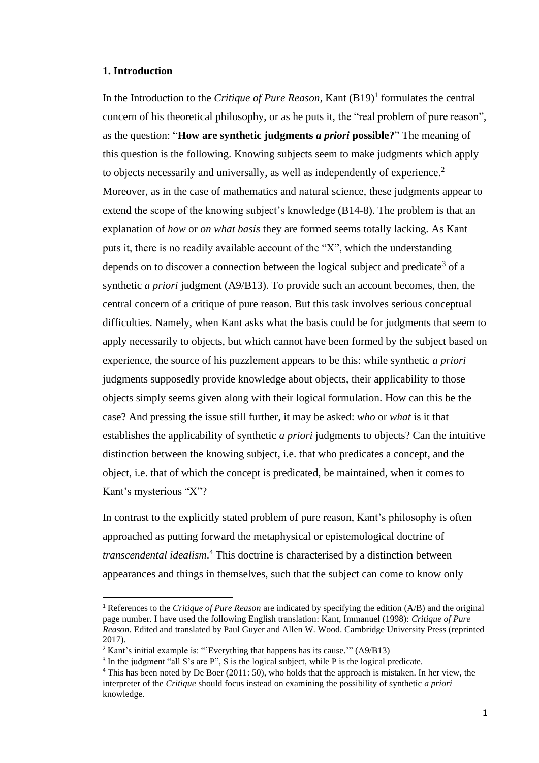### 1. Introduction

In the Introduction to the *Critique of Pure Reason*, Kant (B19)[1] formulates the central concern of his theoretical philosophy, or as he puts it, the "real problem of pure reason", as the question: "**How are synthetic judgments *a priori* possible?**" The meaning of this question is the following. Knowing subjects seem to make judgments which apply to objects necessarily and universally, as well as independently of experience.[2] Moreover, as in the case of mathematics and natural science, these judgments appear to extend the scope of the knowing subject's knowledge (B14-8). The problem is that an explanation of *how* or *on what basis* they are formed seems totally lacking. As Kant puts it, there is no readily available account of the "X", which the understanding depends on to discover a connection between the logical subject and predicate[3] of a synthetic *a priori* judgment (A9/B13). To provide such an account becomes, then, the central concern of a critique of pure reason. But this task involves serious conceptual difficulties. Namely, when Kant asks what the basis could be for judgments that seem to apply necessarily to objects, but which cannot have been formed by the subject based on experience, the source of his puzzlement appears to be this: while synthetic *a priori* judgments supposedly provide knowledge about objects, their applicability to those objects simply seems given along with their logical formulation. How can this be the case? And pressing the issue still further, it may be asked: *who* or *what* is it that establishes the applicability of synthetic *a priori* judgments to objects? Can the intuitive distinction between the knowing subject, i.e. that who predicates a concept, and the object, i.e. that of which the concept is predicated, be maintained, when it comes to Kant's mysterious "X"?

In contrast to the explicitly stated problem of pure reason, Kant's philosophy is often approached as putting forward the metaphysical or epistemological doctrine of *transcendental idealism*.[4] This doctrine is characterised by a distinction between appearances and things in themselves, such that the subject can come to know only

---

[1] References to the *Critique of Pure Reason* are indicated by specifying the edition (A/B) and the original page number. I have used the following English translation: Kant, Immanuel (1998): *Critique of Pure Reason.* Edited and translated by Paul Guyer and Allen W. Wood. Cambridge University Press (reprinted 2017).

[2] Kant's initial example is: "'Everything that happens has its cause.'" (A9/B13)

[3] In the judgment "all S's are P", S is the logical subject, while P is the logical predicate.

[4] This has been noted by De Boer (2011: 50), who holds that the approach is mistaken. In her view, the interpreter of the *Critique* should focus instead on examining the possibility of synthetic *a priori* knowledge.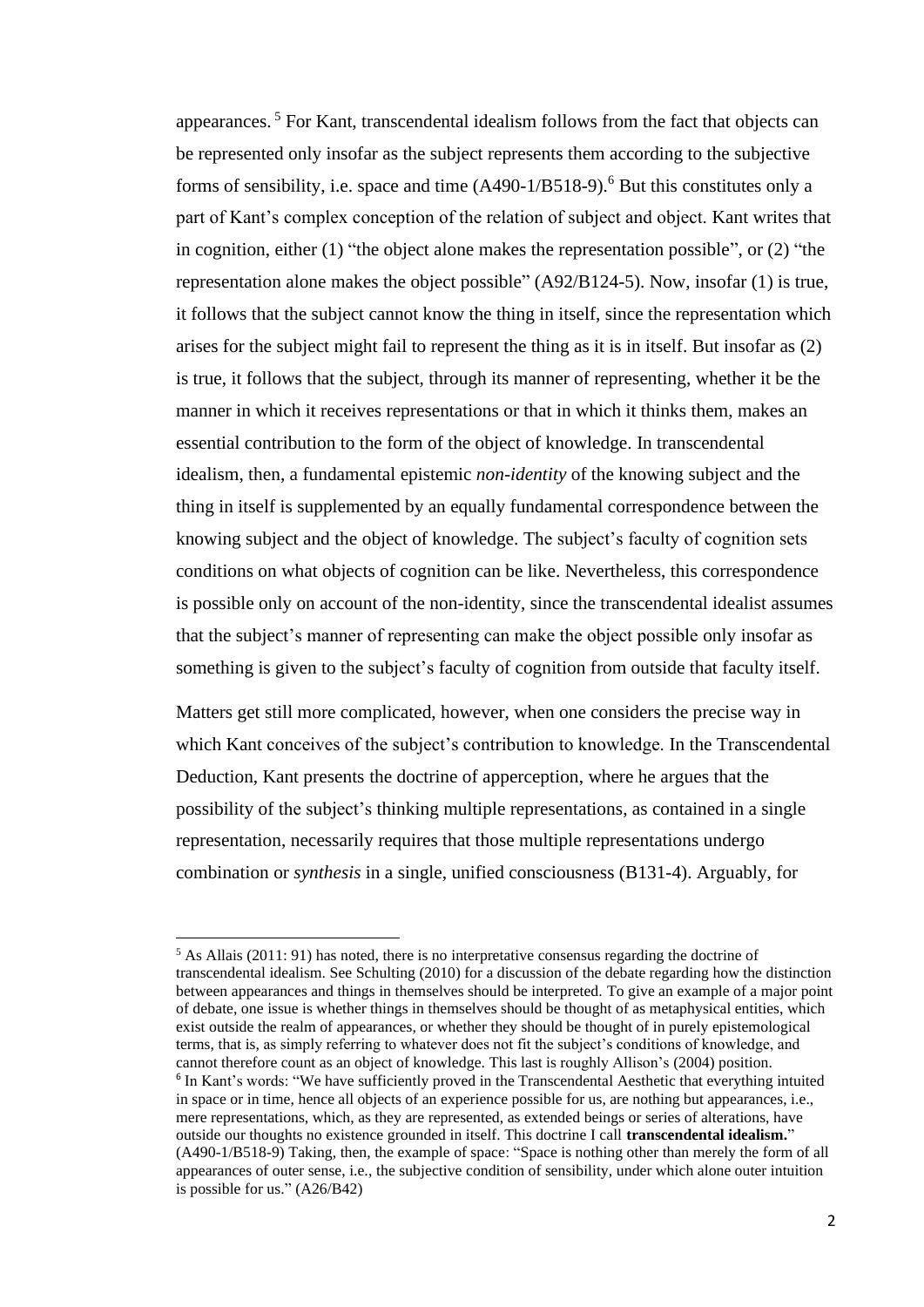appearances.[5] For Kant, transcendental idealism follows from the fact that objects can be represented only insofar as the subject represents them according to the subjective forms of sensibility, i.e. space and time (A490-1/B518-9).[6] But this constitutes only a part of Kant's complex conception of the relation of subject and object. Kant writes that in cognition, either (1) "the object alone makes the representation possible", or (2) "the representation alone makes the object possible" (A92/B124-5). Now, insofar (1) is true, it follows that the subject cannot know the thing in itself, since the representation which arises for the subject might fail to represent the thing as it is in itself. But insofar as (2) is true, it follows that the subject, through its manner of representing, whether it be the manner in which it receives representations or that in which it thinks them, makes an essential contribution to the form of the object of knowledge. In transcendental idealism, then, a fundamental epistemic *non-identity* of the knowing subject and the thing in itself is supplemented by an equally fundamental correspondence between the knowing subject and the object of knowledge. The subject's faculty of cognition sets conditions on what objects of cognition can be like. Nevertheless, this correspondence is possible only on account of the non-identity, since the transcendental idealist assumes that the subject's manner of representing can make the object possible only insofar as something is given to the subject's faculty of cognition from outside that faculty itself.

Matters get still more complicated, however, when one considers the precise way in which Kant conceives of the subject's contribution to knowledge. In the Transcendental Deduction, Kant presents the doctrine of apperception, where he argues that the possibility of the subject's thinking multiple representations, as contained in a single representation, necessarily requires that those multiple representations undergo combination or *synthesis* in a single, unified consciousness (B131-4). Arguably, for

---

[5] As Allais (2011: 91) has noted, there is no interpretative consensus regarding the doctrine of transcendental idealism. See Schulting (2010) for a discussion of the debate regarding how the distinction between appearances and things in themselves should be interpreted. To give an example of a major point of debate, one issue is whether things in themselves should be thought of as metaphysical entities, which exist outside the realm of appearances, or whether they should be thought of in purely epistemological terms, that is, as simply referring to whatever does not fit the subject's conditions of knowledge, and cannot therefore count as an object of knowledge. This last is roughly Allison's (2004) position.

[6] In Kant's words: "We have sufficiently proved in the Transcendental Aesthetic that everything intuited in space or in time, hence all objects of an experience possible for us, are nothing but appearances, i.e., mere representations, which, as they are represented, as extended beings or series of alterations, have outside our thoughts no existence grounded in itself. This doctrine I call **transcendental idealism.**" (A490-1/B518-9) Taking, then, the example of space: "Space is nothing other than merely the form of all appearances of outer sense, i.e., the subjective condition of sensibility, under which alone outer intuition is possible for us." (A26/B42)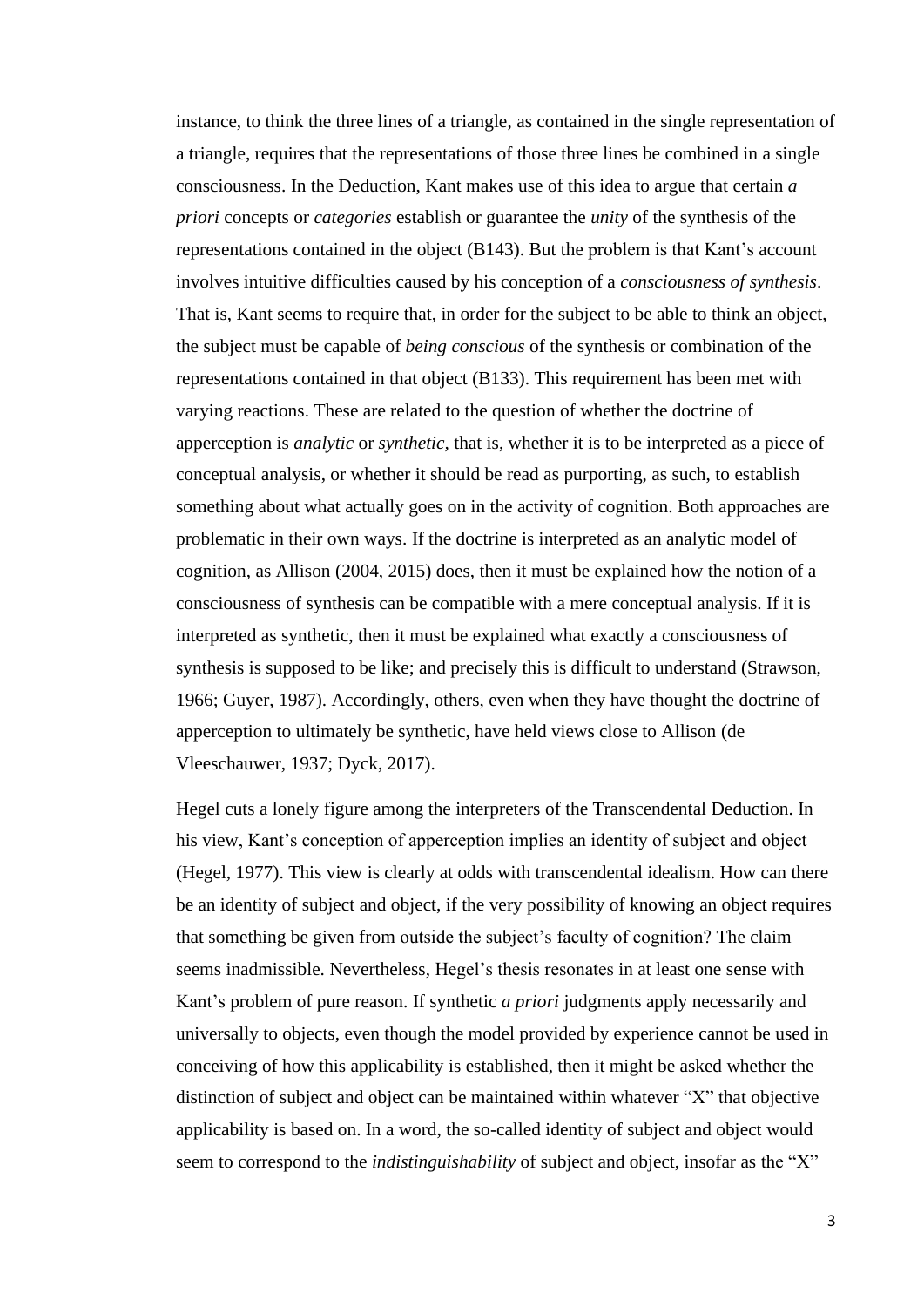instance, to think the three lines of a triangle, as contained in the single representation of a triangle, requires that the representations of those three lines be combined in a single consciousness. In the Deduction, Kant makes use of this idea to argue that certain *a priori* concepts or *categories* establish or guarantee the *unity* of the synthesis of the representations contained in the object (B143). But the problem is that Kant's account involves intuitive difficulties caused by his conception of a *consciousness of synthesis*. That is, Kant seems to require that, in order for the subject to be able to think an object, the subject must be capable of *being conscious* of the synthesis or combination of the representations contained in that object (B133). This requirement has been met with varying reactions. These are related to the question of whether the doctrine of apperception is *analytic* or *synthetic*, that is, whether it is to be interpreted as a piece of conceptual analysis, or whether it should be read as purporting, as such, to establish something about what actually goes on in the activity of cognition. Both approaches are problematic in their own ways. If the doctrine is interpreted as an analytic model of cognition, as Allison (2004, 2015) does, then it must be explained how the notion of a consciousness of synthesis can be compatible with a mere conceptual analysis. If it is interpreted as synthetic, then it must be explained what exactly a consciousness of synthesis is supposed to be like; and precisely this is difficult to understand (Strawson, 1966; Guyer, 1987). Accordingly, others, even when they have thought the doctrine of apperception to ultimately be synthetic, have held views close to Allison (de Vleeschauwer, 1937; Dyck, 2017).

Hegel cuts a lonely figure among the interpreters of the Transcendental Deduction. In his view, Kant's conception of apperception implies an identity of subject and object (Hegel, 1977). This view is clearly at odds with transcendental idealism. How can there be an identity of subject and object, if the very possibility of knowing an object requires that something be given from outside the subject's faculty of cognition? The claim seems inadmissible. Nevertheless, Hegel's thesis resonates in at least one sense with Kant's problem of pure reason. If synthetic *a priori* judgments apply necessarily and universally to objects, even though the model provided by experience cannot be used in conceiving of how this applicability is established, then it might be asked whether the distinction of subject and object can be maintained within whatever "X" that objective applicability is based on. In a word, the so-called identity of subject and object would seem to correspond to the *indistinguishability* of subject and object, insofar as the "X"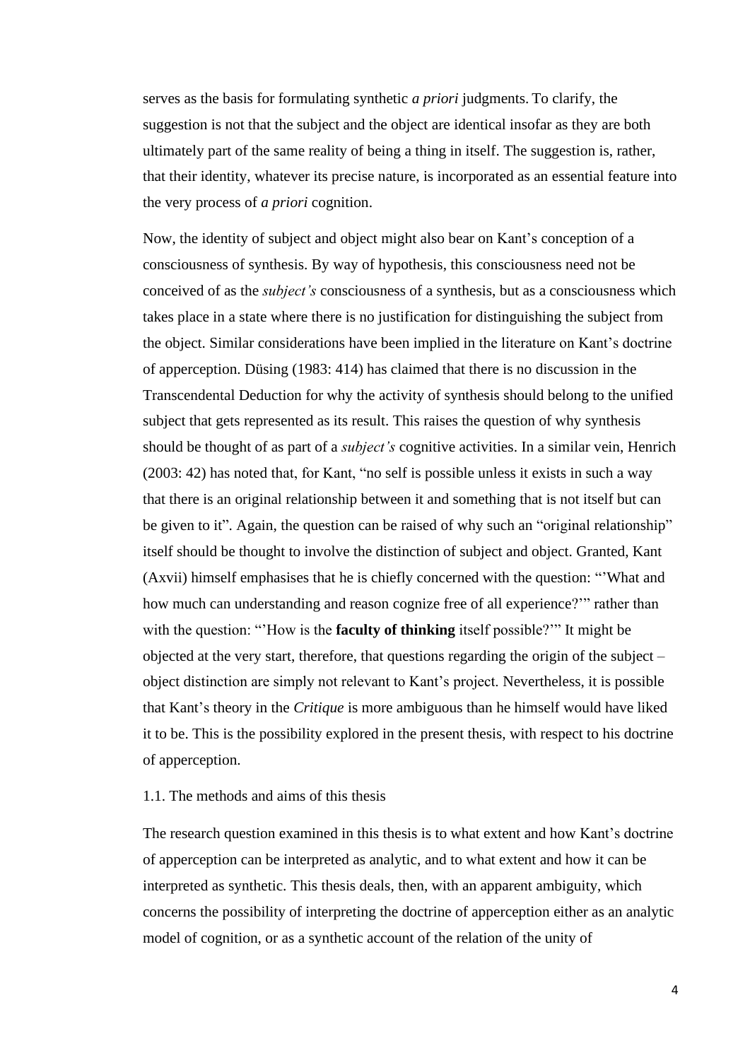serves as the basis for formulating synthetic *a priori* judgments. To clarify, the suggestion is not that the subject and the object are identical insofar as they are both ultimately part of the same reality of being a thing in itself. The suggestion is, rather, that their identity, whatever its precise nature, is incorporated as an essential feature into the very process of *a priori* cognition.

Now, the identity of subject and object might also bear on Kant's conception of a consciousness of synthesis. By way of hypothesis, this consciousness need not be conceived of as the *subject's* consciousness of a synthesis, but as a consciousness which takes place in a state where there is no justification for distinguishing the subject from the object. Similar considerations have been implied in the literature on Kant's doctrine of apperception. Düsing (1983: 414) has claimed that there is no discussion in the Transcendental Deduction for why the activity of synthesis should belong to the unified subject that gets represented as its result. This raises the question of why synthesis should be thought of as part of a *subject's* cognitive activities. In a similar vein, Henrich (2003: 42) has noted that, for Kant, "no self is possible unless it exists in such a way that there is an original relationship between it and something that is not itself but can be given to it". Again, the question can be raised of why such an "original relationship" itself should be thought to involve the distinction of subject and object. Granted, Kant (Axvii) himself emphasises that he is chiefly concerned with the question: "'What and how much can understanding and reason cognize free of all experience?'" rather than with the question: "'How is the **faculty of thinking** itself possible?'" It might be objected at the very start, therefore, that questions regarding the origin of the subject – object distinction are simply not relevant to Kant's project. Nevertheless, it is possible that Kant's theory in the *Critique* is more ambiguous than he himself would have liked it to be. This is the possibility explored in the present thesis, with respect to his doctrine of apperception.

## 1.1. The methods and aims of this thesis

The research question examined in this thesis is to what extent and how Kant's doctrine of apperception can be interpreted as analytic, and to what extent and how it can be interpreted as synthetic. This thesis deals, then, with an apparent ambiguity, which concerns the possibility of interpreting the doctrine of apperception either as an analytic model of cognition, or as a synthetic account of the relation of the unity of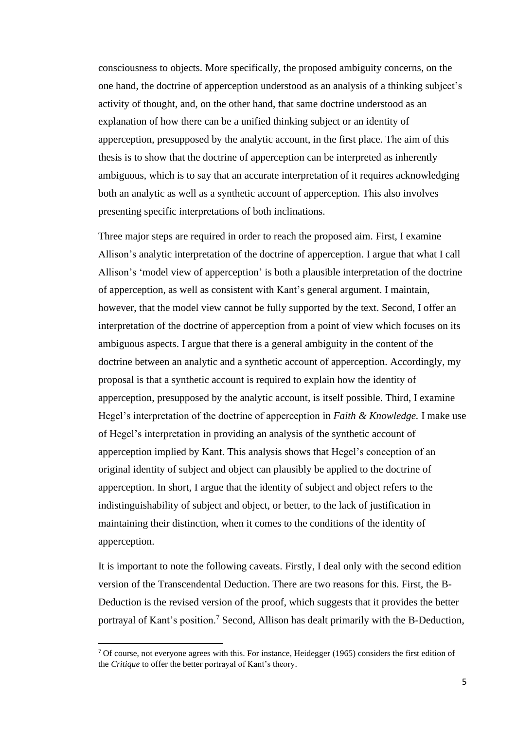consciousness to objects. More specifically, the proposed ambiguity concerns, on the one hand, the doctrine of apperception understood as an analysis of a thinking subject's activity of thought, and, on the other hand, that same doctrine understood as an explanation of how there can be a unified thinking subject or an identity of apperception, presupposed by the analytic account, in the first place. The aim of this thesis is to show that the doctrine of apperception can be interpreted as inherently ambiguous, which is to say that an accurate interpretation of it requires acknowledging both an analytic as well as a synthetic account of apperception. This also involves presenting specific interpretations of both inclinations.

Three major steps are required in order to reach the proposed aim. First, I examine Allison's analytic interpretation of the doctrine of apperception. I argue that what I call Allison's 'model view of apperception' is both a plausible interpretation of the doctrine of apperception, as well as consistent with Kant's general argument. I maintain, however, that the model view cannot be fully supported by the text. Second, I offer an interpretation of the doctrine of apperception from a point of view which focuses on its ambiguous aspects. I argue that there is a general ambiguity in the content of the doctrine between an analytic and a synthetic account of apperception. Accordingly, my proposal is that a synthetic account is required to explain how the identity of apperception, presupposed by the analytic account, is itself possible. Third, I examine Hegel's interpretation of the doctrine of apperception in *Faith & Knowledge.* I make use of Hegel's interpretation in providing an analysis of the synthetic account of apperception implied by Kant. This analysis shows that Hegel's conception of an original identity of subject and object can plausibly be applied to the doctrine of apperception. In short, I argue that the identity of subject and object refers to the indistinguishability of subject and object, or better, to the lack of justification in maintaining their distinction, when it comes to the conditions of the identity of apperception.

It is important to note the following caveats. Firstly, I deal only with the second edition version of the Transcendental Deduction. There are two reasons for this. First, the B-Deduction is the revised version of the proof, which suggests that it provides the better portrayal of Kant's position.[7] Second, Allison has dealt primarily with the B-Deduction,

[7] Of course, not everyone agrees with this. For instance, Heidegger (1965) considers the first edition of the *Critique* to offer the better portrayal of Kant's theory.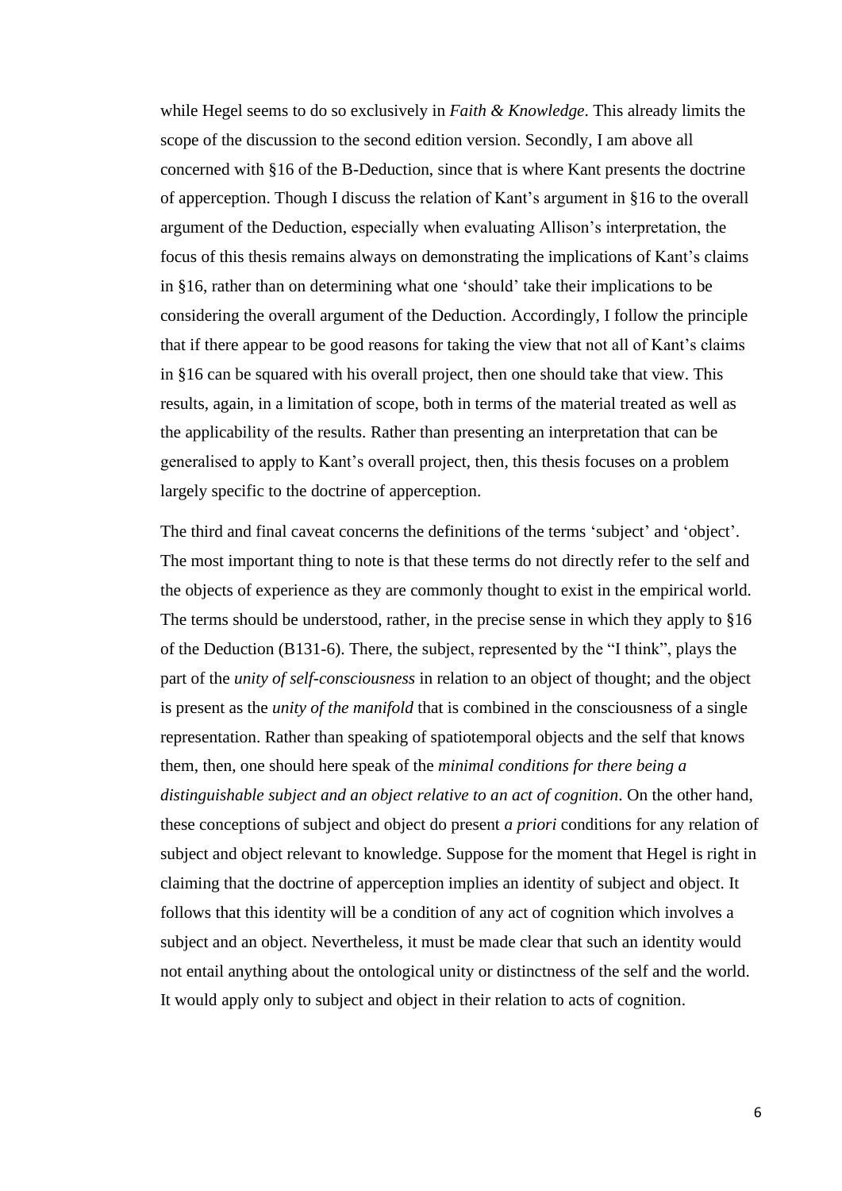while Hegel seems to do so exclusively in *Faith & Knowledge*. This already limits the scope of the discussion to the second edition version. Secondly, I am above all concerned with §16 of the B-Deduction, since that is where Kant presents the doctrine of apperception. Though I discuss the relation of Kant's argument in §16 to the overall argument of the Deduction, especially when evaluating Allison's interpretation, the focus of this thesis remains always on demonstrating the implications of Kant's claims in §16, rather than on determining what one 'should' take their implications to be considering the overall argument of the Deduction. Accordingly, I follow the principle that if there appear to be good reasons for taking the view that not all of Kant's claims in §16 can be squared with his overall project, then one should take that view. This results, again, in a limitation of scope, both in terms of the material treated as well as the applicability of the results. Rather than presenting an interpretation that can be generalised to apply to Kant's overall project, then, this thesis focuses on a problem largely specific to the doctrine of apperception.

The third and final caveat concerns the definitions of the terms 'subject' and 'object'. The most important thing to note is that these terms do not directly refer to the self and the objects of experience as they are commonly thought to exist in the empirical world. The terms should be understood, rather, in the precise sense in which they apply to §16 of the Deduction (B131-6). There, the subject, represented by the "I think", plays the part of the *unity of self-consciousness* in relation to an object of thought; and the object is present as the *unity of the manifold* that is combined in the consciousness of a single representation. Rather than speaking of spatiotemporal objects and the self that knows them, then, one should here speak of the *minimal conditions for there being a distinguishable subject and an object relative to an act of cognition*. On the other hand, these conceptions of subject and object do present *a priori* conditions for any relation of subject and object relevant to knowledge. Suppose for the moment that Hegel is right in claiming that the doctrine of apperception implies an identity of subject and object. It follows that this identity will be a condition of any act of cognition which involves a subject and an object. Nevertheless, it must be made clear that such an identity would not entail anything about the ontological unity or distinctness of the self and the world. It would apply only to subject and object in their relation to acts of cognition.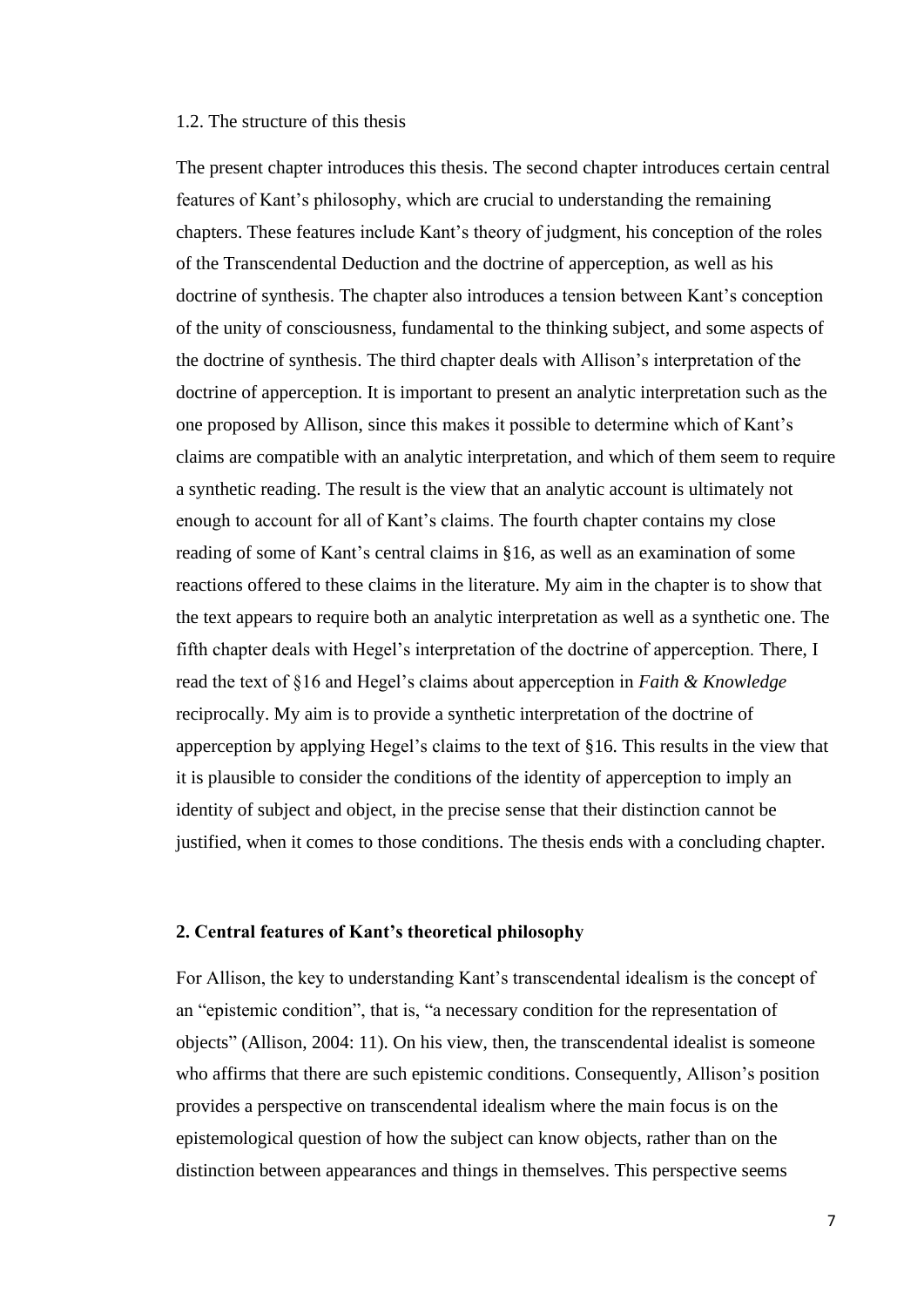### 1.2. The structure of this thesis

The present chapter introduces this thesis. The second chapter introduces certain central features of Kant's philosophy, which are crucial to understanding the remaining chapters. These features include Kant's theory of judgment, his conception of the roles of the Transcendental Deduction and the doctrine of apperception, as well as his doctrine of synthesis. The chapter also introduces a tension between Kant's conception of the unity of consciousness, fundamental to the thinking subject, and some aspects of the doctrine of synthesis. The third chapter deals with Allison's interpretation of the doctrine of apperception. It is important to present an analytic interpretation such as the one proposed by Allison, since this makes it possible to determine which of Kant's claims are compatible with an analytic interpretation, and which of them seem to require a synthetic reading. The result is the view that an analytic account is ultimately not enough to account for all of Kant's claims. The fourth chapter contains my close reading of some of Kant's central claims in §16, as well as an examination of some reactions offered to these claims in the literature. My aim in the chapter is to show that the text appears to require both an analytic interpretation as well as a synthetic one. The fifth chapter deals with Hegel's interpretation of the doctrine of apperception. There, I read the text of §16 and Hegel's claims about apperception in *Faith & Knowledge* reciprocally. My aim is to provide a synthetic interpretation of the doctrine of apperception by applying Hegel's claims to the text of §16. This results in the view that it is plausible to consider the conditions of the identity of apperception to imply an identity of subject and object, in the precise sense that their distinction cannot be justified, when it comes to those conditions. The thesis ends with a concluding chapter.

## 2. Central features of Kant's theoretical philosophy

For Allison, the key to understanding Kant's transcendental idealism is the concept of an "epistemic condition", that is, "a necessary condition for the representation of objects" (Allison, 2004: 11). On his view, then, the transcendental idealist is someone who affirms that there are such epistemic conditions. Consequently, Allison's position provides a perspective on transcendental idealism where the main focus is on the epistemological question of how the subject can know objects, rather than on the distinction between appearances and things in themselves. This perspective seems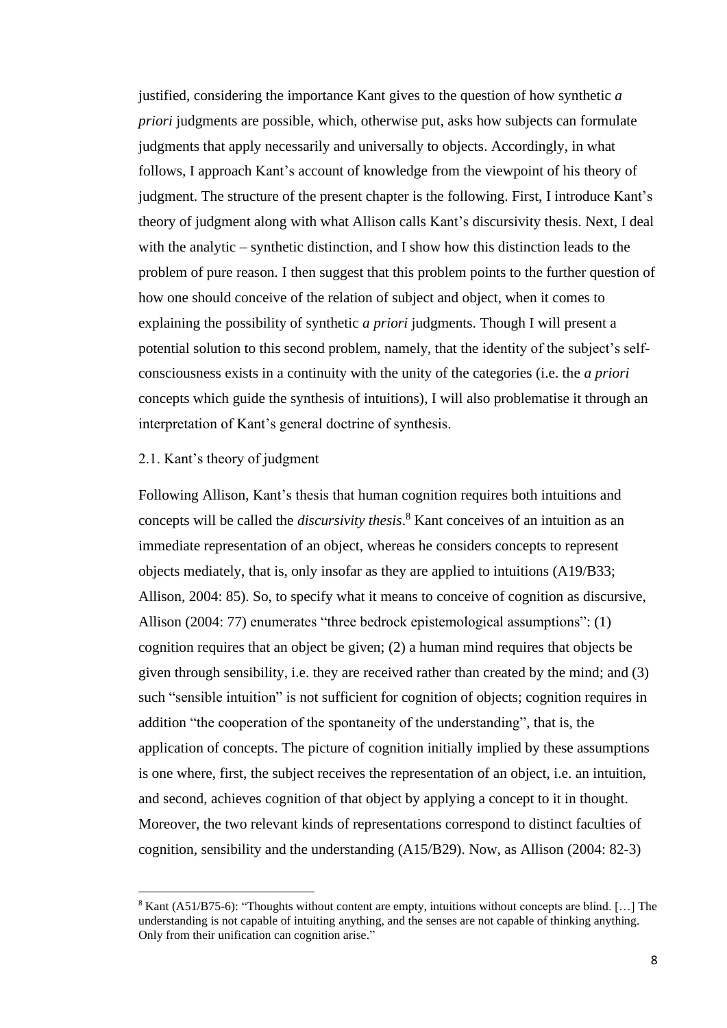justified, considering the importance Kant gives to the question of how synthetic *a priori* judgments are possible, which, otherwise put, asks how subjects can formulate judgments that apply necessarily and universally to objects. Accordingly, in what follows, I approach Kant's account of knowledge from the viewpoint of his theory of judgment. The structure of the present chapter is the following. First, I introduce Kant's theory of judgment along with what Allison calls Kant's discursivity thesis. Next, I deal with the analytic – synthetic distinction, and I show how this distinction leads to the problem of pure reason. I then suggest that this problem points to the further question of how one should conceive of the relation of subject and object, when it comes to explaining the possibility of synthetic *a priori* judgments. Though I will present a potential solution to this second problem, namely, that the identity of the subject's self-consciousness exists in a continuity with the unity of the categories (i.e. the *a priori* concepts which guide the synthesis of intuitions), I will also problematise it through an interpretation of Kant's general doctrine of synthesis.

## 2.1. Kant's theory of judgment

Following Allison, Kant's thesis that human cognition requires both intuitions and concepts will be called the *discursivity thesis*.[8] Kant conceives of an intuition as an immediate representation of an object, whereas he considers concepts to represent objects mediately, that is, only insofar as they are applied to intuitions (A19/B33; Allison, 2004: 85). So, to specify what it means to conceive of cognition as discursive, Allison (2004: 77) enumerates "three bedrock epistemological assumptions": (1) cognition requires that an object be given; (2) a human mind requires that objects be given through sensibility, i.e. they are received rather than created by the mind; and (3) such "sensible intuition" is not sufficient for cognition of objects; cognition requires in addition "the cooperation of the spontaneity of the understanding", that is, the application of concepts. The picture of cognition initially implied by these assumptions is one where, first, the subject receives the representation of an object, i.e. an intuition, and second, achieves cognition of that object by applying a concept to it in thought. Moreover, the two relevant kinds of representations correspond to distinct faculties of cognition, sensibility and the understanding (A15/B29). Now, as Allison (2004: 82-3)

[8] Kant (A51/B75-6): "Thoughts without content are empty, intuitions without concepts are blind. […] The understanding is not capable of intuiting anything, and the senses are not capable of thinking anything. Only from their unification can cognition arise."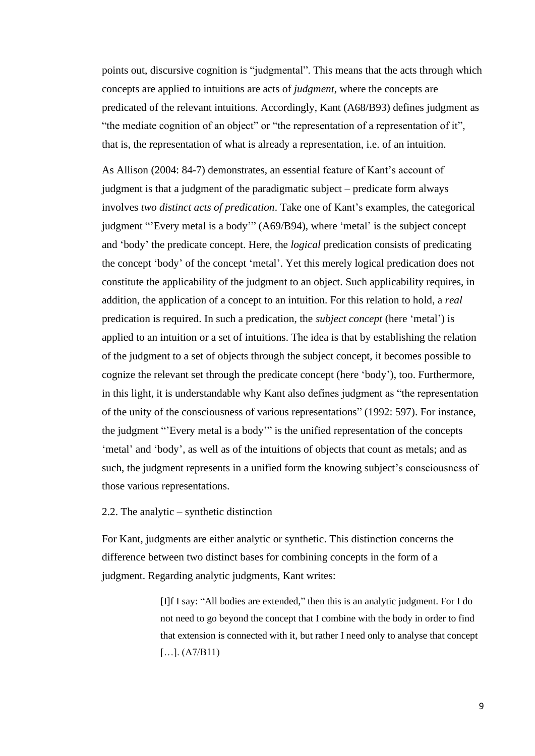points out, discursive cognition is "judgmental". This means that the acts through which concepts are applied to intuitions are acts of *judgment*, where the concepts are predicated of the relevant intuitions. Accordingly, Kant (A68/B93) defines judgment as "the mediate cognition of an object" or "the representation of a representation of it", that is, the representation of what is already a representation, i.e. of an intuition.

As Allison (2004: 84-7) demonstrates, an essential feature of Kant's account of judgment is that a judgment of the paradigmatic subject – predicate form always involves *two distinct acts of predication*. Take one of Kant's examples, the categorical judgment "'Every metal is a body'" (A69/B94), where 'metal' is the subject concept and 'body' the predicate concept. Here, the *logical* predication consists of predicating the concept 'body' of the concept 'metal'. Yet this merely logical predication does not constitute the applicability of the judgment to an object. Such applicability requires, in addition, the application of a concept to an intuition. For this relation to hold, a *real* predication is required. In such a predication, the *subject concept* (here 'metal') is applied to an intuition or a set of intuitions. The idea is that by establishing the relation of the judgment to a set of objects through the subject concept, it becomes possible to cognize the relevant set through the predicate concept (here 'body'), too. Furthermore, in this light, it is understandable why Kant also defines judgment as "the representation of the unity of the consciousness of various representations" (1992: 597). For instance, the judgment "'Every metal is a body'" is the unified representation of the concepts 'metal' and 'body', as well as of the intuitions of objects that count as metals; and as such, the judgment represents in a unified form the knowing subject's consciousness of those various representations.

## 2.2. The analytic – synthetic distinction

For Kant, judgments are either analytic or synthetic. This distinction concerns the difference between two distinct bases for combining concepts in the form of a judgment. Regarding analytic judgments, Kant writes:

> [I]f I say: "All bodies are extended," then this is an analytic judgment. For I do not need to go beyond the concept that I combine with the body in order to find that extension is connected with it, but rather I need only to analyse that concept […]. (A7/B11)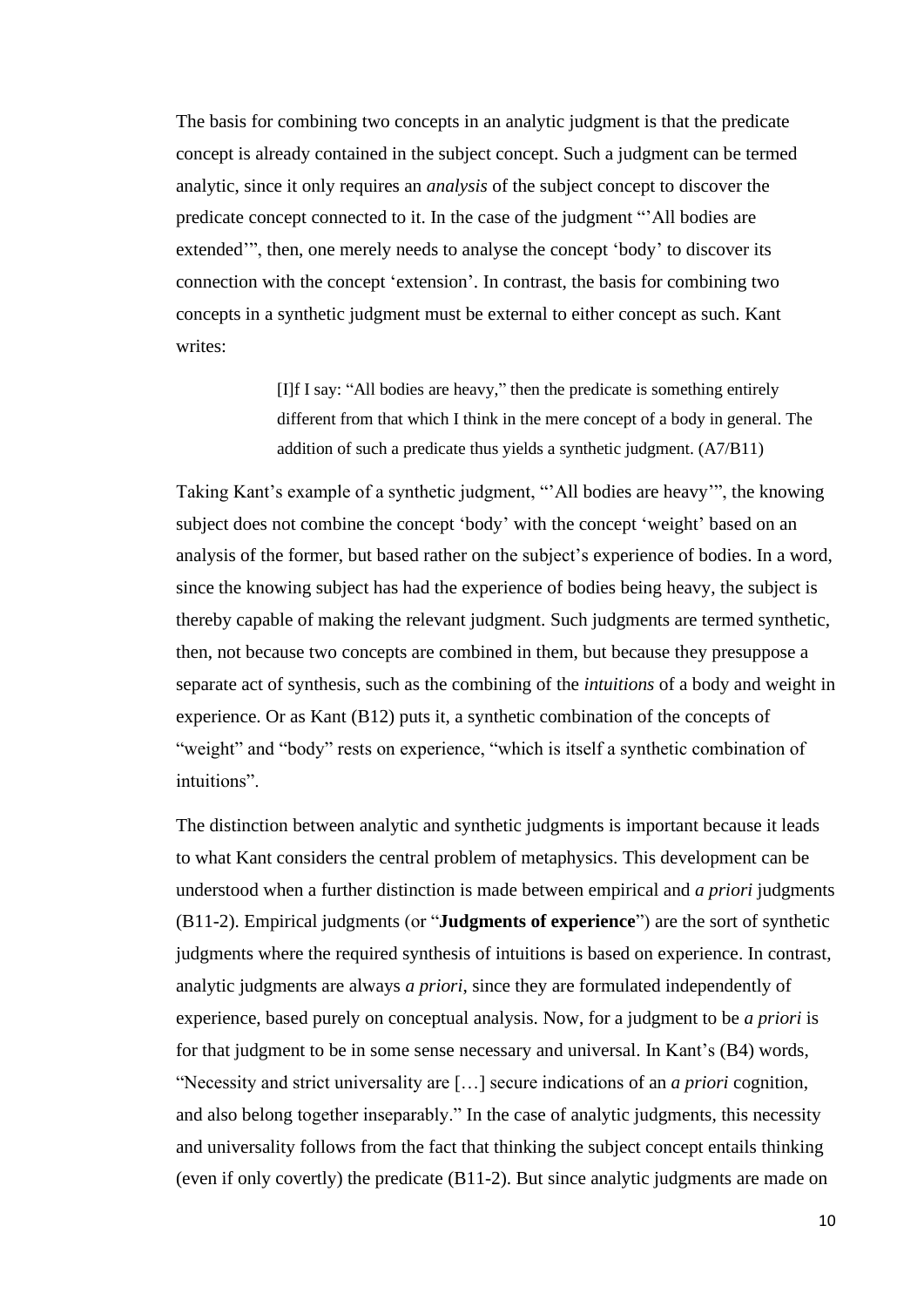The basis for combining two concepts in an analytic judgment is that the predicate concept is already contained in the subject concept. Such a judgment can be termed analytic, since it only requires an *analysis* of the subject concept to discover the predicate concept connected to it. In the case of the judgment "'All bodies are extended'", then, one merely needs to analyse the concept 'body' to discover its connection with the concept 'extension'. In contrast, the basis for combining two concepts in a synthetic judgment must be external to either concept as such. Kant writes:

> [I]f I say: "All bodies are heavy," then the predicate is something entirely different from that which I think in the mere concept of a body in general. The addition of such a predicate thus yields a synthetic judgment. (A7/B11)

Taking Kant's example of a synthetic judgment, "'All bodies are heavy'", the knowing subject does not combine the concept 'body' with the concept 'weight' based on an analysis of the former, but based rather on the subject's experience of bodies. In a word, since the knowing subject has had the experience of bodies being heavy, the subject is thereby capable of making the relevant judgment. Such judgments are termed synthetic, then, not because two concepts are combined in them, but because they presuppose a separate act of synthesis, such as the combining of the *intuitions* of a body and weight in experience. Or as Kant (B12) puts it, a synthetic combination of the concepts of "weight" and "body" rests on experience, "which is itself a synthetic combination of intuitions".

The distinction between analytic and synthetic judgments is important because it leads to what Kant considers the central problem of metaphysics. This development can be understood when a further distinction is made between empirical and *a priori* judgments (B11-2). Empirical judgments (or "**Judgments of experience**") are the sort of synthetic judgments where the required synthesis of intuitions is based on experience. In contrast, analytic judgments are always *a priori*, since they are formulated independently of experience, based purely on conceptual analysis. Now, for a judgment to be *a priori* is for that judgment to be in some sense necessary and universal. In Kant's (B4) words, "Necessity and strict universality are […] secure indications of an *a priori* cognition, and also belong together inseparably." In the case of analytic judgments, this necessity and universality follows from the fact that thinking the subject concept entails thinking (even if only covertly) the predicate (B11-2). But since analytic judgments are made on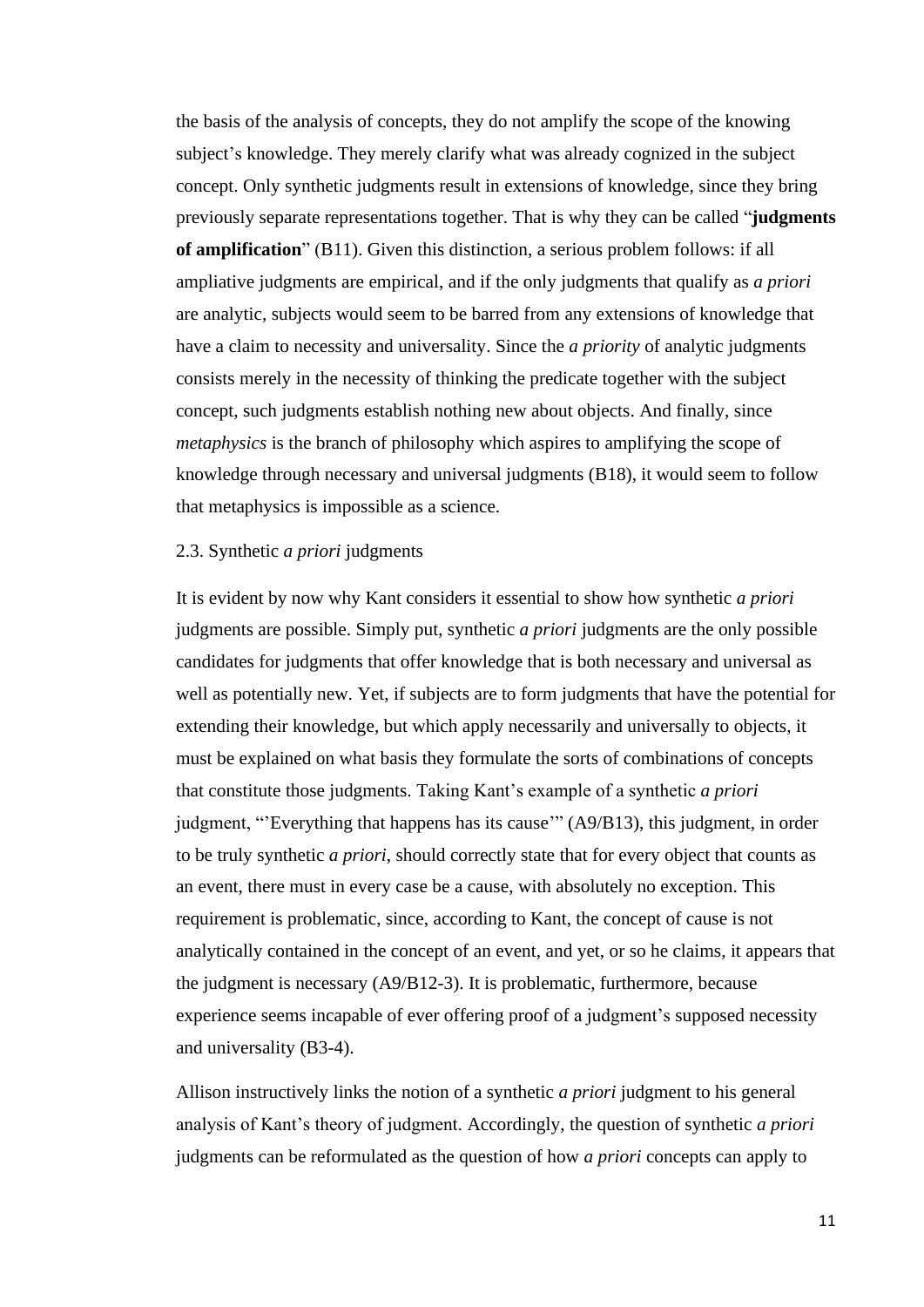the basis of the analysis of concepts, they do not amplify the scope of the knowing subject's knowledge. They merely clarify what was already cognized in the subject concept. Only synthetic judgments result in extensions of knowledge, since they bring previously separate representations together. That is why they can be called "**judgments of amplification**" (B11). Given this distinction, a serious problem follows: if all ampliative judgments are empirical, and if the only judgments that qualify as *a priori* are analytic, subjects would seem to be barred from any extensions of knowledge that have a claim to necessity and universality. Since the *a priority* of analytic judgments consists merely in the necessity of thinking the predicate together with the subject concept, such judgments establish nothing new about objects. And finally, since *metaphysics* is the branch of philosophy which aspires to amplifying the scope of knowledge through necessary and universal judgments (B18), it would seem to follow that metaphysics is impossible as a science.

### 2.3. Synthetic *a priori* judgments

It is evident by now why Kant considers it essential to show how synthetic *a priori* judgments are possible. Simply put, synthetic *a priori* judgments are the only possible candidates for judgments that offer knowledge that is both necessary and universal as well as potentially new. Yet, if subjects are to form judgments that have the potential for extending their knowledge, but which apply necessarily and universally to objects, it must be explained on what basis they formulate the sorts of combinations of concepts that constitute those judgments. Taking Kant's example of a synthetic *a priori* judgment, "'Everything that happens has its cause'" (A9/B13), this judgment, in order to be truly synthetic *a priori*, should correctly state that for every object that counts as an event, there must in every case be a cause, with absolutely no exception. This requirement is problematic, since, according to Kant, the concept of cause is not analytically contained in the concept of an event, and yet, or so he claims, it appears that the judgment is necessary (A9/B12-3). It is problematic, furthermore, because experience seems incapable of ever offering proof of a judgment's supposed necessity and universality (B3-4).

Allison instructively links the notion of a synthetic *a priori* judgment to his general analysis of Kant's theory of judgment. Accordingly, the question of synthetic *a priori* judgments can be reformulated as the question of how *a priori* concepts can apply to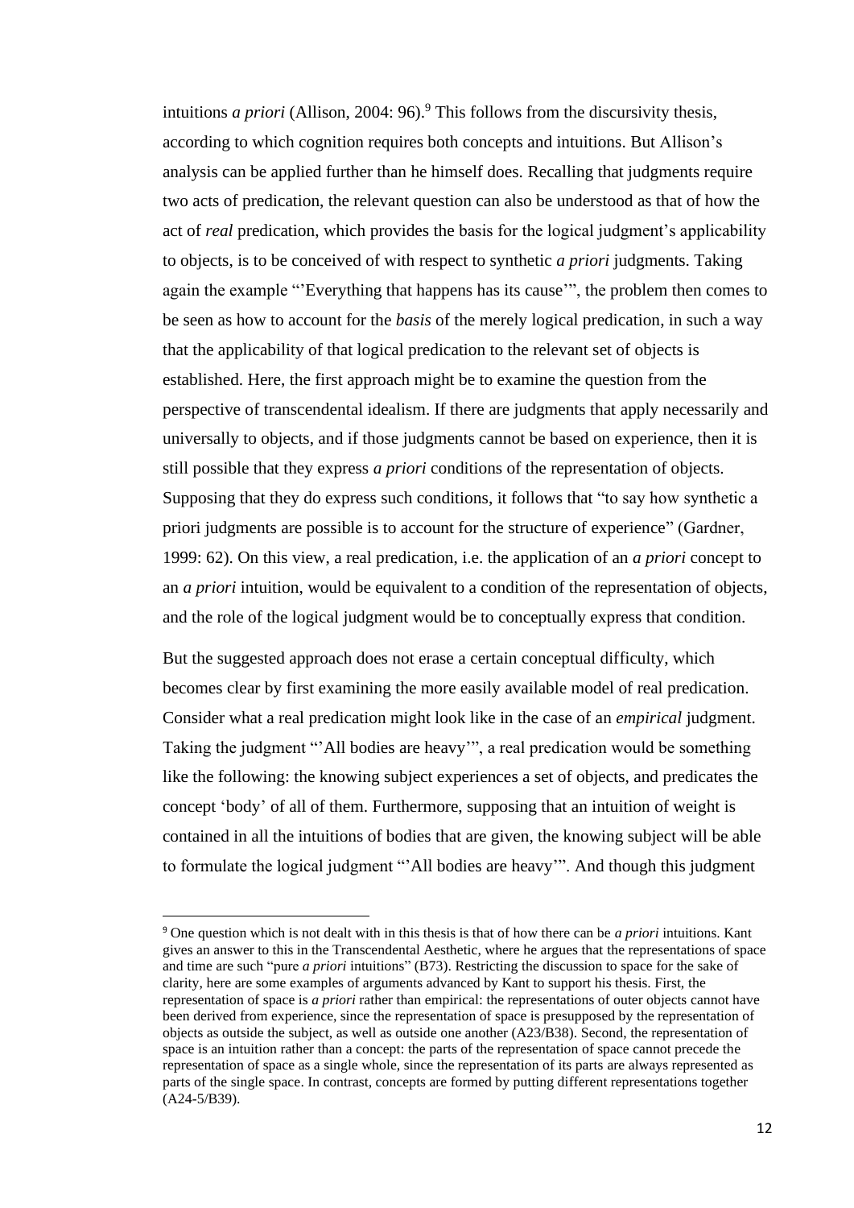intuitions *a priori* (Allison, 2004: 96).[9] This follows from the discursivity thesis, according to which cognition requires both concepts and intuitions. But Allison's analysis can be applied further than he himself does. Recalling that judgments require two acts of predication, the relevant question can also be understood as that of how the act of *real* predication, which provides the basis for the logical judgment's applicability to objects, is to be conceived of with respect to synthetic *a priori* judgments. Taking again the example "'Everything that happens has its cause'", the problem then comes to be seen as how to account for the *basis* of the merely logical predication, in such a way that the applicability of that logical predication to the relevant set of objects is established. Here, the first approach might be to examine the question from the perspective of transcendental idealism. If there are judgments that apply necessarily and universally to objects, and if those judgments cannot be based on experience, then it is still possible that they express *a priori* conditions of the representation of objects. Supposing that they do express such conditions, it follows that "to say how synthetic a priori judgments are possible is to account for the structure of experience" (Gardner, 1999: 62). On this view, a real predication, i.e. the application of an *a priori* concept to an *a priori* intuition, would be equivalent to a condition of the representation of objects, and the role of the logical judgment would be to conceptually express that condition.

But the suggested approach does not erase a certain conceptual difficulty, which becomes clear by first examining the more easily available model of real predication. Consider what a real predication might look like in the case of an *empirical* judgment. Taking the judgment "'All bodies are heavy'", a real predication would be something like the following: the knowing subject experiences a set of objects, and predicates the concept 'body' of all of them. Furthermore, supposing that an intuition of weight is contained in all the intuitions of bodies that are given, the knowing subject will be able to formulate the logical judgment "'All bodies are heavy'". And though this judgment

[9] One question which is not dealt with in this thesis is that of how there can be *a priori* intuitions. Kant gives an answer to this in the Transcendental Aesthetic, where he argues that the representations of space and time are such "pure *a priori* intuitions" (B73). Restricting the discussion to space for the sake of clarity, here are some examples of arguments advanced by Kant to support his thesis. First, the representation of space is *a priori* rather than empirical: the representations of outer objects cannot have been derived from experience, since the representation of space is presupposed by the representation of objects as outside the subject, as well as outside one another (A23/B38). Second, the representation of space is an intuition rather than a concept: the parts of the representation of space cannot precede the representation of space as a single whole, since the representation of its parts are always represented as parts of the single space. In contrast, concepts are formed by putting different representations together (A24-5/B39).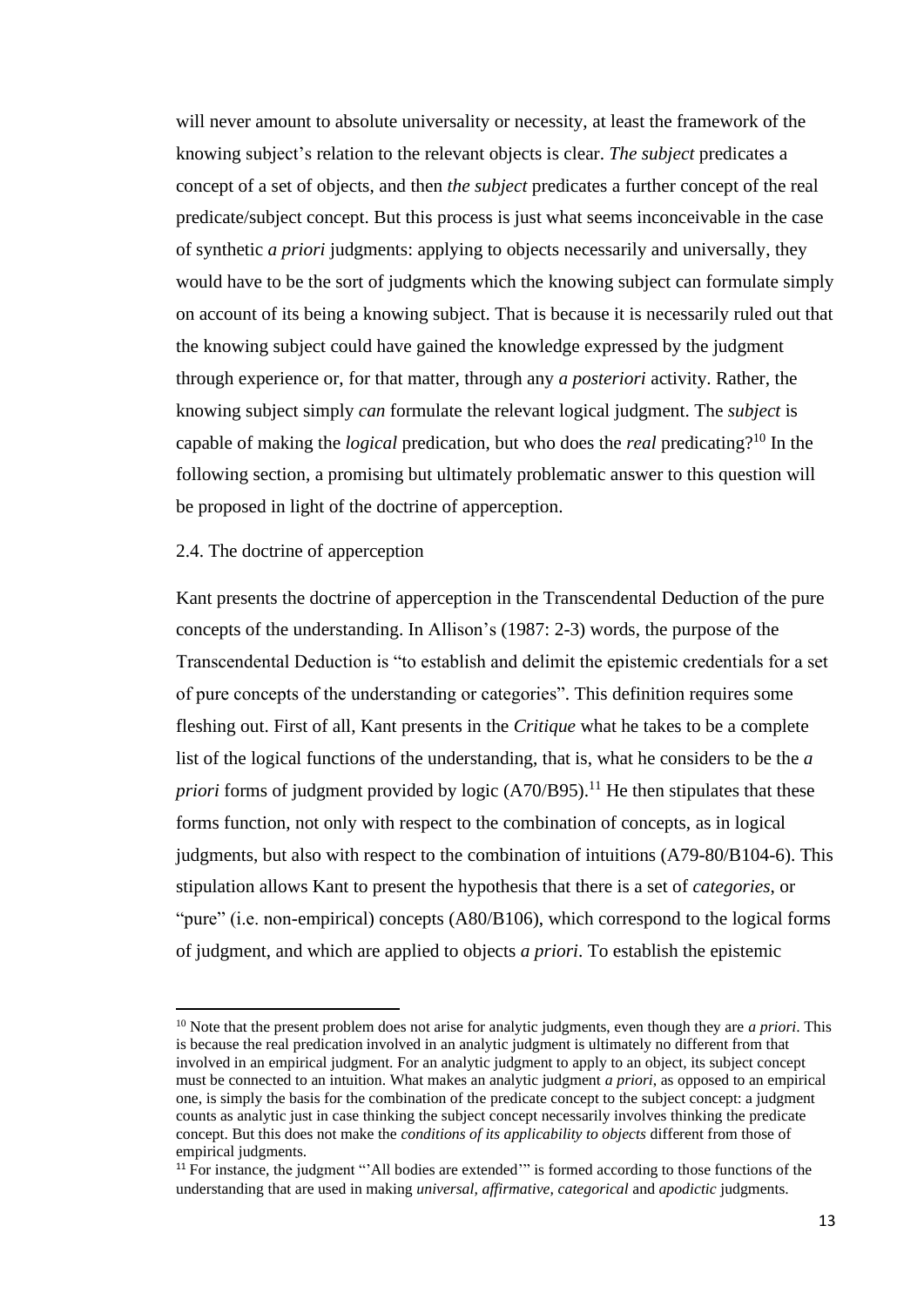will never amount to absolute universality or necessity, at least the framework of the knowing subject's relation to the relevant objects is clear. *The subject* predicates a concept of a set of objects, and then *the subject* predicates a further concept of the real predicate/subject concept. But this process is just what seems inconceivable in the case of synthetic *a priori* judgments: applying to objects necessarily and universally, they would have to be the sort of judgments which the knowing subject can formulate simply on account of its being a knowing subject. That is because it is necessarily ruled out that the knowing subject could have gained the knowledge expressed by the judgment through experience or, for that matter, through any *a posteriori* activity. Rather, the knowing subject simply *can* formulate the relevant logical judgment. The *subject* is capable of making the *logical* predication, but who does the *real* predicating?[10] In the following section, a promising but ultimately problematic answer to this question will be proposed in light of the doctrine of apperception.

### 2.4. The doctrine of apperception

Kant presents the doctrine of apperception in the Transcendental Deduction of the pure concepts of the understanding. In Allison's (1987: 2-3) words, the purpose of the Transcendental Deduction is "to establish and delimit the epistemic credentials for a set of pure concepts of the understanding or categories". This definition requires some fleshing out. First of all, Kant presents in the *Critique* what he takes to be a complete list of the logical functions of the understanding, that is, what he considers to be the *a priori* forms of judgment provided by logic (A70/B95).[11] He then stipulates that these forms function, not only with respect to the combination of concepts, as in logical judgments, but also with respect to the combination of intuitions (A79-80/B104-6). This stipulation allows Kant to present the hypothesis that there is a set of *categories*, or "pure" (i.e. non-empirical) concepts (A80/B106), which correspond to the logical forms of judgment, and which are applied to objects *a priori*. To establish the epistemic

---

[10] Note that the present problem does not arise for analytic judgments, even though they are *a priori*. This is because the real predication involved in an analytic judgment is ultimately no different from that involved in an empirical judgment. For an analytic judgment to apply to an object, its subject concept must be connected to an intuition. What makes an analytic judgment *a priori*, as opposed to an empirical one, is simply the basis for the combination of the predicate concept to the subject concept: a judgment counts as analytic just in case thinking the subject concept necessarily involves thinking the predicate concept. But this does not make the *conditions of its applicability to objects* different from those of empirical judgments.

[11] For instance, the judgment "'All bodies are extended'" is formed according to those functions of the understanding that are used in making *universal, affirmative, categorical* and *apodictic* judgments.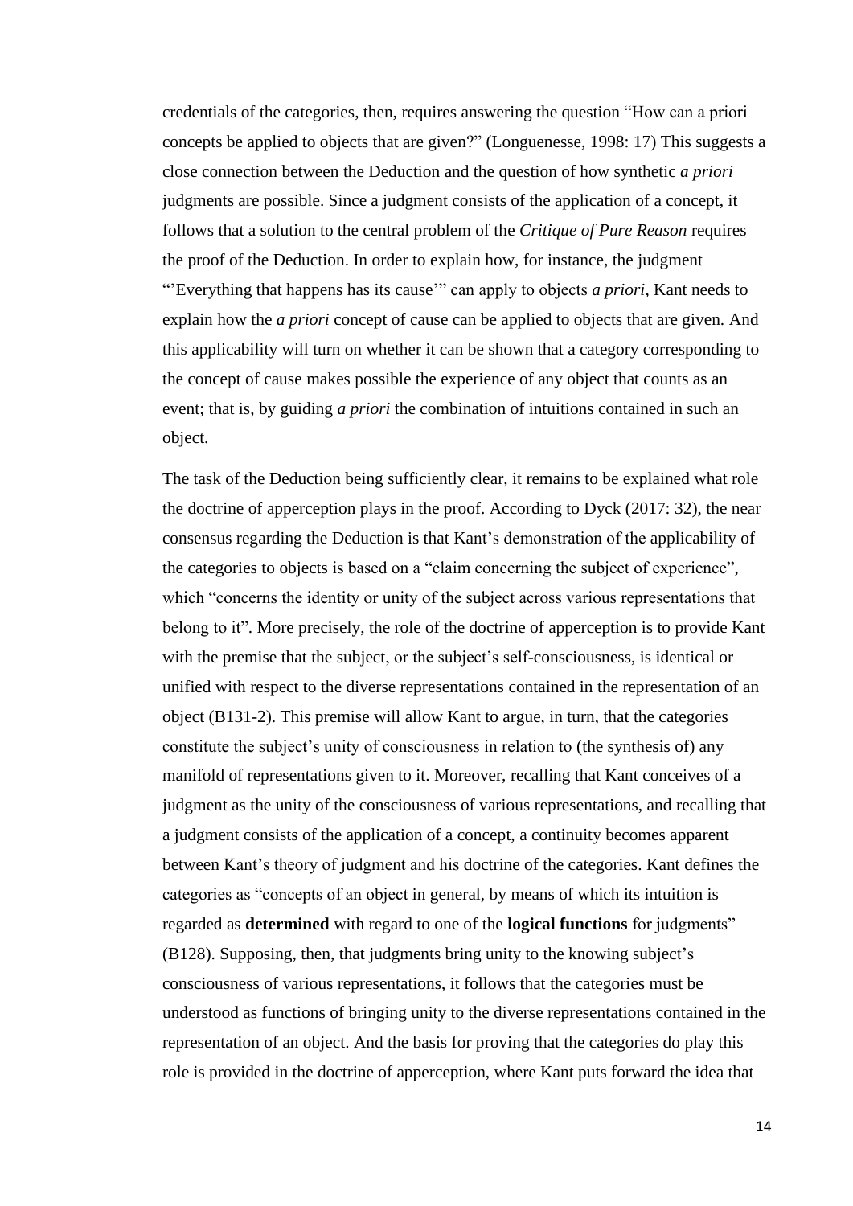credentials of the categories, then, requires answering the question “How can a priori concepts be applied to objects that are given?” (Longuenesse, 1998: 17) This suggests a close connection between the Deduction and the question of how synthetic *a priori* judgments are possible. Since a judgment consists of the application of a concept, it follows that a solution to the central problem of the *Critique of Pure Reason* requires the proof of the Deduction. In order to explain how, for instance, the judgment “’Everything that happens has its cause’” can apply to objects *a priori*, Kant needs to explain how the *a priori* concept of cause can be applied to objects that are given. And this applicability will turn on whether it can be shown that a category corresponding to the concept of cause makes possible the experience of any object that counts as an event; that is, by guiding *a priori* the combination of intuitions contained in such an object.

The task of the Deduction being sufficiently clear, it remains to be explained what role the doctrine of apperception plays in the proof. According to Dyck (2017: 32), the near consensus regarding the Deduction is that Kant’s demonstration of the applicability of the categories to objects is based on a “claim concerning the subject of experience”, which “concerns the identity or unity of the subject across various representations that belong to it”. More precisely, the role of the doctrine of apperception is to provide Kant with the premise that the subject, or the subject’s self-consciousness, is identical or unified with respect to the diverse representations contained in the representation of an object (B131-2). This premise will allow Kant to argue, in turn, that the categories constitute the subject’s unity of consciousness in relation to (the synthesis of) any manifold of representations given to it. Moreover, recalling that Kant conceives of a judgment as the unity of the consciousness of various representations, and recalling that a judgment consists of the application of a concept, a continuity becomes apparent between Kant’s theory of judgment and his doctrine of the categories. Kant defines the categories as “concepts of an object in general, by means of which its intuition is regarded as **determined** with regard to one of the **logical functions** for judgments” (B128). Supposing, then, that judgments bring unity to the knowing subject’s consciousness of various representations, it follows that the categories must be understood as functions of bringing unity to the diverse representations contained in the representation of an object. And the basis for proving that the categories do play this role is provided in the doctrine of apperception, where Kant puts forward the idea that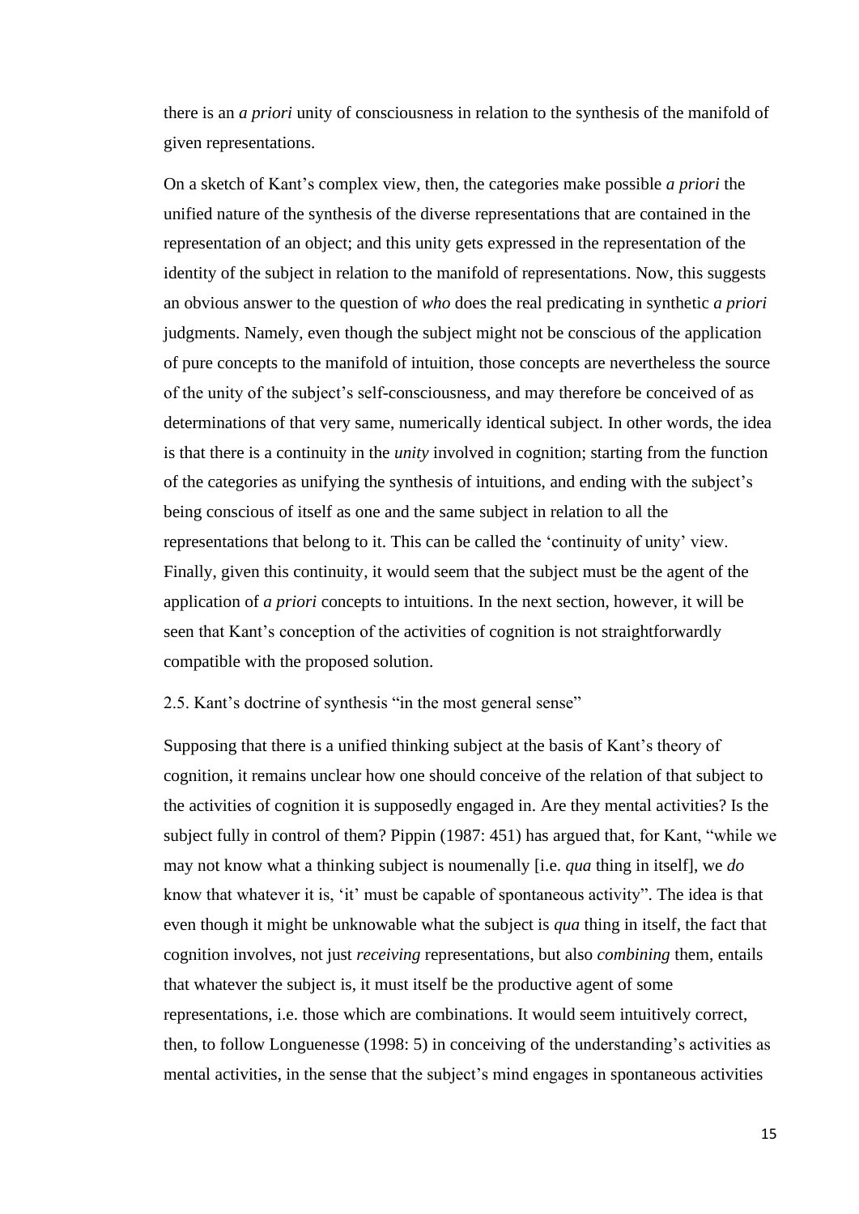there is an *a priori* unity of consciousness in relation to the synthesis of the manifold of given representations.

On a sketch of Kant's complex view, then, the categories make possible *a priori* the unified nature of the synthesis of the diverse representations that are contained in the representation of an object; and this unity gets expressed in the representation of the identity of the subject in relation to the manifold of representations. Now, this suggests an obvious answer to the question of *who* does the real predicating in synthetic *a priori* judgments. Namely, even though the subject might not be conscious of the application of pure concepts to the manifold of intuition, those concepts are nevertheless the source of the unity of the subject's self-consciousness, and may therefore be conceived of as determinations of that very same, numerically identical subject. In other words, the idea is that there is a continuity in the *unity* involved in cognition; starting from the function of the categories as unifying the synthesis of intuitions, and ending with the subject's being conscious of itself as one and the same subject in relation to all the representations that belong to it. This can be called the 'continuity of unity' view. Finally, given this continuity, it would seem that the subject must be the agent of the application of *a priori* concepts to intuitions. In the next section, however, it will be seen that Kant's conception of the activities of cognition is not straightforwardly compatible with the proposed solution.

## 2.5. Kant's doctrine of synthesis "in the most general sense"

Supposing that there is a unified thinking subject at the basis of Kant's theory of cognition, it remains unclear how one should conceive of the relation of that subject to the activities of cognition it is supposedly engaged in. Are they mental activities? Is the subject fully in control of them? Pippin (1987: 451) has argued that, for Kant, "while we may not know what a thinking subject is noumenally [i.e. *qua* thing in itself], we *do* know that whatever it is, 'it' must be capable of spontaneous activity". The idea is that even though it might be unknowable what the subject is *qua* thing in itself, the fact that cognition involves, not just *receiving* representations, but also *combining* them, entails that whatever the subject is, it must itself be the productive agent of some representations, i.e. those which are combinations. It would seem intuitively correct, then, to follow Longuenesse (1998: 5) in conceiving of the understanding's activities as mental activities, in the sense that the subject's mind engages in spontaneous activities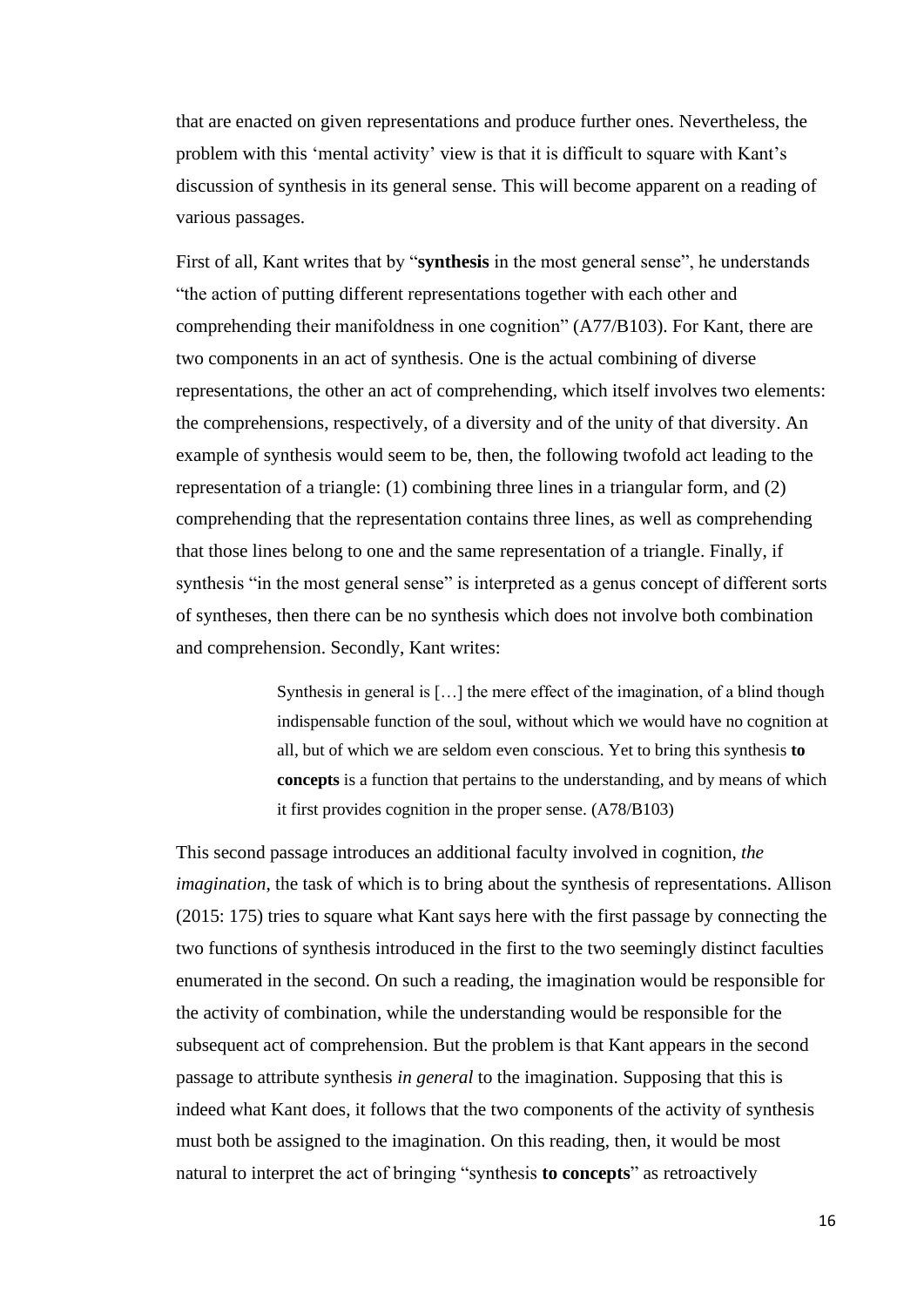that are enacted on given representations and produce further ones. Nevertheless, the problem with this 'mental activity' view is that it is difficult to square with Kant's discussion of synthesis in its general sense. This will become apparent on a reading of various passages.

First of all, Kant writes that by "**synthesis** in the most general sense", he understands "the action of putting different representations together with each other and comprehending their manifoldness in one cognition" (A77/B103). For Kant, there are two components in an act of synthesis. One is the actual combining of diverse representations, the other an act of comprehending, which itself involves two elements: the comprehensions, respectively, of a diversity and of the unity of that diversity. An example of synthesis would seem to be, then, the following twofold act leading to the representation of a triangle: (1) combining three lines in a triangular form, and (2) comprehending that the representation contains three lines, as well as comprehending that those lines belong to one and the same representation of a triangle. Finally, if synthesis "in the most general sense" is interpreted as a genus concept of different sorts of syntheses, then there can be no synthesis which does not involve both combination and comprehension. Secondly, Kant writes:

> Synthesis in general is […] the mere effect of the imagination, of a blind though indispensable function of the soul, without which we would have no cognition at all, but of which we are seldom even conscious. Yet to bring this synthesis **to concepts** is a function that pertains to the understanding, and by means of which it first provides cognition in the proper sense. (A78/B103)

This second passage introduces an additional faculty involved in cognition, *the imagination*, the task of which is to bring about the synthesis of representations. Allison (2015: 175) tries to square what Kant says here with the first passage by connecting the two functions of synthesis introduced in the first to the two seemingly distinct faculties enumerated in the second. On such a reading, the imagination would be responsible for the activity of combination, while the understanding would be responsible for the subsequent act of comprehension. But the problem is that Kant appears in the second passage to attribute synthesis *in general* to the imagination. Supposing that this is indeed what Kant does, it follows that the two components of the activity of synthesis must both be assigned to the imagination. On this reading, then, it would be most natural to interpret the act of bringing "synthesis **to concepts**" as retroactively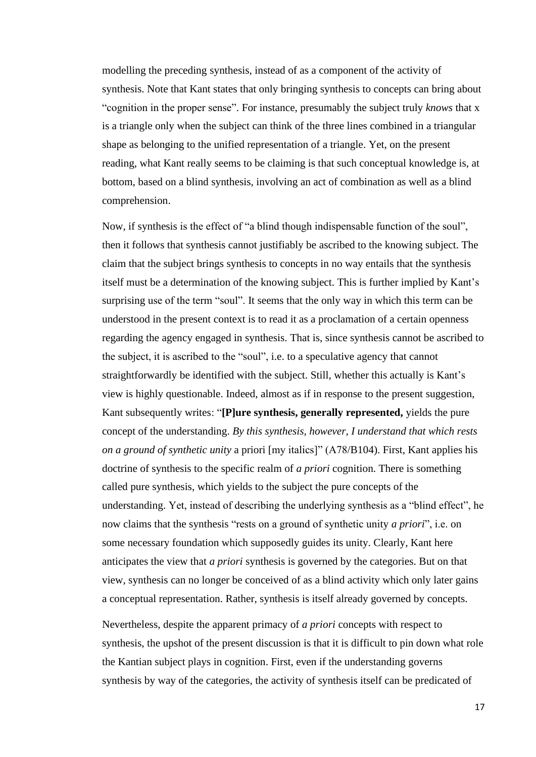modelling the preceding synthesis, instead of as a component of the activity of synthesis. Note that Kant states that only bringing synthesis to concepts can bring about "cognition in the proper sense". For instance, presumably the subject truly *knows* that x is a triangle only when the subject can think of the three lines combined in a triangular shape as belonging to the unified representation of a triangle. Yet, on the present reading, what Kant really seems to be claiming is that such conceptual knowledge is, at bottom, based on a blind synthesis, involving an act of combination as well as a blind comprehension.

Now, if synthesis is the effect of "a blind though indispensable function of the soul", then it follows that synthesis cannot justifiably be ascribed to the knowing subject. The claim that the subject brings synthesis to concepts in no way entails that the synthesis itself must be a determination of the knowing subject. This is further implied by Kant's surprising use of the term "soul". It seems that the only way in which this term can be understood in the present context is to read it as a proclamation of a certain openness regarding the agency engaged in synthesis. That is, since synthesis cannot be ascribed to the subject, it is ascribed to the "soul", i.e. to a speculative agency that cannot straightforwardly be identified with the subject. Still, whether this actually is Kant's view is highly questionable. Indeed, almost as if in response to the present suggestion, Kant subsequently writes: "**[P]ure synthesis, generally represented,** yields the pure concept of the understanding. *By this synthesis, however, I understand that which rests on a ground of synthetic unity* a priori [my italics]" (A78/B104). First, Kant applies his doctrine of synthesis to the specific realm of *a priori* cognition. There is something called pure synthesis, which yields to the subject the pure concepts of the understanding. Yet, instead of describing the underlying synthesis as a "blind effect", he now claims that the synthesis "rests on a ground of synthetic unity *a priori*", i.e. on some necessary foundation which supposedly guides its unity. Clearly, Kant here anticipates the view that *a priori* synthesis is governed by the categories. But on that view, synthesis can no longer be conceived of as a blind activity which only later gains a conceptual representation. Rather, synthesis is itself already governed by concepts.

Nevertheless, despite the apparent primacy of *a priori* concepts with respect to synthesis, the upshot of the present discussion is that it is difficult to pin down what role the Kantian subject plays in cognition. First, even if the understanding governs synthesis by way of the categories, the activity of synthesis itself can be predicated of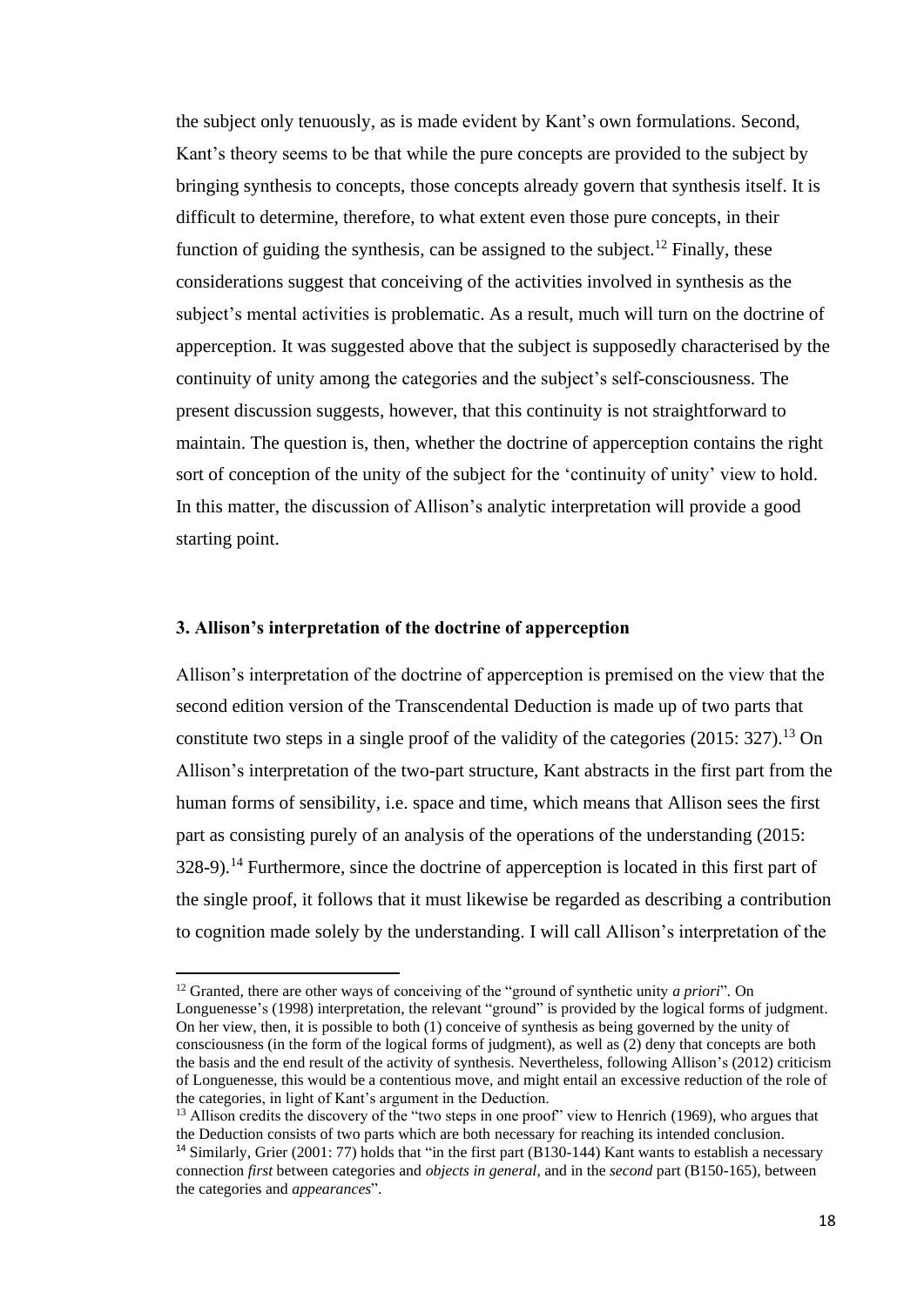the subject only tenuously, as is made evident by Kant's own formulations. Second, Kant's theory seems to be that while the pure concepts are provided to the subject by bringing synthesis to concepts, those concepts already govern that synthesis itself. It is difficult to determine, therefore, to what extent even those pure concepts, in their function of guiding the synthesis, can be assigned to the subject.[12] Finally, these considerations suggest that conceiving of the activities involved in synthesis as the subject's mental activities is problematic. As a result, much will turn on the doctrine of apperception. It was suggested above that the subject is supposedly characterised by the continuity of unity among the categories and the subject's self-consciousness. The present discussion suggests, however, that this continuity is not straightforward to maintain. The question is, then, whether the doctrine of apperception contains the right sort of conception of the unity of the subject for the 'continuity of unity' view to hold. In this matter, the discussion of Allison's analytic interpretation will provide a good starting point.

### 3. Allison's interpretation of the doctrine of apperception

Allison's interpretation of the doctrine of apperception is premised on the view that the second edition version of the Transcendental Deduction is made up of two parts that constitute two steps in a single proof of the validity of the categories (2015: 327).[13] On Allison's interpretation of the two-part structure, Kant abstracts in the first part from the human forms of sensibility, i.e. space and time, which means that Allison sees the first part as consisting purely of an analysis of the operations of the understanding (2015: 328-9).[14] Furthermore, since the doctrine of apperception is located in this first part of the single proof, it follows that it must likewise be regarded as describing a contribution to cognition made solely by the understanding. I will call Allison's interpretation of the

---

[12] Granted, there are other ways of conceiving of the "ground of synthetic unity *a priori*". On Longuenesse's (1998) interpretation, the relevant "ground" is provided by the logical forms of judgment. On her view, then, it is possible to both (1) conceive of synthesis as being governed by the unity of consciousness (in the form of the logical forms of judgment), as well as (2) deny that concepts are both the basis and the end result of the activity of synthesis. Nevertheless, following Allison's (2012) criticism of Longuenesse, this would be a contentious move, and might entail an excessive reduction of the role of the categories, in light of Kant's argument in the Deduction.

[13] Allison credits the discovery of the "two steps in one proof" view to Henrich (1969), who argues that the Deduction consists of two parts which are both necessary for reaching its intended conclusion.

[14] Similarly, Grier (2001: 77) holds that "in the first part (B130-144) Kant wants to establish a necessary connection *first* between categories and *objects in general*, and in the *second* part (B150-165), between the categories and *appearances*".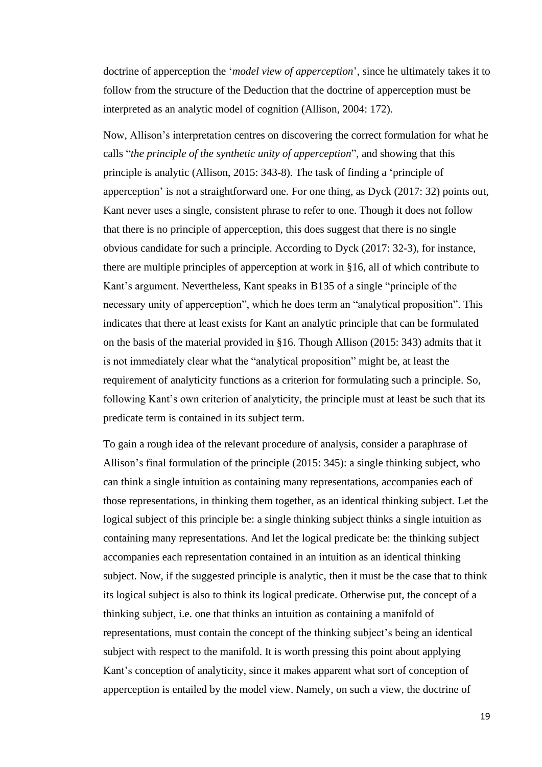doctrine of apperception the '*model view of apperception*', since he ultimately takes it to follow from the structure of the Deduction that the doctrine of apperception must be interpreted as an analytic model of cognition (Allison, 2004: 172).

Now, Allison's interpretation centres on discovering the correct formulation for what he calls "*the principle of the synthetic unity of apperception*", and showing that this principle is analytic (Allison, 2015: 343-8). The task of finding a 'principle of apperception' is not a straightforward one. For one thing, as Dyck (2017: 32) points out, Kant never uses a single, consistent phrase to refer to one. Though it does not follow that there is no principle of apperception, this does suggest that there is no single obvious candidate for such a principle. According to Dyck (2017: 32-3), for instance, there are multiple principles of apperception at work in §16, all of which contribute to Kant's argument. Nevertheless, Kant speaks in B135 of a single "principle of the necessary unity of apperception", which he does term an "analytical proposition". This indicates that there at least exists for Kant an analytic principle that can be formulated on the basis of the material provided in §16. Though Allison (2015: 343) admits that it is not immediately clear what the "analytical proposition" might be, at least the requirement of analyticity functions as a criterion for formulating such a principle. So, following Kant's own criterion of analyticity, the principle must at least be such that its predicate term is contained in its subject term.

To gain a rough idea of the relevant procedure of analysis, consider a paraphrase of Allison's final formulation of the principle (2015: 345): a single thinking subject, who can think a single intuition as containing many representations, accompanies each of those representations, in thinking them together, as an identical thinking subject. Let the logical subject of this principle be: a single thinking subject thinks a single intuition as containing many representations. And let the logical predicate be: the thinking subject accompanies each representation contained in an intuition as an identical thinking subject. Now, if the suggested principle is analytic, then it must be the case that to think its logical subject is also to think its logical predicate. Otherwise put, the concept of a thinking subject, i.e. one that thinks an intuition as containing a manifold of representations, must contain the concept of the thinking subject's being an identical subject with respect to the manifold. It is worth pressing this point about applying Kant's conception of analyticity, since it makes apparent what sort of conception of apperception is entailed by the model view. Namely, on such a view, the doctrine of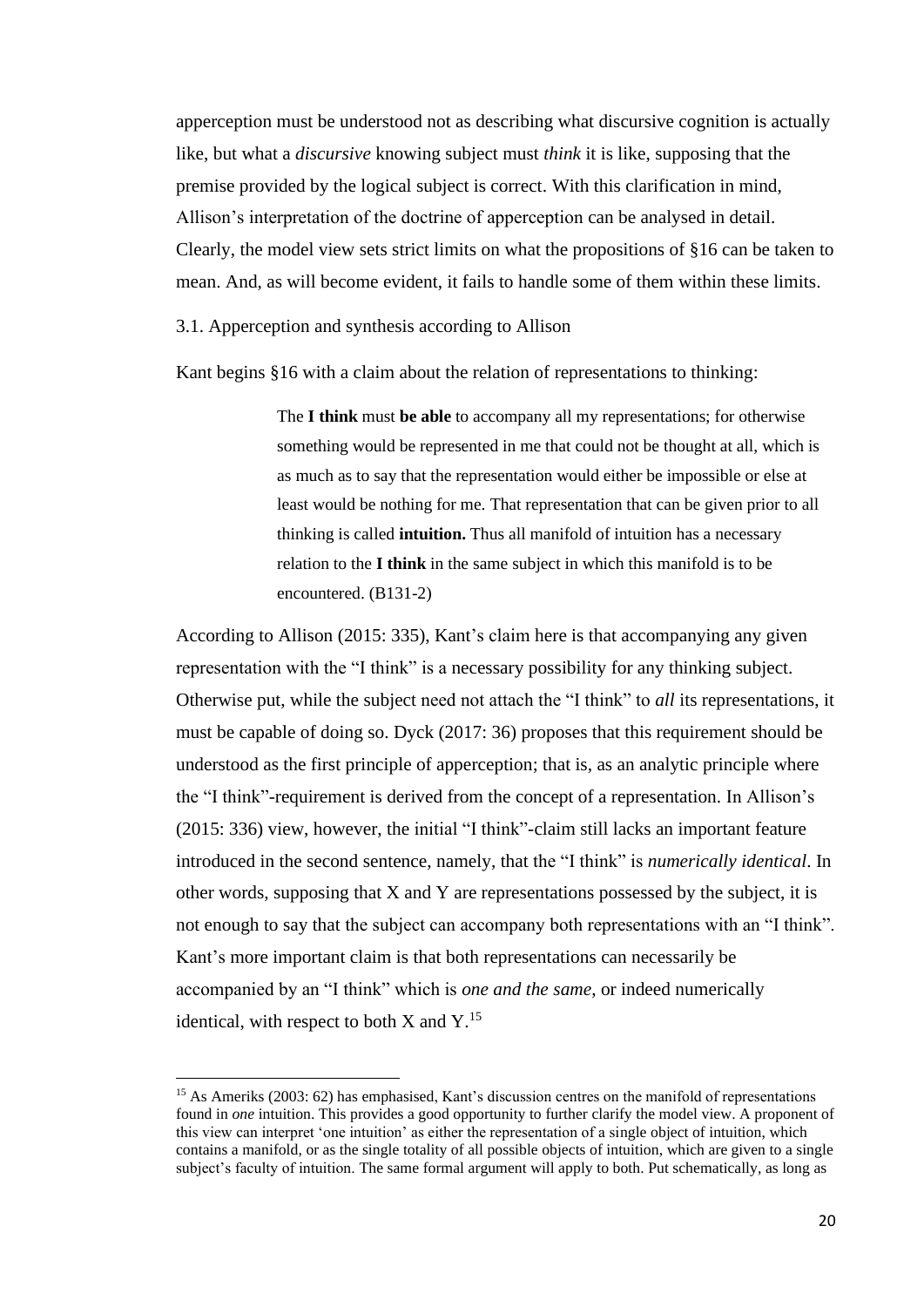apperception must be understood not as describing what discursive cognition is actually like, but what a *discursive* knowing subject must *think* it is like, supposing that the premise provided by the logical subject is correct. With this clarification in mind, Allison's interpretation of the doctrine of apperception can be analysed in detail. Clearly, the model view sets strict limits on what the propositions of §16 can be taken to mean. And, as will become evident, it fails to handle some of them within these limits.

### 3.1. Apperception and synthesis according to Allison

Kant begins §16 with a claim about the relation of representations to thinking:

> The **I think** must **be able** to accompany all my representations; for otherwise something would be represented in me that could not be thought at all, which is as much as to say that the representation would either be impossible or else at least would be nothing for me. That representation that can be given prior to all thinking is called **intuition.** Thus all manifold of intuition has a necessary relation to the **I think** in the same subject in which this manifold is to be encountered. (B131-2)

According to Allison (2015: 335), Kant's claim here is that accompanying any given representation with the "I think" is a necessary possibility for any thinking subject. Otherwise put, while the subject need not attach the "I think" to *all* its representations, it must be capable of doing so. Dyck (2017: 36) proposes that this requirement should be understood as the first principle of apperception; that is, as an analytic principle where the "I think"-requirement is derived from the concept of a representation. In Allison's (2015: 336) view, however, the initial "I think"-claim still lacks an important feature introduced in the second sentence, namely, that the "I think" is *numerically identical*. In other words, supposing that X and Y are representations possessed by the subject, it is not enough to say that the subject can accompany both representations with an "I think". Kant's more important claim is that both representations can necessarily be accompanied by an "I think" which is *one and the same*, or indeed numerically identical, with respect to both X and Y.[15]

[15] As Ameriks (2003: 62) has emphasised, Kant's discussion centres on the manifold of representations found in *one* intuition. This provides a good opportunity to further clarify the model view. A proponent of this view can interpret 'one intuition' as either the representation of a single object of intuition, which contains a manifold, or as the single totality of all possible objects of intuition, which are given to a single subject's faculty of intuition. The same formal argument will apply to both. Put schematically, as long as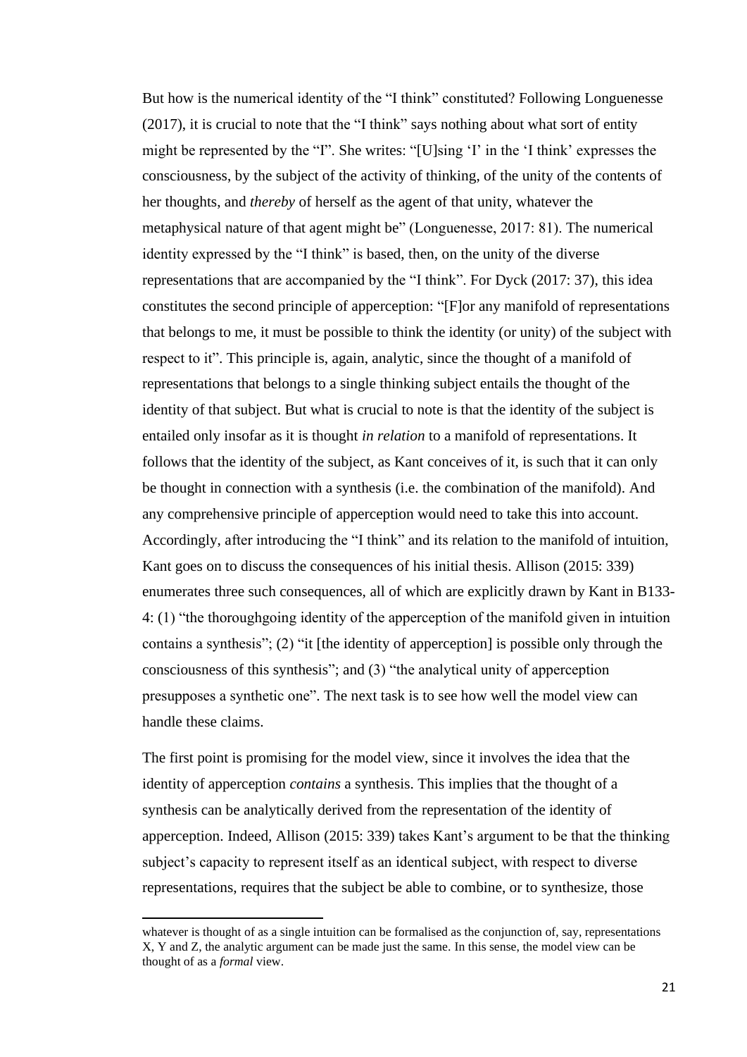But how is the numerical identity of the "I think" constituted? Following Longuenesse (2017), it is crucial to note that the "I think" says nothing about what sort of entity might be represented by the "I". She writes: "[U]sing 'I' in the 'I think' expresses the consciousness, by the subject of the activity of thinking, of the unity of the contents of her thoughts, and *thereby* of herself as the agent of that unity, whatever the metaphysical nature of that agent might be" (Longuenesse, 2017: 81). The numerical identity expressed by the "I think" is based, then, on the unity of the diverse representations that are accompanied by the "I think". For Dyck (2017: 37), this idea constitutes the second principle of apperception: "[F]or any manifold of representations that belongs to me, it must be possible to think the identity (or unity) of the subject with respect to it". This principle is, again, analytic, since the thought of a manifold of representations that belongs to a single thinking subject entails the thought of the identity of that subject. But what is crucial to note is that the identity of the subject is entailed only insofar as it is thought *in relation* to a manifold of representations. It follows that the identity of the subject, as Kant conceives of it, is such that it can only be thought in connection with a synthesis (i.e. the combination of the manifold). And any comprehensive principle of apperception would need to take this into account. Accordingly, after introducing the "I think" and its relation to the manifold of intuition, Kant goes on to discuss the consequences of his initial thesis. Allison (2015: 339) enumerates three such consequences, all of which are explicitly drawn by Kant in B133-4: (1) "the thoroughgoing identity of the apperception of the manifold given in intuition contains a synthesis"; (2) "it [the identity of apperception] is possible only through the consciousness of this synthesis"; and (3) "the analytical unity of apperception presupposes a synthetic one". The next task is to see how well the model view can handle these claims.

The first point is promising for the model view, since it involves the idea that the identity of apperception *contains* a synthesis. This implies that the thought of a synthesis can be analytically derived from the representation of the identity of apperception. Indeed, Allison (2015: 339) takes Kant's argument to be that the thinking subject's capacity to represent itself as an identical subject, with respect to diverse representations, requires that the subject be able to combine, or to synthesize, those

---

whatever is thought of as a single intuition can be formalised as the conjunction of, say, representations X, Y and Z, the analytic argument can be made just the same. In this sense, the model view can be thought of as a *formal* view.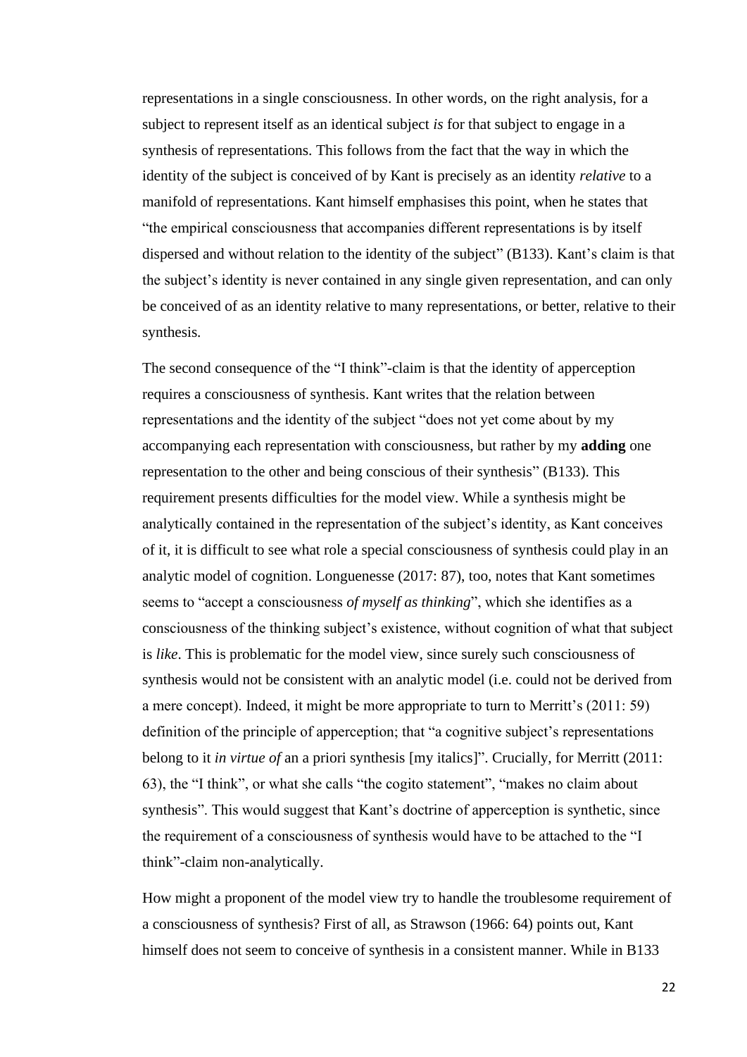representations in a single consciousness. In other words, on the right analysis, for a subject to represent itself as an identical subject *is* for that subject to engage in a synthesis of representations. This follows from the fact that the way in which the identity of the subject is conceived of by Kant is precisely as an identity *relative* to a manifold of representations. Kant himself emphasises this point, when he states that "the empirical consciousness that accompanies different representations is by itself dispersed and without relation to the identity of the subject" (B133). Kant's claim is that the subject's identity is never contained in any single given representation, and can only be conceived of as an identity relative to many representations, or better, relative to their synthesis.

The second consequence of the "I think"-claim is that the identity of apperception requires a consciousness of synthesis. Kant writes that the relation between representations and the identity of the subject "does not yet come about by my accompanying each representation with consciousness, but rather by my **adding** one representation to the other and being conscious of their synthesis" (B133). This requirement presents difficulties for the model view. While a synthesis might be analytically contained in the representation of the subject's identity, as Kant conceives of it, it is difficult to see what role a special consciousness of synthesis could play in an analytic model of cognition. Longuenesse (2017: 87), too, notes that Kant sometimes seems to "accept a consciousness *of myself as thinking*", which she identifies as a consciousness of the thinking subject's existence, without cognition of what that subject is *like*. This is problematic for the model view, since surely such consciousness of synthesis would not be consistent with an analytic model (i.e. could not be derived from a mere concept). Indeed, it might be more appropriate to turn to Merritt's (2011: 59) definition of the principle of apperception; that "a cognitive subject's representations belong to it *in virtue of* an a priori synthesis [my italics]". Crucially, for Merritt (2011: 63), the "I think", or what she calls "the cogito statement", "makes no claim about synthesis". This would suggest that Kant's doctrine of apperception is synthetic, since the requirement of a consciousness of synthesis would have to be attached to the "I think"-claim non-analytically.

How might a proponent of the model view try to handle the troublesome requirement of a consciousness of synthesis? First of all, as Strawson (1966: 64) points out, Kant himself does not seem to conceive of synthesis in a consistent manner. While in B133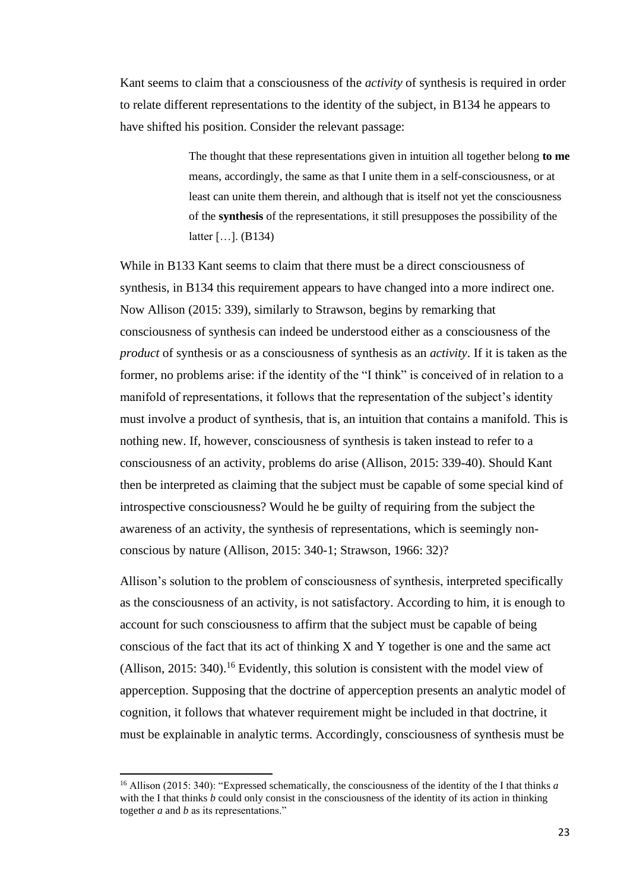Kant seems to claim that a consciousness of the *activity* of synthesis is required in order to relate different representations to the identity of the subject, in B134 he appears to have shifted his position. Consider the relevant passage:

> The thought that these representations given in intuition all together belong **to me** means, accordingly, the same as that I unite them in a self-consciousness, or at least can unite them therein, and although that is itself not yet the consciousness of the **synthesis** of the representations, it still presupposes the possibility of the latter […]. (B134)

While in B133 Kant seems to claim that there must be a direct consciousness of synthesis, in B134 this requirement appears to have changed into a more indirect one. Now Allison (2015: 339), similarly to Strawson, begins by remarking that consciousness of synthesis can indeed be understood either as a consciousness of the *product* of synthesis or as a consciousness of synthesis as an *activity*. If it is taken as the former, no problems arise: if the identity of the "I think" is conceived of in relation to a manifold of representations, it follows that the representation of the subject's identity must involve a product of synthesis, that is, an intuition that contains a manifold. This is nothing new. If, however, consciousness of synthesis is taken instead to refer to a consciousness of an activity, problems do arise (Allison, 2015: 339-40). Should Kant then be interpreted as claiming that the subject must be capable of some special kind of introspective consciousness? Would he be guilty of requiring from the subject the awareness of an activity, the synthesis of representations, which is seemingly non-conscious by nature (Allison, 2015: 340-1; Strawson, 1966: 32)?

Allison's solution to the problem of consciousness of synthesis, interpreted specifically as the consciousness of an activity, is not satisfactory. According to him, it is enough to account for such consciousness to affirm that the subject must be capable of being conscious of the fact that its act of thinking X and Y together is one and the same act (Allison, 2015: 340).[16] Evidently, this solution is consistent with the model view of apperception. Supposing that the doctrine of apperception presents an analytic model of cognition, it follows that whatever requirement might be included in that doctrine, it must be explainable in analytic terms. Accordingly, consciousness of synthesis must be

[16] Allison (2015: 340): "Expressed schematically, the consciousness of the identity of the I that thinks *a* with the I that thinks *b* could only consist in the consciousness of the identity of its action in thinking together *a* and *b* as its representations."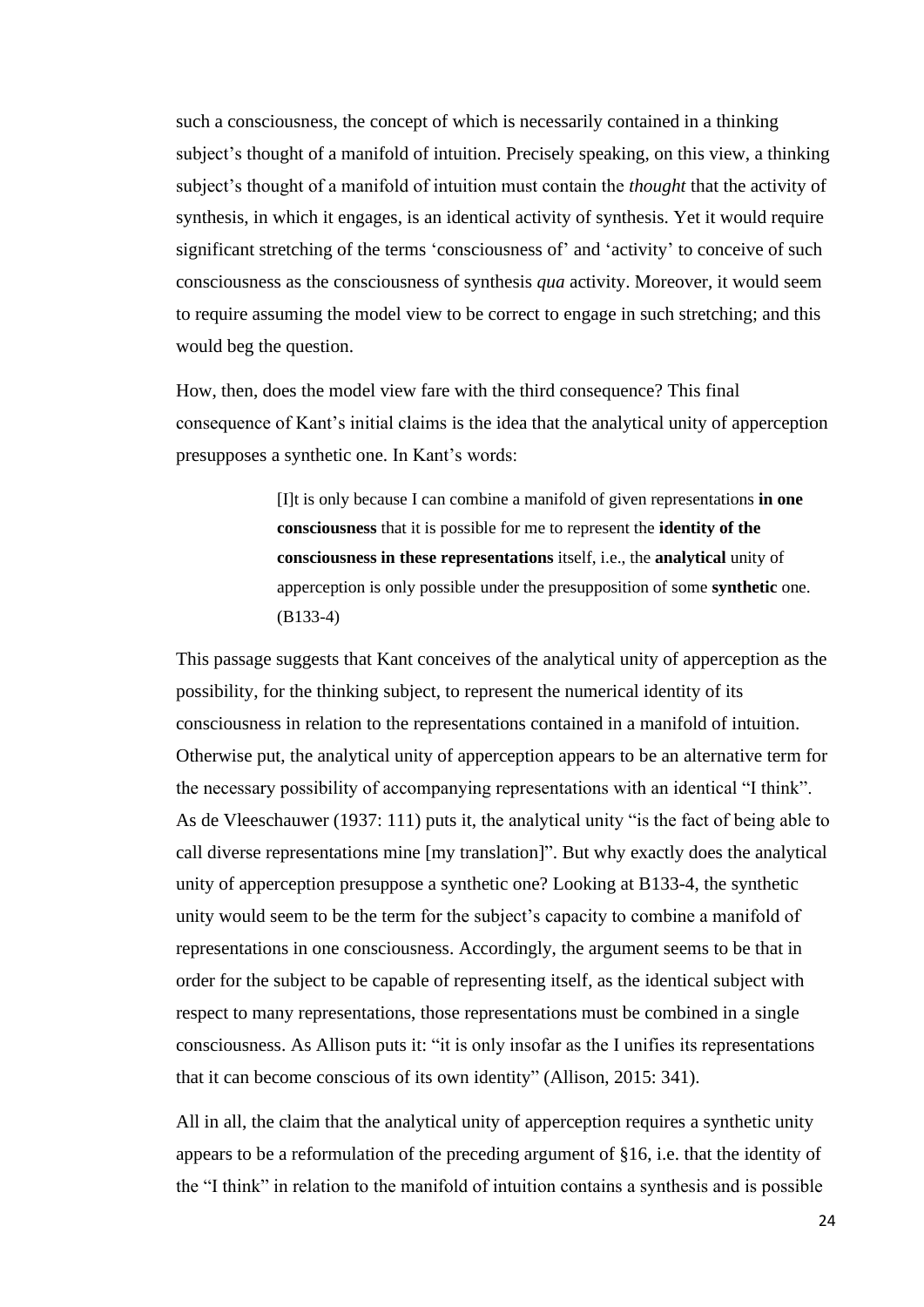such a consciousness, the concept of which is necessarily contained in a thinking subject's thought of a manifold of intuition. Precisely speaking, on this view, a thinking subject's thought of a manifold of intuition must contain the *thought* that the activity of synthesis, in which it engages, is an identical activity of synthesis. Yet it would require significant stretching of the terms 'consciousness of' and 'activity' to conceive of such consciousness as the consciousness of synthesis *qua* activity. Moreover, it would seem to require assuming the model view to be correct to engage in such stretching; and this would beg the question.

How, then, does the model view fare with the third consequence? This final consequence of Kant's initial claims is the idea that the analytical unity of apperception presupposes a synthetic one. In Kant's words:

> [I]t is only because I can combine a manifold of given representations **in one consciousness** that it is possible for me to represent the **identity of the consciousness in these representations** itself, i.e., the **analytical** unity of apperception is only possible under the presupposition of some **synthetic** one. (B133-4)

This passage suggests that Kant conceives of the analytical unity of apperception as the possibility, for the thinking subject, to represent the numerical identity of its consciousness in relation to the representations contained in a manifold of intuition. Otherwise put, the analytical unity of apperception appears to be an alternative term for the necessary possibility of accompanying representations with an identical "I think". As de Vleeschauwer (1937: 111) puts it, the analytical unity "is the fact of being able to call diverse representations mine [my translation]". But why exactly does the analytical unity of apperception presuppose a synthetic one? Looking at B133-4, the synthetic unity would seem to be the term for the subject's capacity to combine a manifold of representations in one consciousness. Accordingly, the argument seems to be that in order for the subject to be capable of representing itself, as the identical subject with respect to many representations, those representations must be combined in a single consciousness. As Allison puts it: "it is only insofar as the I unifies its representations that it can become conscious of its own identity" (Allison, 2015: 341).

All in all, the claim that the analytical unity of apperception requires a synthetic unity appears to be a reformulation of the preceding argument of §16, i.e. that the identity of the "I think" in relation to the manifold of intuition contains a synthesis and is possible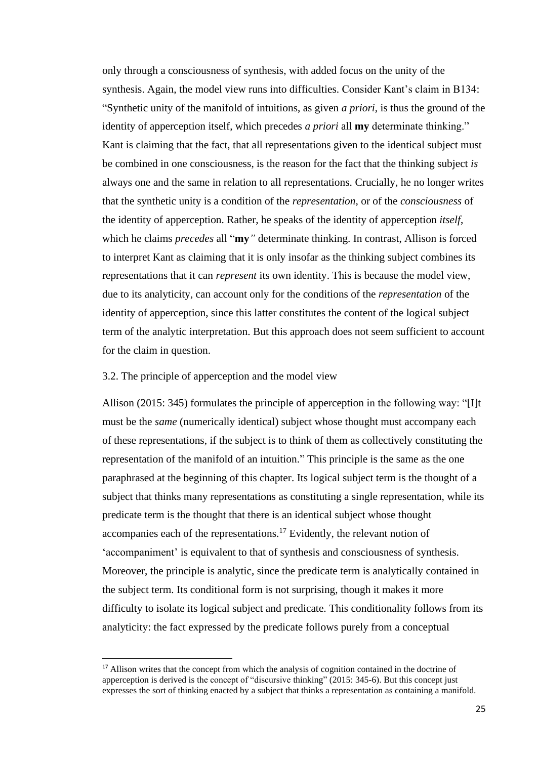only through a consciousness of synthesis, with added focus on the unity of the synthesis. Again, the model view runs into difficulties. Consider Kant's claim in B134: "Synthetic unity of the manifold of intuitions, as given *a priori*, is thus the ground of the identity of apperception itself, which precedes *a priori* all **my** determinate thinking." Kant is claiming that the fact, that all representations given to the identical subject must be combined in one consciousness, is the reason for the fact that the thinking subject *is* always one and the same in relation to all representations. Crucially, he no longer writes that the synthetic unity is a condition of the *representation*, or of the *consciousness* of the identity of apperception. Rather, he speaks of the identity of apperception *itself*, which he claims *precedes* all "**my***"* determinate thinking. In contrast, Allison is forced to interpret Kant as claiming that it is only insofar as the thinking subject combines its representations that it can *represent* its own identity. This is because the model view, due to its analyticity, can account only for the conditions of the *representation* of the identity of apperception, since this latter constitutes the content of the logical subject term of the analytic interpretation. But this approach does not seem sufficient to account for the claim in question.

### 3.2. The principle of apperception and the model view

Allison (2015: 345) formulates the principle of apperception in the following way: "[I]t must be the *same* (numerically identical) subject whose thought must accompany each of these representations, if the subject is to think of them as collectively constituting the representation of the manifold of an intuition." This principle is the same as the one paraphrased at the beginning of this chapter. Its logical subject term is the thought of a subject that thinks many representations as constituting a single representation, while its predicate term is the thought that there is an identical subject whose thought accompanies each of the representations.[17] Evidently, the relevant notion of 'accompaniment' is equivalent to that of synthesis and consciousness of synthesis. Moreover, the principle is analytic, since the predicate term is analytically contained in the subject term. Its conditional form is not surprising, though it makes it more difficulty to isolate its logical subject and predicate. This conditionality follows from its analyticity: the fact expressed by the predicate follows purely from a conceptual

[17] Allison writes that the concept from which the analysis of cognition contained in the doctrine of apperception is derived is the concept of "discursive thinking" (2015: 345-6). But this concept just expresses the sort of thinking enacted by a subject that thinks a representation as containing a manifold.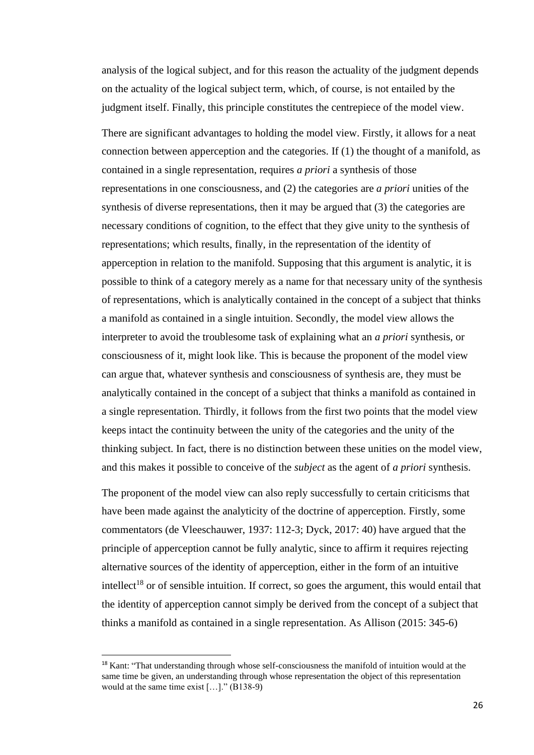analysis of the logical subject, and for this reason the actuality of the judgment depends on the actuality of the logical subject term, which, of course, is not entailed by the judgment itself. Finally, this principle constitutes the centrepiece of the model view.

There are significant advantages to holding the model view. Firstly, it allows for a neat connection between apperception and the categories. If (1) the thought of a manifold, as contained in a single representation, requires *a priori* a synthesis of those representations in one consciousness, and (2) the categories are *a priori* unities of the synthesis of diverse representations, then it may be argued that (3) the categories are necessary conditions of cognition, to the effect that they give unity to the synthesis of representations; which results, finally, in the representation of the identity of apperception in relation to the manifold. Supposing that this argument is analytic, it is possible to think of a category merely as a name for that necessary unity of the synthesis of representations, which is analytically contained in the concept of a subject that thinks a manifold as contained in a single intuition. Secondly, the model view allows the interpreter to avoid the troublesome task of explaining what an *a priori* synthesis, or consciousness of it, might look like. This is because the proponent of the model view can argue that, whatever synthesis and consciousness of synthesis are, they must be analytically contained in the concept of a subject that thinks a manifold as contained in a single representation. Thirdly, it follows from the first two points that the model view keeps intact the continuity between the unity of the categories and the unity of the thinking subject. In fact, there is no distinction between these unities on the model view, and this makes it possible to conceive of the *subject* as the agent of *a priori* synthesis.

The proponent of the model view can also reply successfully to certain criticisms that have been made against the analyticity of the doctrine of apperception. Firstly, some commentators (de Vleeschauwer, 1937: 112-3; Dyck, 2017: 40) have argued that the principle of apperception cannot be fully analytic, since to affirm it requires rejecting alternative sources of the identity of apperception, either in the form of an intuitive intellect[18] or of sensible intuition. If correct, so goes the argument, this would entail that the identity of apperception cannot simply be derived from the concept of a subject that thinks a manifold as contained in a single representation. As Allison (2015: 345-6)

[18] Kant: "That understanding through whose self-consciousness the manifold of intuition would at the same time be given, an understanding through whose representation the object of this representation would at the same time exist […]." (B138-9)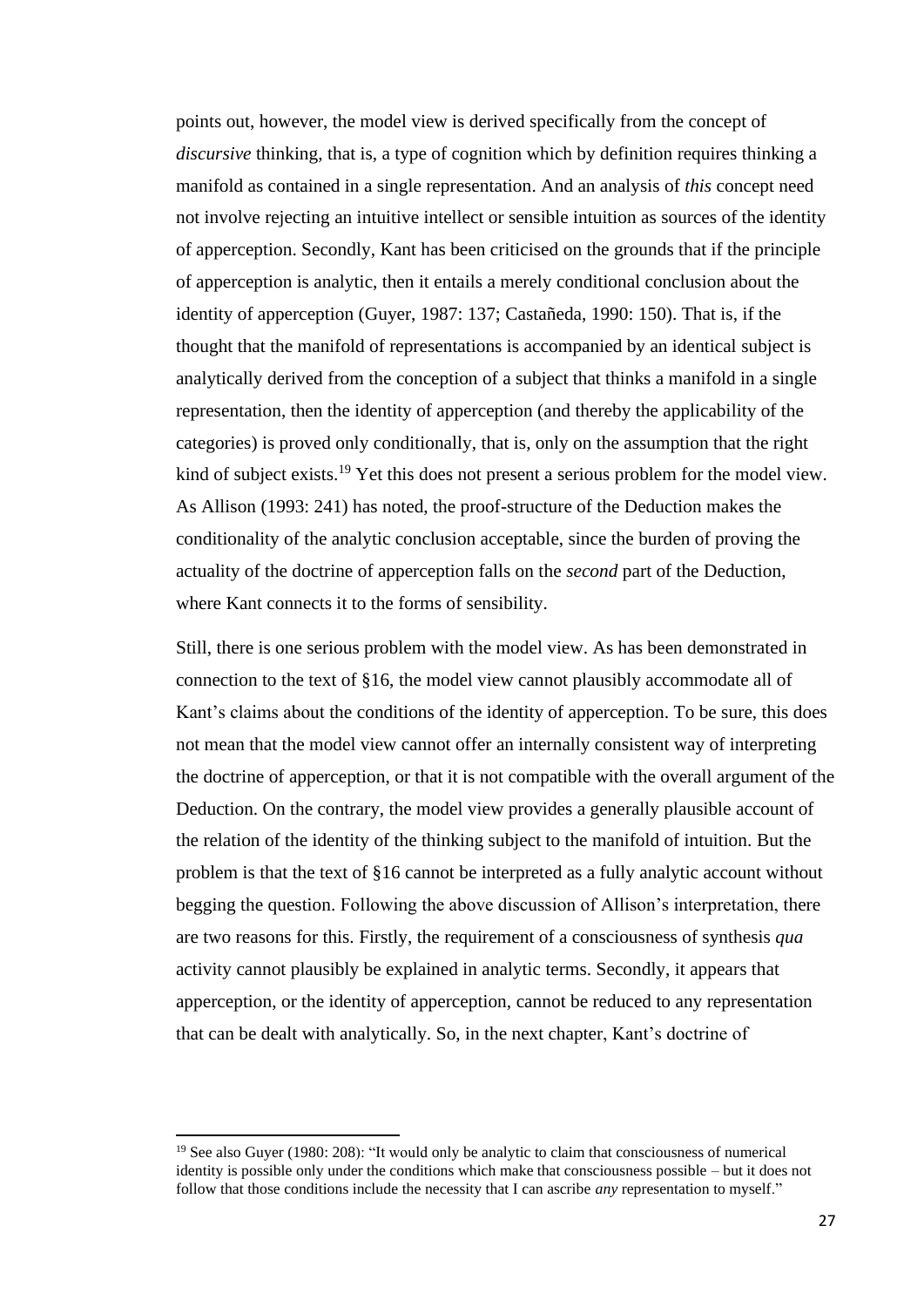points out, however, the model view is derived specifically from the concept of *discursive* thinking, that is, a type of cognition which by definition requires thinking a manifold as contained in a single representation. And an analysis of *this* concept need not involve rejecting an intuitive intellect or sensible intuition as sources of the identity of apperception. Secondly, Kant has been criticised on the grounds that if the principle of apperception is analytic, then it entails a merely conditional conclusion about the identity of apperception (Guyer, 1987: 137; Castañeda, 1990: 150). That is, if the thought that the manifold of representations is accompanied by an identical subject is analytically derived from the conception of a subject that thinks a manifold in a single representation, then the identity of apperception (and thereby the applicability of the categories) is proved only conditionally, that is, only on the assumption that the right kind of subject exists.[19] Yet this does not present a serious problem for the model view. As Allison (1993: 241) has noted, the proof-structure of the Deduction makes the conditionality of the analytic conclusion acceptable, since the burden of proving the actuality of the doctrine of apperception falls on the *second* part of the Deduction, where Kant connects it to the forms of sensibility.

Still, there is one serious problem with the model view. As has been demonstrated in connection to the text of §16, the model view cannot plausibly accommodate all of Kant's claims about the conditions of the identity of apperception. To be sure, this does not mean that the model view cannot offer an internally consistent way of interpreting the doctrine of apperception, or that it is not compatible with the overall argument of the Deduction. On the contrary, the model view provides a generally plausible account of the relation of the identity of the thinking subject to the manifold of intuition. But the problem is that the text of §16 cannot be interpreted as a fully analytic account without begging the question. Following the above discussion of Allison's interpretation, there are two reasons for this. Firstly, the requirement of a consciousness of synthesis *qua* activity cannot plausibly be explained in analytic terms. Secondly, it appears that apperception, or the identity of apperception, cannot be reduced to any representation that can be dealt with analytically. So, in the next chapter, Kant's doctrine of

[19] See also Guyer (1980: 208): "It would only be analytic to claim that consciousness of numerical identity is possible only under the conditions which make that consciousness possible – but it does not follow that those conditions include the necessity that I can ascribe *any* representation to myself."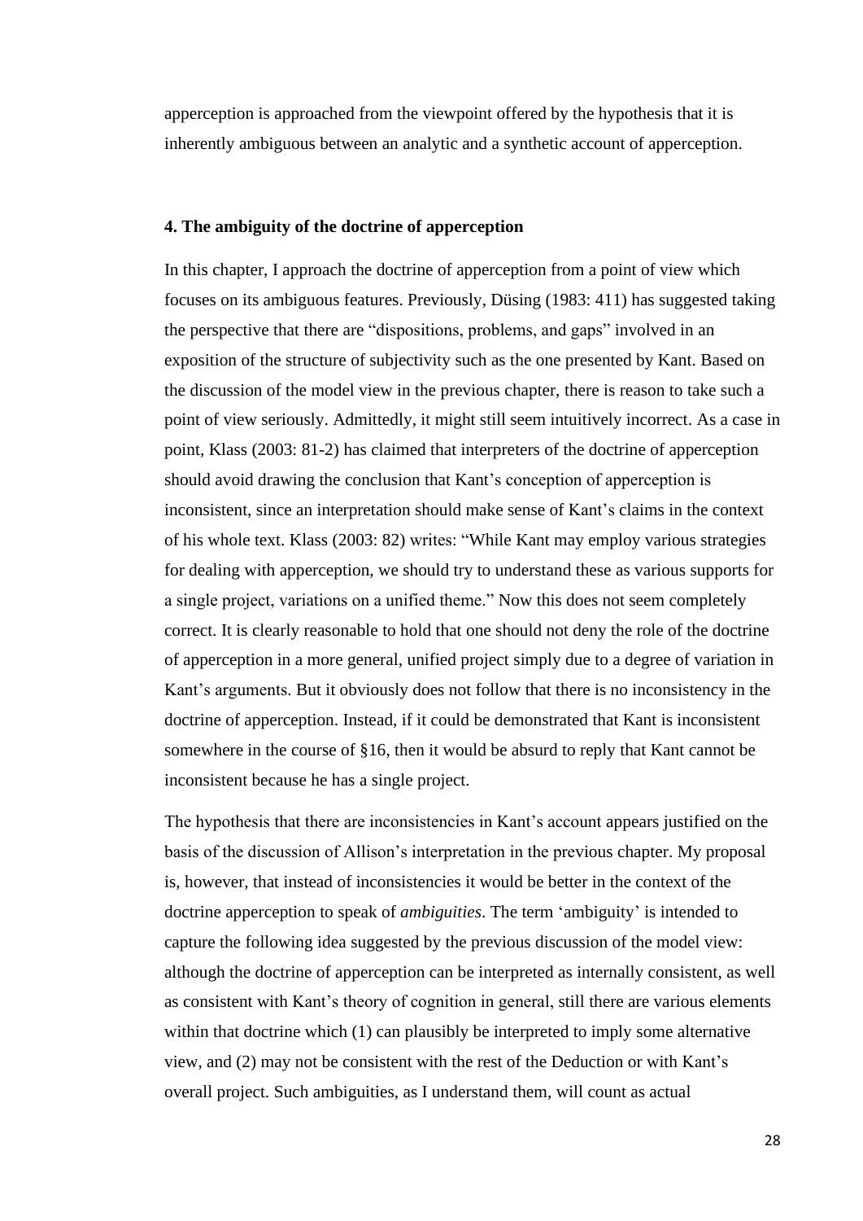apperception is approached from the viewpoint offered by the hypothesis that it is inherently ambiguous between an analytic and a synthetic account of apperception.

## 4. The ambiguity of the doctrine of apperception

In this chapter, I approach the doctrine of apperception from a point of view which focuses on its ambiguous features. Previously, Düsing (1983: 411) has suggested taking the perspective that there are "dispositions, problems, and gaps" involved in an exposition of the structure of subjectivity such as the one presented by Kant. Based on the discussion of the model view in the previous chapter, there is reason to take such a point of view seriously. Admittedly, it might still seem intuitively incorrect. As a case in point, Klass (2003: 81-2) has claimed that interpreters of the doctrine of apperception should avoid drawing the conclusion that Kant's conception of apperception is inconsistent, since an interpretation should make sense of Kant's claims in the context of his whole text. Klass (2003: 82) writes: "While Kant may employ various strategies for dealing with apperception, we should try to understand these as various supports for a single project, variations on a unified theme." Now this does not seem completely correct. It is clearly reasonable to hold that one should not deny the role of the doctrine of apperception in a more general, unified project simply due to a degree of variation in Kant's arguments. But it obviously does not follow that there is no inconsistency in the doctrine of apperception. Instead, if it could be demonstrated that Kant is inconsistent somewhere in the course of §16, then it would be absurd to reply that Kant cannot be inconsistent because he has a single project.

The hypothesis that there are inconsistencies in Kant's account appears justified on the basis of the discussion of Allison's interpretation in the previous chapter. My proposal is, however, that instead of inconsistencies it would be better in the context of the doctrine apperception to speak of *ambiguities*. The term 'ambiguity' is intended to capture the following idea suggested by the previous discussion of the model view: although the doctrine of apperception can be interpreted as internally consistent, as well as consistent with Kant's theory of cognition in general, still there are various elements within that doctrine which (1) can plausibly be interpreted to imply some alternative view, and (2) may not be consistent with the rest of the Deduction or with Kant's overall project. Such ambiguities, as I understand them, will count as actual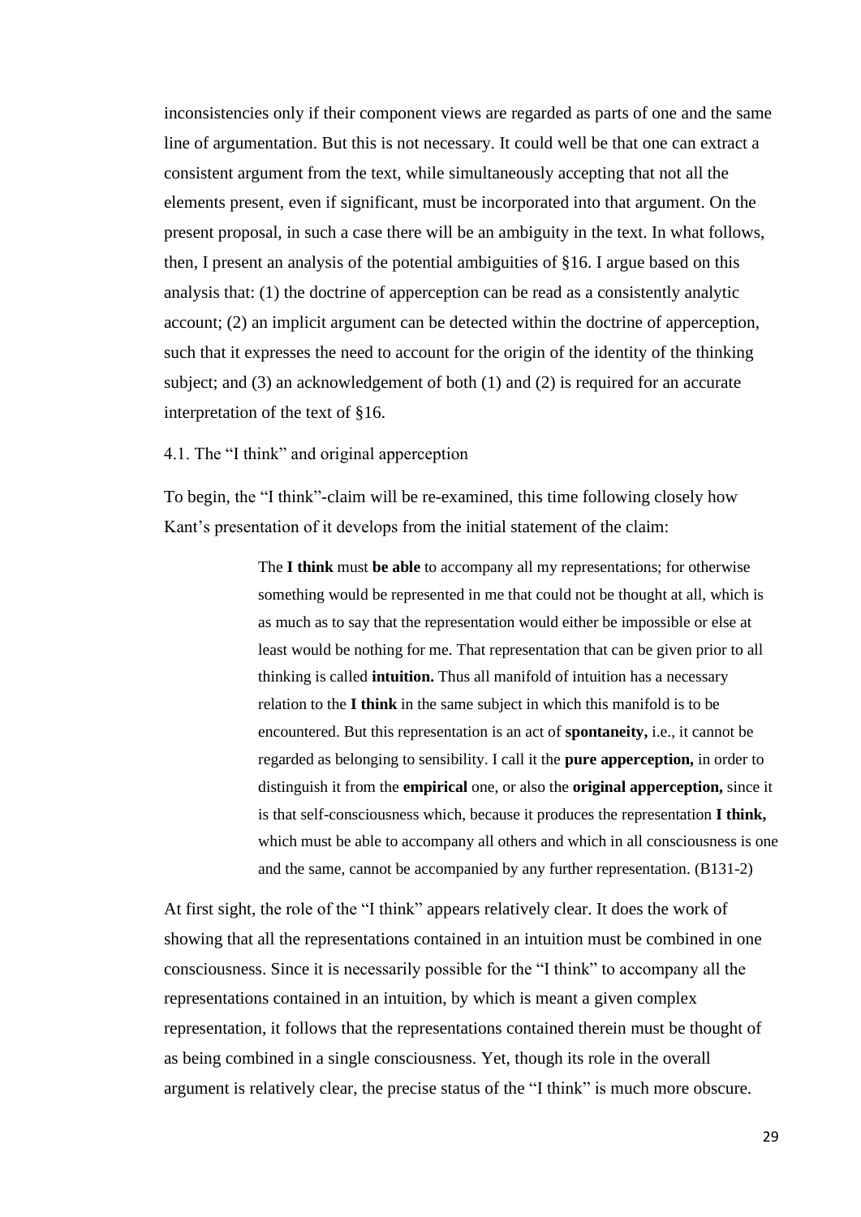inconsistencies only if their component views are regarded as parts of one and the same line of argumentation. But this is not necessary. It could well be that one can extract a consistent argument from the text, while simultaneously accepting that not all the elements present, even if significant, must be incorporated into that argument. On the present proposal, in such a case there will be an ambiguity in the text. In what follows, then, I present an analysis of the potential ambiguities of §16. I argue based on this analysis that: (1) the doctrine of apperception can be read as a consistently analytic account; (2) an implicit argument can be detected within the doctrine of apperception, such that it expresses the need to account for the origin of the identity of the thinking subject; and (3) an acknowledgement of both (1) and (2) is required for an accurate interpretation of the text of §16.

### 4.1. The "I think" and original apperception

To begin, the "I think"-claim will be re-examined, this time following closely how Kant's presentation of it develops from the initial statement of the claim:

> The **I think** must **be able** to accompany all my representations; for otherwise something would be represented in me that could not be thought at all, which is as much as to say that the representation would either be impossible or else at least would be nothing for me. That representation that can be given prior to all thinking is called **intuition.** Thus all manifold of intuition has a necessary relation to the **I think** in the same subject in which this manifold is to be encountered. But this representation is an act of **spontaneity,** i.e., it cannot be regarded as belonging to sensibility. I call it the **pure apperception,** in order to distinguish it from the **empirical** one, or also the **original apperception,** since it is that self-consciousness which, because it produces the representation **I think,** which must be able to accompany all others and which in all consciousness is one and the same, cannot be accompanied by any further representation. (B131-2)

At first sight, the role of the "I think" appears relatively clear. It does the work of showing that all the representations contained in an intuition must be combined in one consciousness. Since it is necessarily possible for the "I think" to accompany all the representations contained in an intuition, by which is meant a given complex representation, it follows that the representations contained therein must be thought of as being combined in a single consciousness. Yet, though its role in the overall argument is relatively clear, the precise status of the "I think" is much more obscure.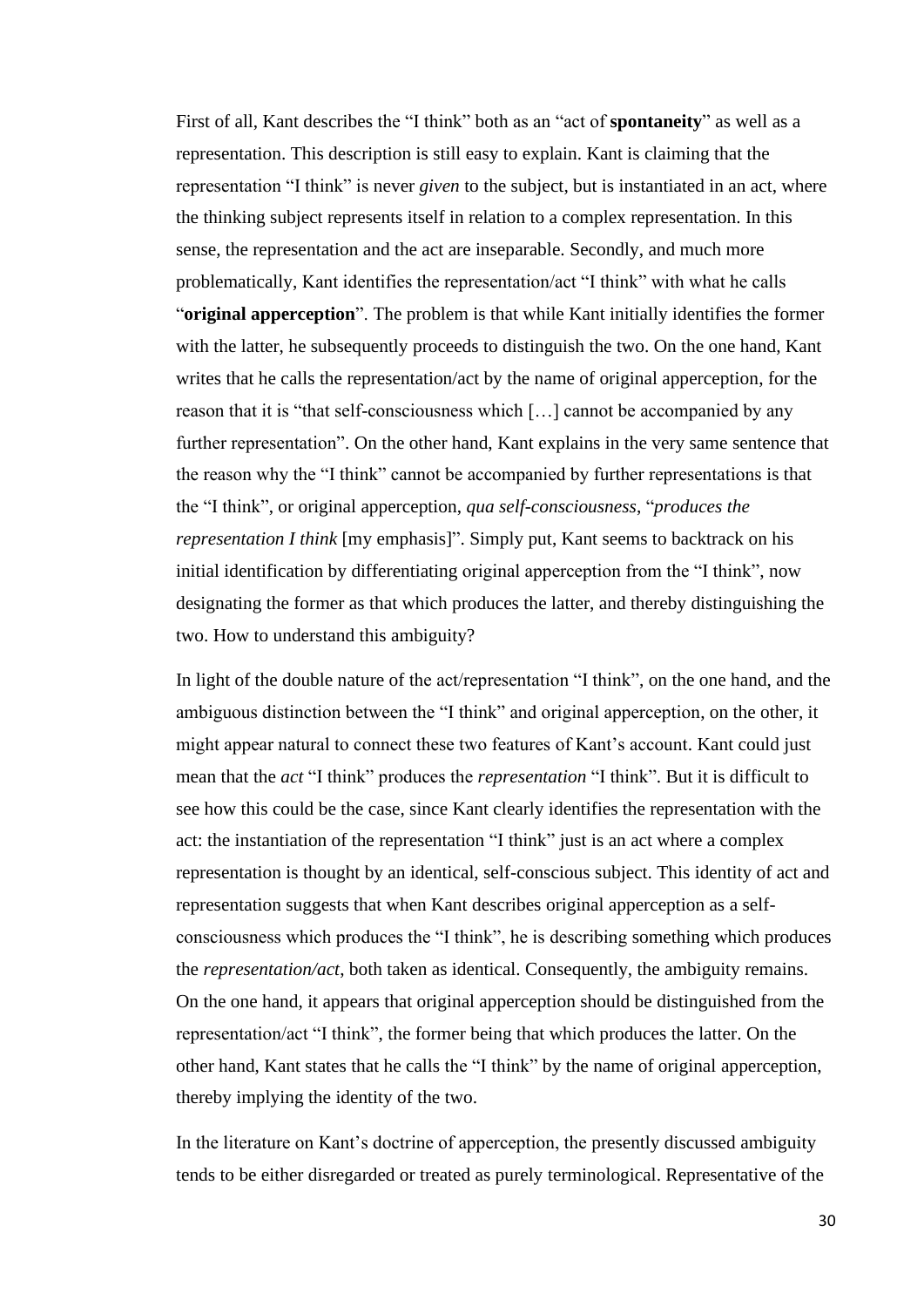First of all, Kant describes the "I think" both as an "act of **spontaneity**" as well as a representation. This description is still easy to explain. Kant is claiming that the representation "I think" is never *given* to the subject, but is instantiated in an act, where the thinking subject represents itself in relation to a complex representation. In this sense, the representation and the act are inseparable. Secondly, and much more problematically, Kant identifies the representation/act "I think" with what he calls "**original apperception**". The problem is that while Kant initially identifies the former with the latter, he subsequently proceeds to distinguish the two. On the one hand, Kant writes that he calls the representation/act by the name of original apperception, for the reason that it is "that self-consciousness which […] cannot be accompanied by any further representation". On the other hand, Kant explains in the very same sentence that the reason why the "I think" cannot be accompanied by further representations is that the "I think", or original apperception, *qua self-consciousness*, "*produces the representation I think* [my emphasis]". Simply put, Kant seems to backtrack on his initial identification by differentiating original apperception from the "I think", now designating the former as that which produces the latter, and thereby distinguishing the two. How to understand this ambiguity?

In light of the double nature of the act/representation "I think", on the one hand, and the ambiguous distinction between the "I think" and original apperception, on the other, it might appear natural to connect these two features of Kant's account. Kant could just mean that the *act* "I think" produces the *representation* "I think". But it is difficult to see how this could be the case, since Kant clearly identifies the representation with the act: the instantiation of the representation "I think" just is an act where a complex representation is thought by an identical, self-conscious subject. This identity of act and representation suggests that when Kant describes original apperception as a self-consciousness which produces the "I think", he is describing something which produces the *representation/act*, both taken as identical. Consequently, the ambiguity remains. On the one hand, it appears that original apperception should be distinguished from the representation/act "I think", the former being that which produces the latter. On the other hand, Kant states that he calls the "I think" by the name of original apperception, thereby implying the identity of the two.

In the literature on Kant's doctrine of apperception, the presently discussed ambiguity tends to be either disregarded or treated as purely terminological. Representative of the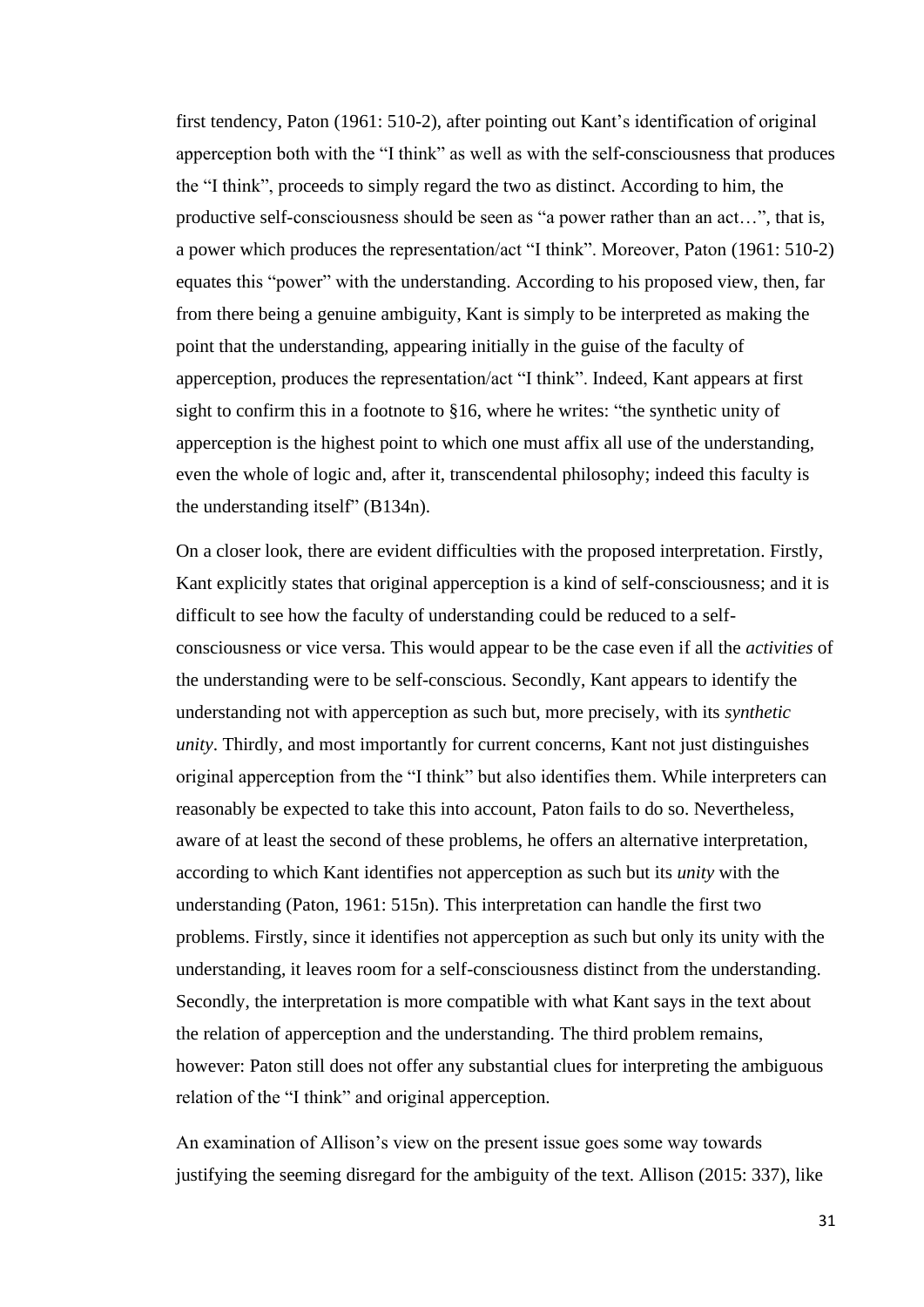first tendency, Paton (1961: 510-2), after pointing out Kant's identification of original apperception both with the "I think" as well as with the self-consciousness that produces the "I think", proceeds to simply regard the two as distinct. According to him, the productive self-consciousness should be seen as "a power rather than an act…", that is, a power which produces the representation/act "I think". Moreover, Paton (1961: 510-2) equates this "power" with the understanding. According to his proposed view, then, far from there being a genuine ambiguity, Kant is simply to be interpreted as making the point that the understanding, appearing initially in the guise of the faculty of apperception, produces the representation/act "I think". Indeed, Kant appears at first sight to confirm this in a footnote to §16, where he writes: "the synthetic unity of apperception is the highest point to which one must affix all use of the understanding, even the whole of logic and, after it, transcendental philosophy; indeed this faculty is the understanding itself" (B134n).

On a closer look, there are evident difficulties with the proposed interpretation. Firstly, Kant explicitly states that original apperception is a kind of self-consciousness; and it is difficult to see how the faculty of understanding could be reduced to a self-consciousness or vice versa. This would appear to be the case even if all the *activities* of the understanding were to be self-conscious. Secondly, Kant appears to identify the understanding not with apperception as such but, more precisely, with its *synthetic unity*. Thirdly, and most importantly for current concerns, Kant not just distinguishes original apperception from the "I think" but also identifies them. While interpreters can reasonably be expected to take this into account, Paton fails to do so. Nevertheless, aware of at least the second of these problems, he offers an alternative interpretation, according to which Kant identifies not apperception as such but its *unity* with the understanding (Paton, 1961: 515n). This interpretation can handle the first two problems. Firstly, since it identifies not apperception as such but only its unity with the understanding, it leaves room for a self-consciousness distinct from the understanding. Secondly, the interpretation is more compatible with what Kant says in the text about the relation of apperception and the understanding. The third problem remains, however: Paton still does not offer any substantial clues for interpreting the ambiguous relation of the "I think" and original apperception.

An examination of Allison's view on the present issue goes some way towards justifying the seeming disregard for the ambiguity of the text. Allison (2015: 337), like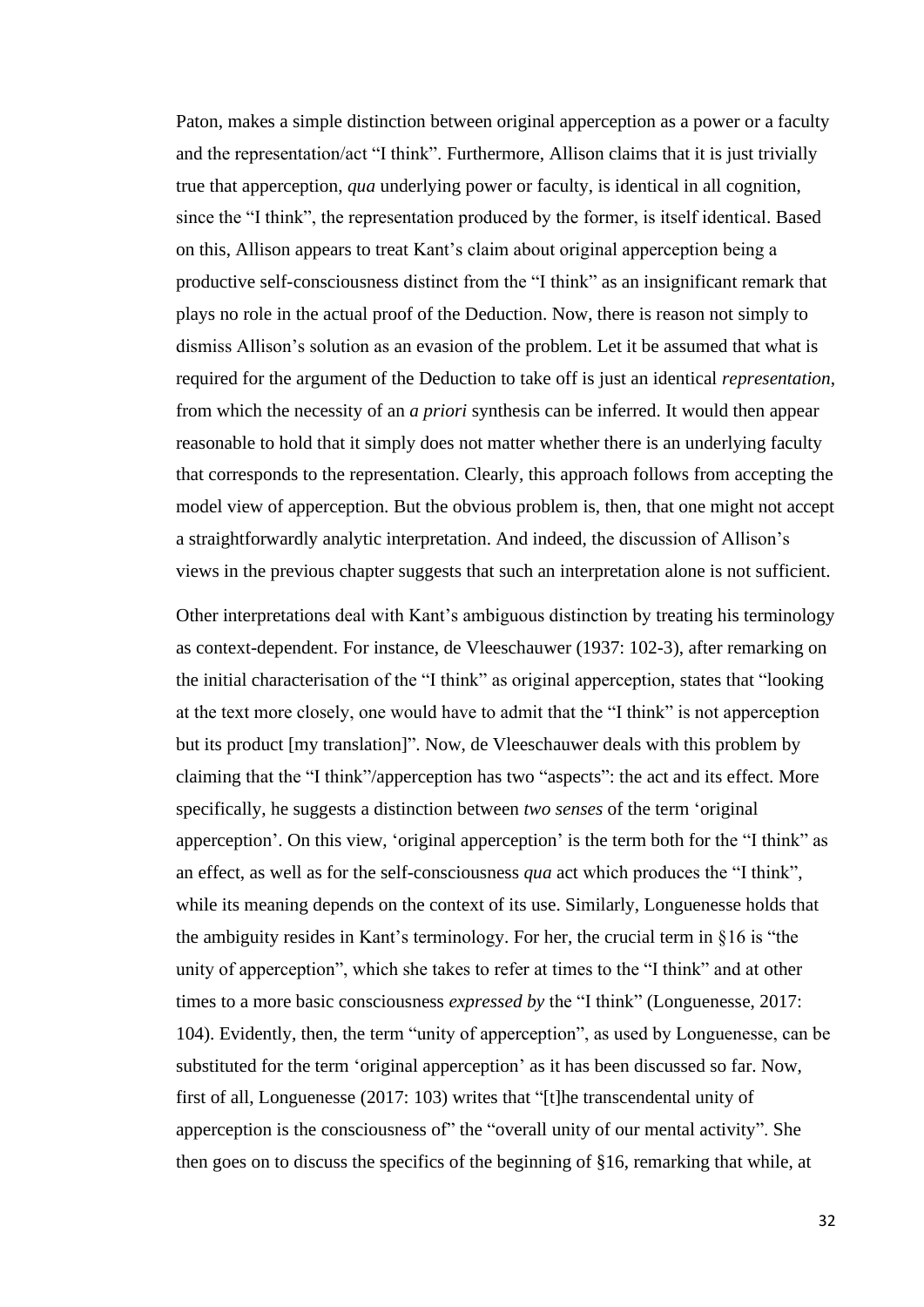Paton, makes a simple distinction between original apperception as a power or a faculty and the representation/act "I think". Furthermore, Allison claims that it is just trivially true that apperception, *qua* underlying power or faculty, is identical in all cognition, since the "I think", the representation produced by the former, is itself identical. Based on this, Allison appears to treat Kant's claim about original apperception being a productive self-consciousness distinct from the "I think" as an insignificant remark that plays no role in the actual proof of the Deduction. Now, there is reason not simply to dismiss Allison's solution as an evasion of the problem. Let it be assumed that what is required for the argument of the Deduction to take off is just an identical *representation*, from which the necessity of an *a priori* synthesis can be inferred. It would then appear reasonable to hold that it simply does not matter whether there is an underlying faculty that corresponds to the representation. Clearly, this approach follows from accepting the model view of apperception. But the obvious problem is, then, that one might not accept a straightforwardly analytic interpretation. And indeed, the discussion of Allison's views in the previous chapter suggests that such an interpretation alone is not sufficient.

Other interpretations deal with Kant's ambiguous distinction by treating his terminology as context-dependent. For instance, de Vleeschauwer (1937: 102-3), after remarking on the initial characterisation of the "I think" as original apperception, states that "looking at the text more closely, one would have to admit that the "I think" is not apperception but its product [my translation]". Now, de Vleeschauwer deals with this problem by claiming that the "I think"/apperception has two "aspects": the act and its effect. More specifically, he suggests a distinction between *two senses* of the term 'original apperception'. On this view, 'original apperception' is the term both for the "I think" as an effect, as well as for the self-consciousness *qua* act which produces the "I think", while its meaning depends on the context of its use. Similarly, Longuenesse holds that the ambiguity resides in Kant's terminology. For her, the crucial term in §16 is "the unity of apperception", which she takes to refer at times to the "I think" and at other times to a more basic consciousness *expressed by* the "I think" (Longuenesse, 2017: 104). Evidently, then, the term "unity of apperception", as used by Longuenesse, can be substituted for the term 'original apperception' as it has been discussed so far. Now, first of all, Longuenesse (2017: 103) writes that "[t]he transcendental unity of apperception is the consciousness of" the "overall unity of our mental activity". She then goes on to discuss the specifics of the beginning of §16, remarking that while, at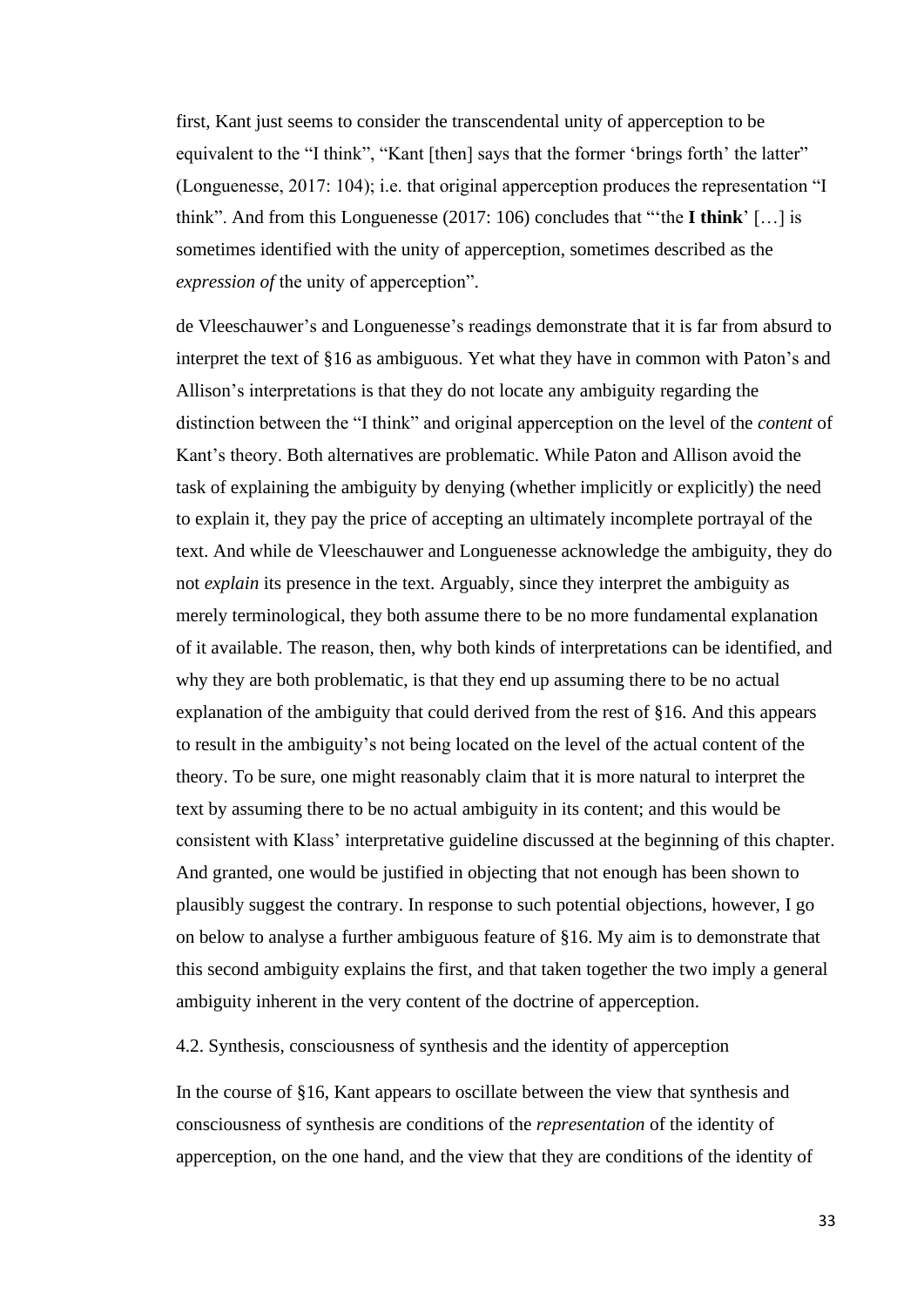first, Kant just seems to consider the transcendental unity of apperception to be equivalent to the "I think", "Kant [then] says that the former 'brings forth' the latter" (Longuenesse, 2017: 104); i.e. that original apperception produces the representation "I think". And from this Longuenesse (2017: 106) concludes that "'the **I think**' […] is sometimes identified with the unity of apperception, sometimes described as the *expression of* the unity of apperception".

de Vleeschauwer's and Longuenesse's readings demonstrate that it is far from absurd to interpret the text of §16 as ambiguous. Yet what they have in common with Paton's and Allison's interpretations is that they do not locate any ambiguity regarding the distinction between the "I think" and original apperception on the level of the *content* of Kant's theory. Both alternatives are problematic. While Paton and Allison avoid the task of explaining the ambiguity by denying (whether implicitly or explicitly) the need to explain it, they pay the price of accepting an ultimately incomplete portrayal of the text. And while de Vleeschauwer and Longuenesse acknowledge the ambiguity, they do not *explain* its presence in the text. Arguably, since they interpret the ambiguity as merely terminological, they both assume there to be no more fundamental explanation of it available. The reason, then, why both kinds of interpretations can be identified, and why they are both problematic, is that they end up assuming there to be no actual explanation of the ambiguity that could derived from the rest of §16. And this appears to result in the ambiguity's not being located on the level of the actual content of the theory. To be sure, one might reasonably claim that it is more natural to interpret the text by assuming there to be no actual ambiguity in its content; and this would be consistent with Klass' interpretative guideline discussed at the beginning of this chapter. And granted, one would be justified in objecting that not enough has been shown to plausibly suggest the contrary. In response to such potential objections, however, I go on below to analyse a further ambiguous feature of §16. My aim is to demonstrate that this second ambiguity explains the first, and that taken together the two imply a general ambiguity inherent in the very content of the doctrine of apperception.

## 4.2. Synthesis, consciousness of synthesis and the identity of apperception

In the course of §16, Kant appears to oscillate between the view that synthesis and consciousness of synthesis are conditions of the *representation* of the identity of apperception, on the one hand, and the view that they are conditions of the identity of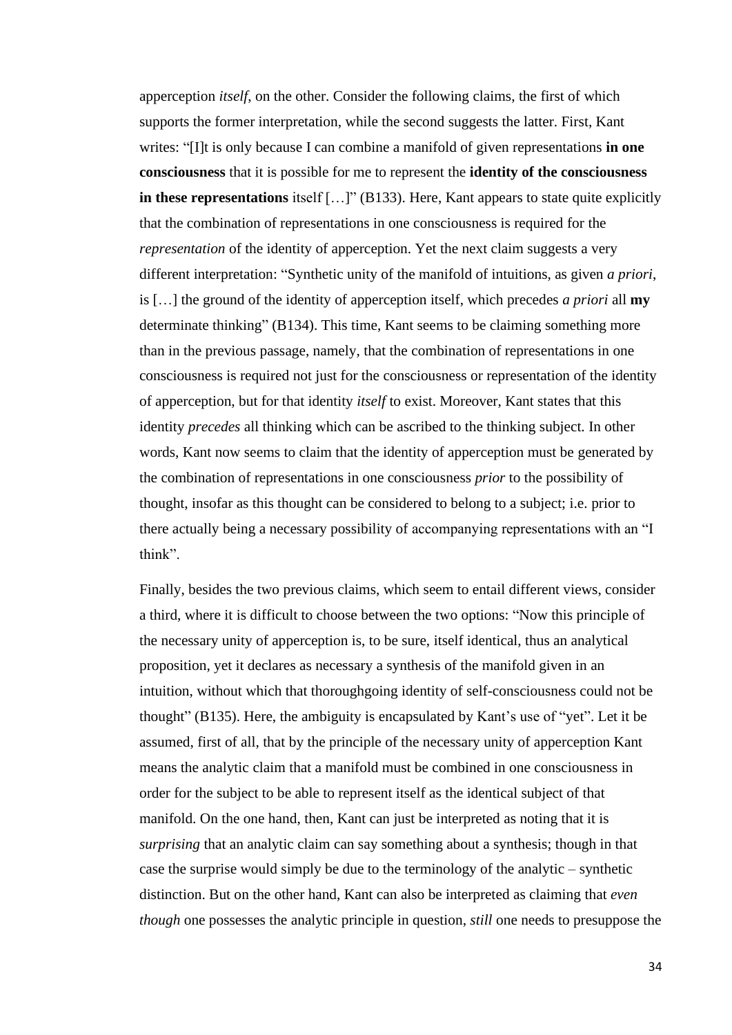apperception *itself*, on the other. Consider the following claims, the first of which supports the former interpretation, while the second suggests the latter. First, Kant writes: "[I]t is only because I can combine a manifold of given representations **in one consciousness** that it is possible for me to represent the **identity of the consciousness in these representations** itself […]" (B133). Here, Kant appears to state quite explicitly that the combination of representations in one consciousness is required for the *representation* of the identity of apperception. Yet the next claim suggests a very different interpretation: "Synthetic unity of the manifold of intuitions, as given *a priori*, is […] the ground of the identity of apperception itself, which precedes *a priori* all **my** determinate thinking" (B134). This time, Kant seems to be claiming something more than in the previous passage, namely, that the combination of representations in one consciousness is required not just for the consciousness or representation of the identity of apperception, but for that identity *itself* to exist. Moreover, Kant states that this identity *precedes* all thinking which can be ascribed to the thinking subject. In other words, Kant now seems to claim that the identity of apperception must be generated by the combination of representations in one consciousness *prior* to the possibility of thought, insofar as this thought can be considered to belong to a subject; i.e. prior to there actually being a necessary possibility of accompanying representations with an "I think".

Finally, besides the two previous claims, which seem to entail different views, consider a third, where it is difficult to choose between the two options: "Now this principle of the necessary unity of apperception is, to be sure, itself identical, thus an analytical proposition, yet it declares as necessary a synthesis of the manifold given in an intuition, without which that thoroughgoing identity of self-consciousness could not be thought" (B135). Here, the ambiguity is encapsulated by Kant's use of "yet". Let it be assumed, first of all, that by the principle of the necessary unity of apperception Kant means the analytic claim that a manifold must be combined in one consciousness in order for the subject to be able to represent itself as the identical subject of that manifold. On the one hand, then, Kant can just be interpreted as noting that it is *surprising* that an analytic claim can say something about a synthesis; though in that case the surprise would simply be due to the terminology of the analytic – synthetic distinction. But on the other hand, Kant can also be interpreted as claiming that *even though* one possesses the analytic principle in question, *still* one needs to presuppose the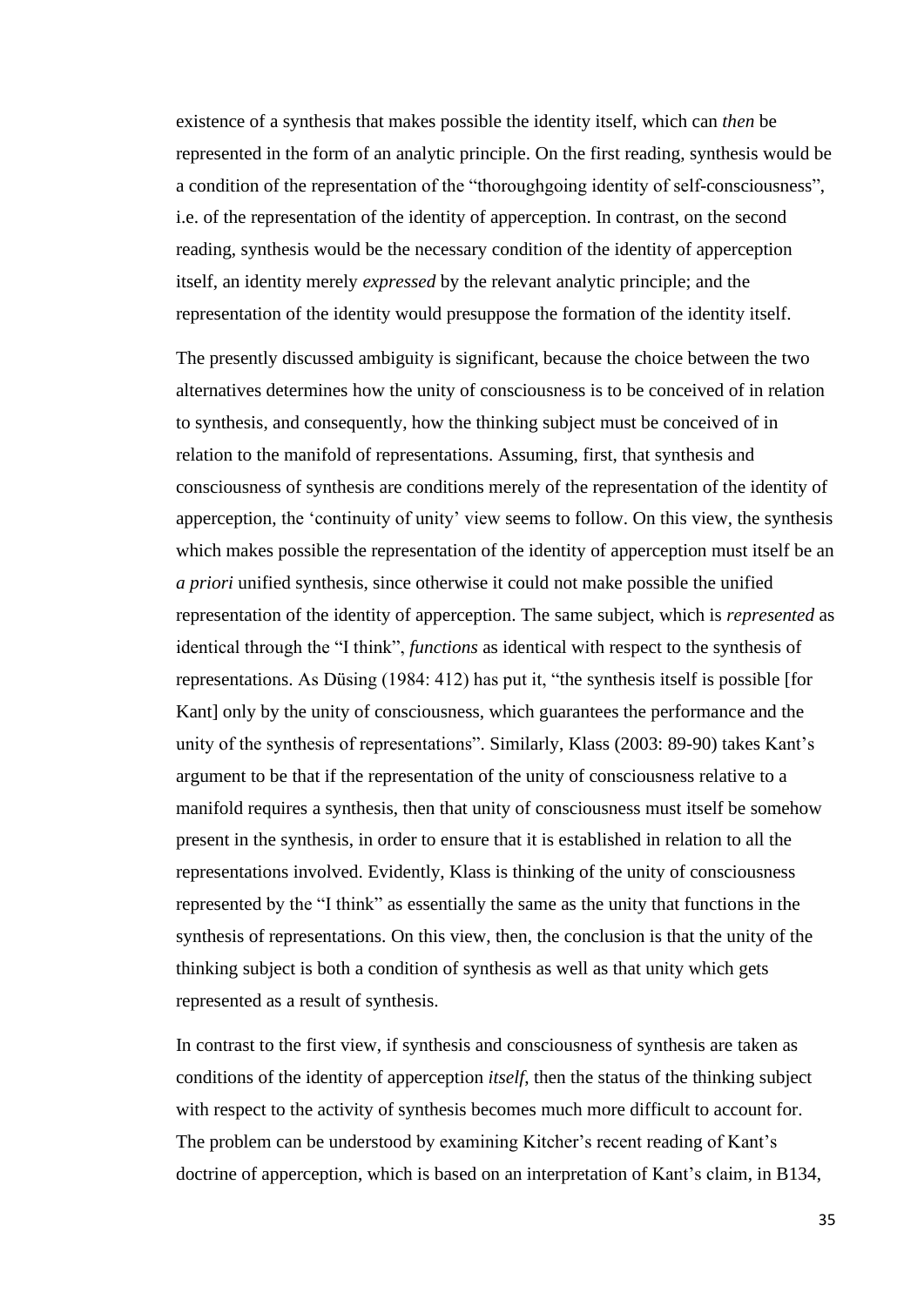existence of a synthesis that makes possible the identity itself, which can *then* be represented in the form of an analytic principle. On the first reading, synthesis would be a condition of the representation of the "thoroughgoing identity of self-consciousness", i.e. of the representation of the identity of apperception. In contrast, on the second reading, synthesis would be the necessary condition of the identity of apperception itself, an identity merely *expressed* by the relevant analytic principle; and the representation of the identity would presuppose the formation of the identity itself.

The presently discussed ambiguity is significant, because the choice between the two alternatives determines how the unity of consciousness is to be conceived of in relation to synthesis, and consequently, how the thinking subject must be conceived of in relation to the manifold of representations. Assuming, first, that synthesis and consciousness of synthesis are conditions merely of the representation of the identity of apperception, the 'continuity of unity' view seems to follow. On this view, the synthesis which makes possible the representation of the identity of apperception must itself be an *a priori* unified synthesis, since otherwise it could not make possible the unified representation of the identity of apperception. The same subject, which is *represented* as identical through the "I think", *functions* as identical with respect to the synthesis of representations. As Düsing (1984: 412) has put it, "the synthesis itself is possible [for Kant] only by the unity of consciousness, which guarantees the performance and the unity of the synthesis of representations". Similarly, Klass (2003: 89-90) takes Kant's argument to be that if the representation of the unity of consciousness relative to a manifold requires a synthesis, then that unity of consciousness must itself be somehow present in the synthesis, in order to ensure that it is established in relation to all the representations involved. Evidently, Klass is thinking of the unity of consciousness represented by the "I think" as essentially the same as the unity that functions in the synthesis of representations. On this view, then, the conclusion is that the unity of the thinking subject is both a condition of synthesis as well as that unity which gets represented as a result of synthesis.

In contrast to the first view, if synthesis and consciousness of synthesis are taken as conditions of the identity of apperception *itself*, then the status of the thinking subject with respect to the activity of synthesis becomes much more difficult to account for. The problem can be understood by examining Kitcher's recent reading of Kant's doctrine of apperception, which is based on an interpretation of Kant's claim, in B134,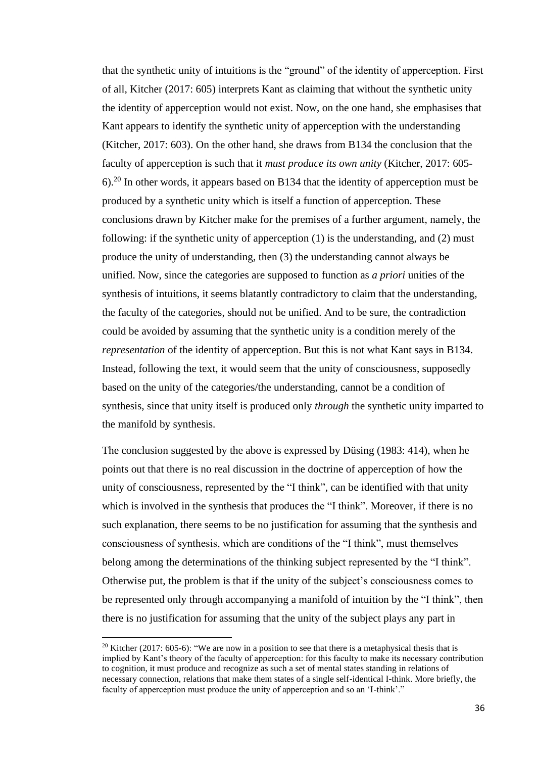that the synthetic unity of intuitions is the "ground" of the identity of apperception. First of all, Kitcher (2017: 605) interprets Kant as claiming that without the synthetic unity the identity of apperception would not exist. Now, on the one hand, she emphasises that Kant appears to identify the synthetic unity of apperception with the understanding (Kitcher, 2017: 603). On the other hand, she draws from B134 the conclusion that the faculty of apperception is such that it *must produce its own unity* (Kitcher, 2017: 605-6).[20] In other words, it appears based on B134 that the identity of apperception must be produced by a synthetic unity which is itself a function of apperception. These conclusions drawn by Kitcher make for the premises of a further argument, namely, the following: if the synthetic unity of apperception (1) is the understanding, and (2) must produce the unity of understanding, then (3) the understanding cannot always be unified. Now, since the categories are supposed to function as *a priori* unities of the synthesis of intuitions, it seems blatantly contradictory to claim that the understanding, the faculty of the categories, should not be unified. And to be sure, the contradiction could be avoided by assuming that the synthetic unity is a condition merely of the *representation* of the identity of apperception. But this is not what Kant says in B134. Instead, following the text, it would seem that the unity of consciousness, supposedly based on the unity of the categories/the understanding, cannot be a condition of synthesis, since that unity itself is produced only *through* the synthetic unity imparted to the manifold by synthesis.

The conclusion suggested by the above is expressed by Düsing (1983: 414), when he points out that there is no real discussion in the doctrine of apperception of how the unity of consciousness, represented by the "I think", can be identified with that unity which is involved in the synthesis that produces the "I think". Moreover, if there is no such explanation, there seems to be no justification for assuming that the synthesis and consciousness of synthesis, which are conditions of the "I think", must themselves belong among the determinations of the thinking subject represented by the "I think". Otherwise put, the problem is that if the unity of the subject's consciousness comes to be represented only through accompanying a manifold of intuition by the "I think", then there is no justification for assuming that the unity of the subject plays any part in

[20] Kitcher (2017: 605-6): "We are now in a position to see that there is a metaphysical thesis that is implied by Kant's theory of the faculty of apperception: for this faculty to make its necessary contribution to cognition, it must produce and recognize as such a set of mental states standing in relations of necessary connection, relations that make them states of a single self-identical I-think. More briefly, the faculty of apperception must produce the unity of apperception and so an 'I-think'."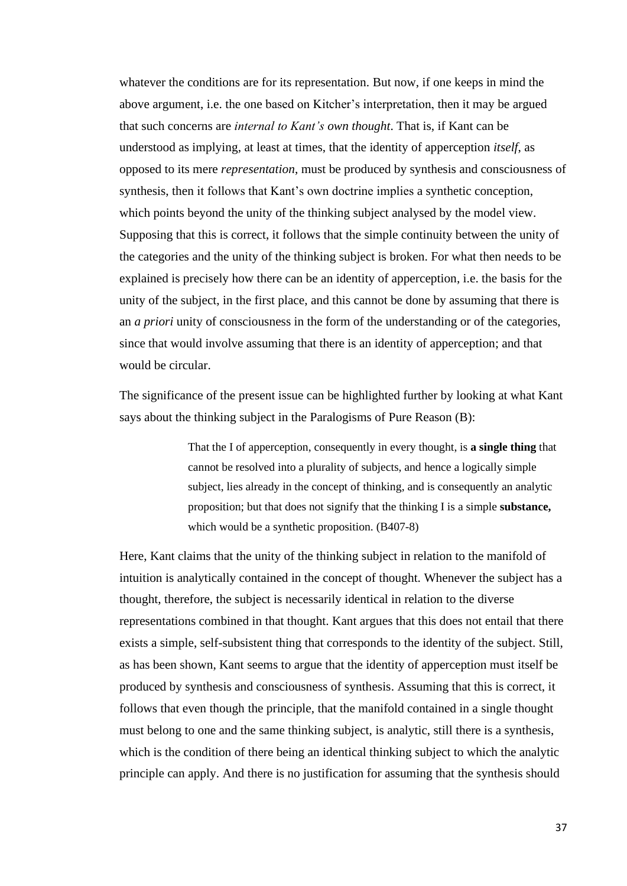whatever the conditions are for its representation. But now, if one keeps in mind the above argument, i.e. the one based on Kitcher's interpretation, then it may be argued that such concerns are *internal to Kant's own thought*. That is, if Kant can be understood as implying, at least at times, that the identity of apperception *itself*, as opposed to its mere *representation*, must be produced by synthesis and consciousness of synthesis, then it follows that Kant's own doctrine implies a synthetic conception, which points beyond the unity of the thinking subject analysed by the model view. Supposing that this is correct, it follows that the simple continuity between the unity of the categories and the unity of the thinking subject is broken. For what then needs to be explained is precisely how there can be an identity of apperception, i.e. the basis for the unity of the subject, in the first place, and this cannot be done by assuming that there is an *a priori* unity of consciousness in the form of the understanding or of the categories, since that would involve assuming that there is an identity of apperception; and that would be circular.

The significance of the present issue can be highlighted further by looking at what Kant says about the thinking subject in the Paralogisms of Pure Reason (B):

> That the I of apperception, consequently in every thought, is **a single thing** that cannot be resolved into a plurality of subjects, and hence a logically simple subject, lies already in the concept of thinking, and is consequently an analytic proposition; but that does not signify that the thinking I is a simple **substance,** which would be a synthetic proposition. (B407-8)

Here, Kant claims that the unity of the thinking subject in relation to the manifold of intuition is analytically contained in the concept of thought. Whenever the subject has a thought, therefore, the subject is necessarily identical in relation to the diverse representations combined in that thought. Kant argues that this does not entail that there exists a simple, self-subsistent thing that corresponds to the identity of the subject. Still, as has been shown, Kant seems to argue that the identity of apperception must itself be produced by synthesis and consciousness of synthesis. Assuming that this is correct, it follows that even though the principle, that the manifold contained in a single thought must belong to one and the same thinking subject, is analytic, still there is a synthesis, which is the condition of there being an identical thinking subject to which the analytic principle can apply. And there is no justification for assuming that the synthesis should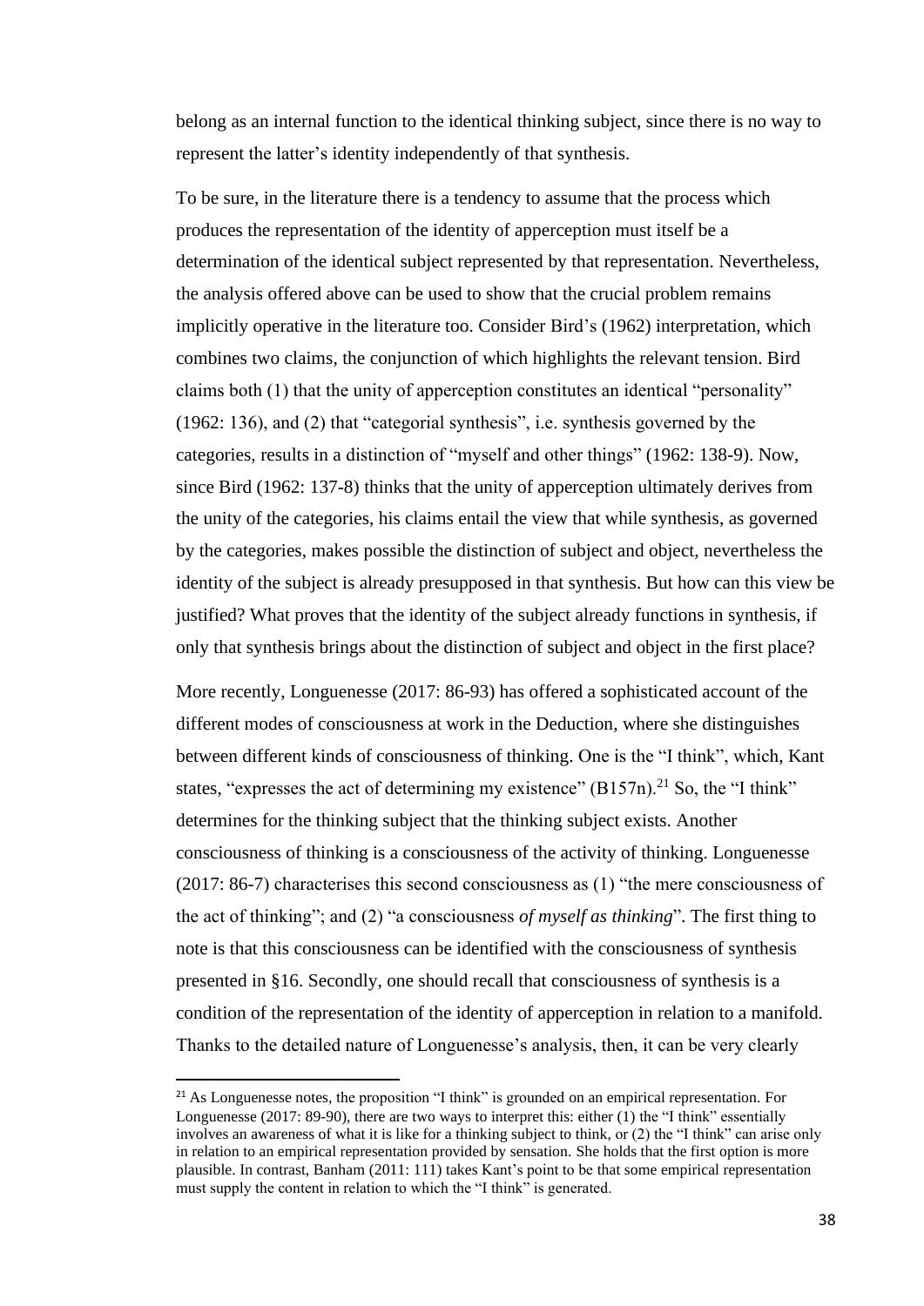belong as an internal function to the identical thinking subject, since there is no way to represent the latter's identity independently of that synthesis.

To be sure, in the literature there is a tendency to assume that the process which produces the representation of the identity of apperception must itself be a determination of the identical subject represented by that representation. Nevertheless, the analysis offered above can be used to show that the crucial problem remains implicitly operative in the literature too. Consider Bird's (1962) interpretation, which combines two claims, the conjunction of which highlights the relevant tension. Bird claims both (1) that the unity of apperception constitutes an identical "personality" (1962: 136), and (2) that "categorial synthesis", i.e. synthesis governed by the categories, results in a distinction of "myself and other things" (1962: 138-9). Now, since Bird (1962: 137-8) thinks that the unity of apperception ultimately derives from the unity of the categories, his claims entail the view that while synthesis, as governed by the categories, makes possible the distinction of subject and object, nevertheless the identity of the subject is already presupposed in that synthesis. But how can this view be justified? What proves that the identity of the subject already functions in synthesis, if only that synthesis brings about the distinction of subject and object in the first place?

More recently, Longuenesse (2017: 86-93) has offered a sophisticated account of the different modes of consciousness at work in the Deduction, where she distinguishes between different kinds of consciousness of thinking. One is the "I think", which, Kant states, "expresses the act of determining my existence" (B157n).[21] So, the "I think" determines for the thinking subject that the thinking subject exists. Another consciousness of thinking is a consciousness of the activity of thinking. Longuenesse (2017: 86-7) characterises this second consciousness as (1) "the mere consciousness of the act of thinking"; and (2) "a consciousness *of myself as thinking*". The first thing to note is that this consciousness can be identified with the consciousness of synthesis presented in §16. Secondly, one should recall that consciousness of synthesis is a condition of the representation of the identity of apperception in relation to a manifold. Thanks to the detailed nature of Longuenesse's analysis, then, it can be very clearly

[21] As Longuenesse notes, the proposition "I think" is grounded on an empirical representation. For Longuenesse (2017: 89-90), there are two ways to interpret this: either (1) the "I think" essentially involves an awareness of what it is like for a thinking subject to think, or (2) the "I think" can arise only in relation to an empirical representation provided by sensation. She holds that the first option is more plausible. In contrast, Banham (2011: 111) takes Kant's point to be that some empirical representation must supply the content in relation to which the "I think" is generated.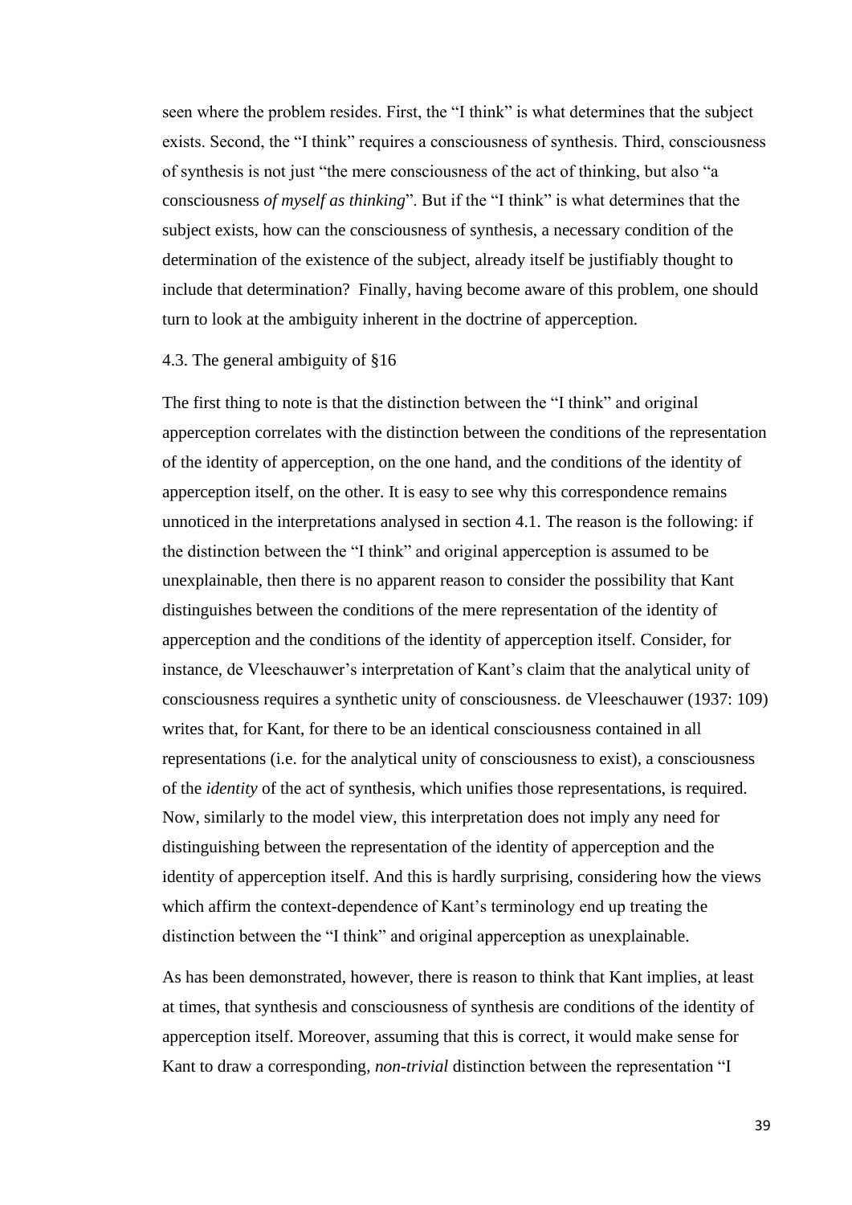seen where the problem resides. First, the "I think" is what determines that the subject exists. Second, the "I think" requires a consciousness of synthesis. Third, consciousness of synthesis is not just "the mere consciousness of the act of thinking, but also "a consciousness *of myself as thinking*". But if the "I think" is what determines that the subject exists, how can the consciousness of synthesis, a necessary condition of the determination of the existence of the subject, already itself be justifiably thought to include that determination? Finally, having become aware of this problem, one should turn to look at the ambiguity inherent in the doctrine of apperception.

### 4.3. The general ambiguity of §16

The first thing to note is that the distinction between the "I think" and original apperception correlates with the distinction between the conditions of the representation of the identity of apperception, on the one hand, and the conditions of the identity of apperception itself, on the other. It is easy to see why this correspondence remains unnoticed in the interpretations analysed in section 4.1. The reason is the following: if the distinction between the "I think" and original apperception is assumed to be unexplainable, then there is no apparent reason to consider the possibility that Kant distinguishes between the conditions of the mere representation of the identity of apperception and the conditions of the identity of apperception itself. Consider, for instance, de Vleeschauwer's interpretation of Kant's claim that the analytical unity of consciousness requires a synthetic unity of consciousness. de Vleeschauwer (1937: 109) writes that, for Kant, for there to be an identical consciousness contained in all representations (i.e. for the analytical unity of consciousness to exist), a consciousness of the *identity* of the act of synthesis, which unifies those representations, is required. Now, similarly to the model view, this interpretation does not imply any need for distinguishing between the representation of the identity of apperception and the identity of apperception itself. And this is hardly surprising, considering how the views which affirm the context-dependence of Kant's terminology end up treating the distinction between the "I think" and original apperception as unexplainable.

As has been demonstrated, however, there is reason to think that Kant implies, at least at times, that synthesis and consciousness of synthesis are conditions of the identity of apperception itself. Moreover, assuming that this is correct, it would make sense for Kant to draw a corresponding, *non-trivial* distinction between the representation "I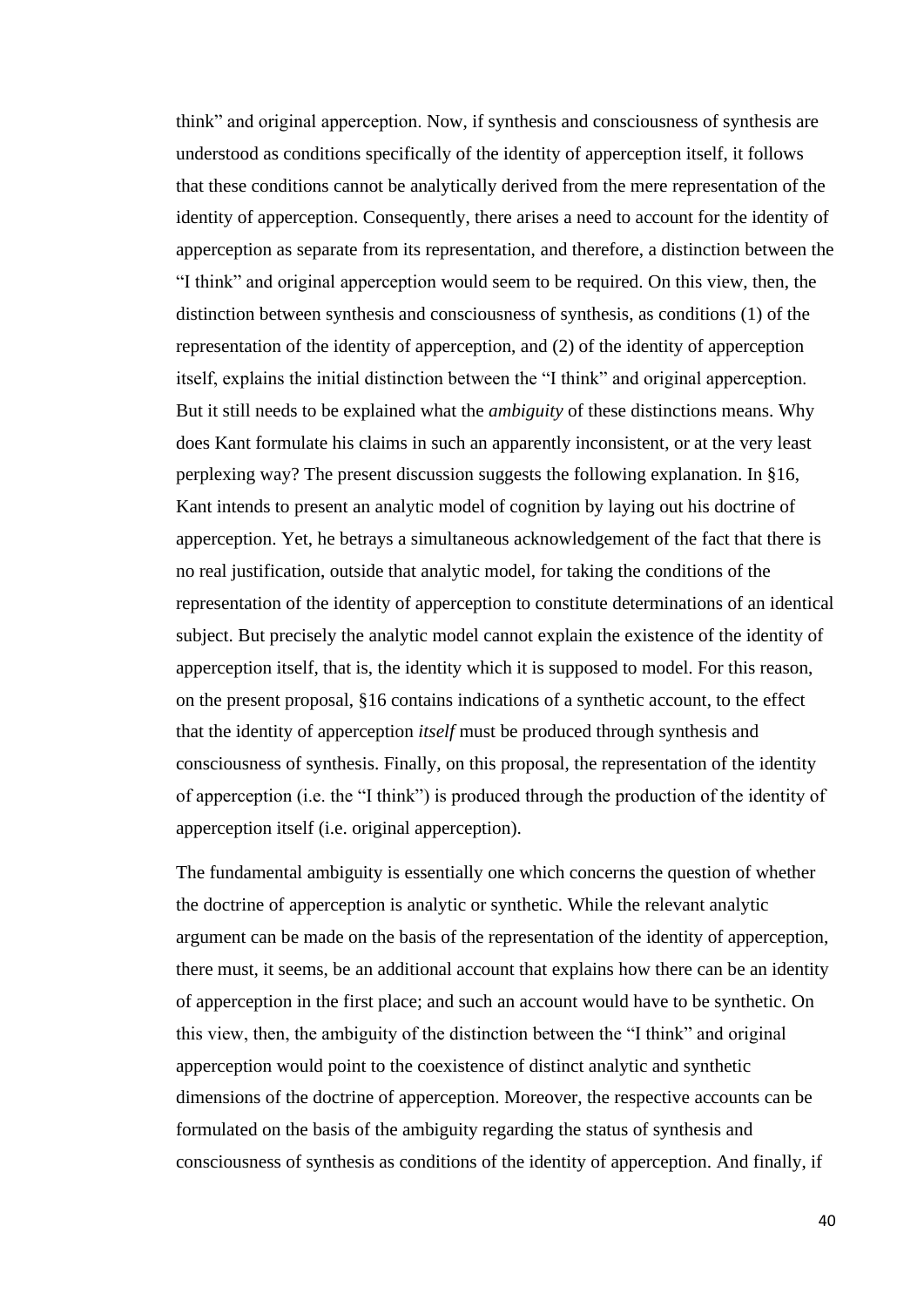think" and original apperception. Now, if synthesis and consciousness of synthesis are understood as conditions specifically of the identity of apperception itself, it follows that these conditions cannot be analytically derived from the mere representation of the identity of apperception. Consequently, there arises a need to account for the identity of apperception as separate from its representation, and therefore, a distinction between the "I think" and original apperception would seem to be required. On this view, then, the distinction between synthesis and consciousness of synthesis, as conditions (1) of the representation of the identity of apperception, and (2) of the identity of apperception itself, explains the initial distinction between the "I think" and original apperception. But it still needs to be explained what the *ambiguity* of these distinctions means. Why does Kant formulate his claims in such an apparently inconsistent, or at the very least perplexing way? The present discussion suggests the following explanation. In §16, Kant intends to present an analytic model of cognition by laying out his doctrine of apperception. Yet, he betrays a simultaneous acknowledgement of the fact that there is no real justification, outside that analytic model, for taking the conditions of the representation of the identity of apperception to constitute determinations of an identical subject. But precisely the analytic model cannot explain the existence of the identity of apperception itself, that is, the identity which it is supposed to model. For this reason, on the present proposal, §16 contains indications of a synthetic account, to the effect that the identity of apperception *itself* must be produced through synthesis and consciousness of synthesis. Finally, on this proposal, the representation of the identity of apperception (i.e. the "I think") is produced through the production of the identity of apperception itself (i.e. original apperception).

The fundamental ambiguity is essentially one which concerns the question of whether the doctrine of apperception is analytic or synthetic. While the relevant analytic argument can be made on the basis of the representation of the identity of apperception, there must, it seems, be an additional account that explains how there can be an identity of apperception in the first place; and such an account would have to be synthetic. On this view, then, the ambiguity of the distinction between the "I think" and original apperception would point to the coexistence of distinct analytic and synthetic dimensions of the doctrine of apperception. Moreover, the respective accounts can be formulated on the basis of the ambiguity regarding the status of synthesis and consciousness of synthesis as conditions of the identity of apperception. And finally, if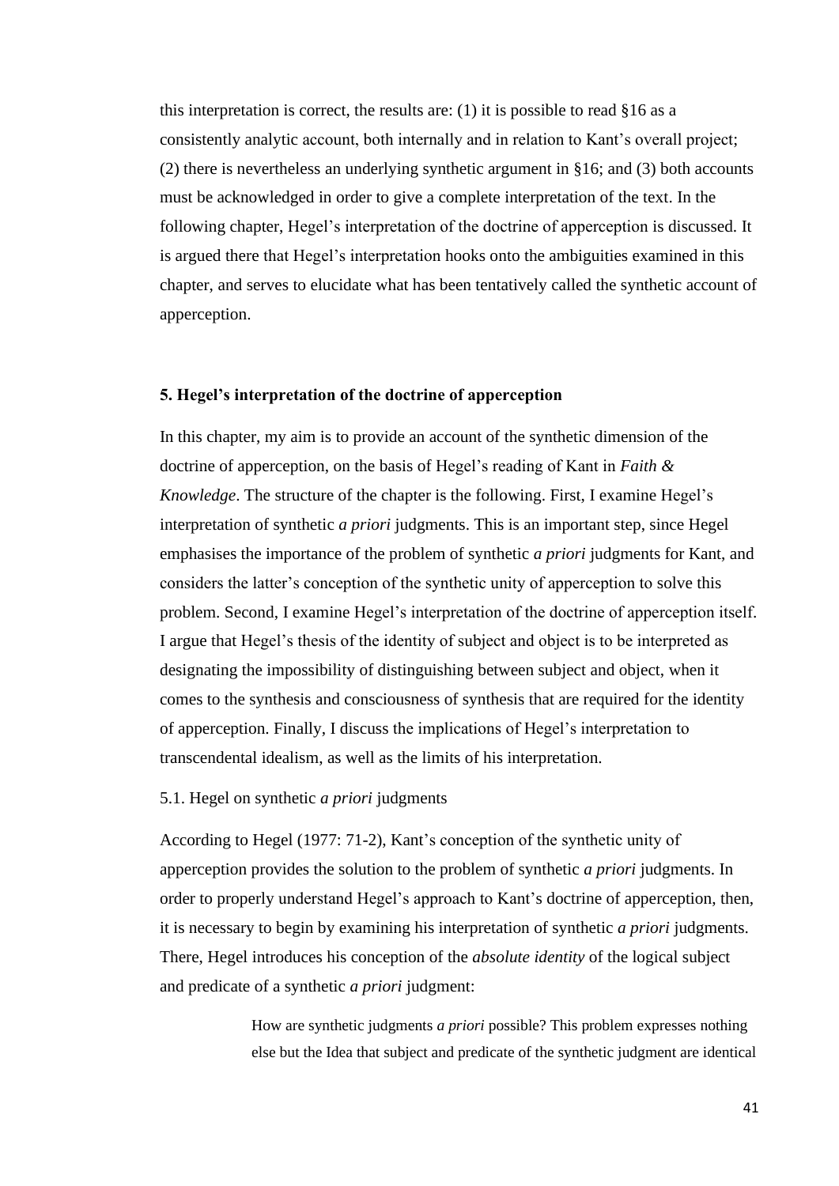this interpretation is correct, the results are: (1) it is possible to read §16 as a consistently analytic account, both internally and in relation to Kant's overall project; (2) there is nevertheless an underlying synthetic argument in §16; and (3) both accounts must be acknowledged in order to give a complete interpretation of the text. In the following chapter, Hegel's interpretation of the doctrine of apperception is discussed. It is argued there that Hegel's interpretation hooks onto the ambiguities examined in this chapter, and serves to elucidate what has been tentatively called the synthetic account of apperception.

## 5. Hegel's interpretation of the doctrine of apperception

In this chapter, my aim is to provide an account of the synthetic dimension of the doctrine of apperception, on the basis of Hegel's reading of Kant in *Faith & Knowledge*. The structure of the chapter is the following. First, I examine Hegel's interpretation of synthetic *a priori* judgments. This is an important step, since Hegel emphasises the importance of the problem of synthetic *a priori* judgments for Kant, and considers the latter's conception of the synthetic unity of apperception to solve this problem. Second, I examine Hegel's interpretation of the doctrine of apperception itself. I argue that Hegel's thesis of the identity of subject and object is to be interpreted as designating the impossibility of distinguishing between subject and object, when it comes to the synthesis and consciousness of synthesis that are required for the identity of apperception. Finally, I discuss the implications of Hegel's interpretation to transcendental idealism, as well as the limits of his interpretation.

### 5.1. Hegel on synthetic *a priori* judgments

According to Hegel (1977: 71-2), Kant's conception of the synthetic unity of apperception provides the solution to the problem of synthetic *a priori* judgments. In order to properly understand Hegel's approach to Kant's doctrine of apperception, then, it is necessary to begin by examining his interpretation of synthetic *a priori* judgments. There, Hegel introduces his conception of the *absolute identity* of the logical subject and predicate of a synthetic *a priori* judgment:

> How are synthetic judgments *a priori* possible? This problem expresses nothing else but the Idea that subject and predicate of the synthetic judgment are identical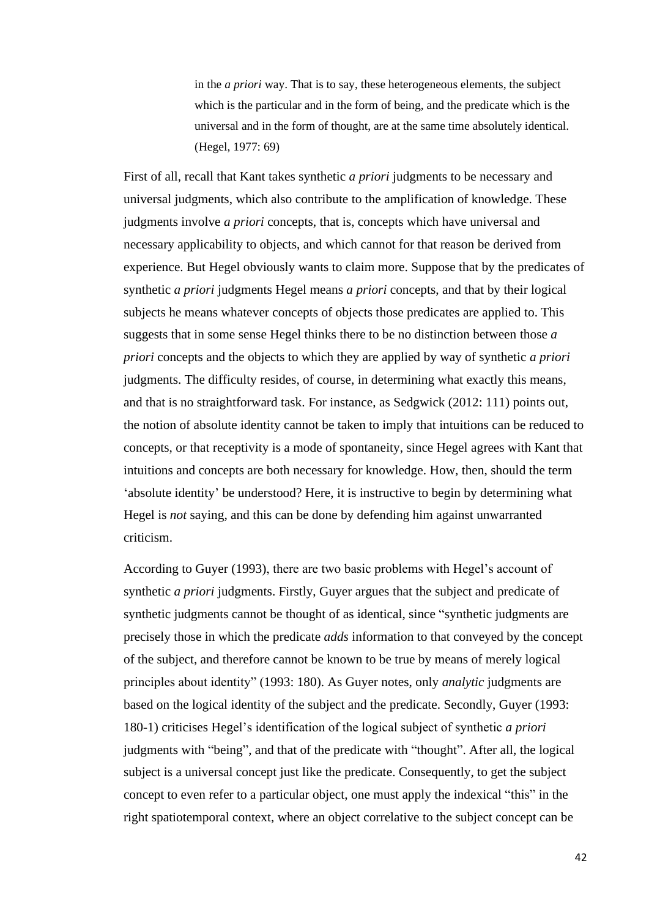> in the *a priori* way. That is to say, these heterogeneous elements, the subject which is the particular and in the form of being, and the predicate which is the universal and in the form of thought, are at the same time absolutely identical. (Hegel, 1977: 69)

First of all, recall that Kant takes synthetic *a priori* judgments to be necessary and universal judgments, which also contribute to the amplification of knowledge. These judgments involve *a priori* concepts, that is, concepts which have universal and necessary applicability to objects, and which cannot for that reason be derived from experience. But Hegel obviously wants to claim more. Suppose that by the predicates of synthetic *a priori* judgments Hegel means *a priori* concepts, and that by their logical subjects he means whatever concepts of objects those predicates are applied to. This suggests that in some sense Hegel thinks there to be no distinction between those *a priori* concepts and the objects to which they are applied by way of synthetic *a priori* judgments. The difficulty resides, of course, in determining what exactly this means, and that is no straightforward task. For instance, as Sedgwick (2012: 111) points out, the notion of absolute identity cannot be taken to imply that intuitions can be reduced to concepts, or that receptivity is a mode of spontaneity, since Hegel agrees with Kant that intuitions and concepts are both necessary for knowledge. How, then, should the term 'absolute identity' be understood? Here, it is instructive to begin by determining what Hegel is *not* saying, and this can be done by defending him against unwarranted criticism.

According to Guyer (1993), there are two basic problems with Hegel's account of synthetic *a priori* judgments. Firstly, Guyer argues that the subject and predicate of synthetic judgments cannot be thought of as identical, since "synthetic judgments are precisely those in which the predicate *adds* information to that conveyed by the concept of the subject, and therefore cannot be known to be true by means of merely logical principles about identity" (1993: 180). As Guyer notes, only *analytic* judgments are based on the logical identity of the subject and the predicate. Secondly, Guyer (1993: 180-1) criticises Hegel's identification of the logical subject of synthetic *a priori* judgments with "being", and that of the predicate with "thought". After all, the logical subject is a universal concept just like the predicate. Consequently, to get the subject concept to even refer to a particular object, one must apply the indexical "this" in the right spatiotemporal context, where an object correlative to the subject concept can be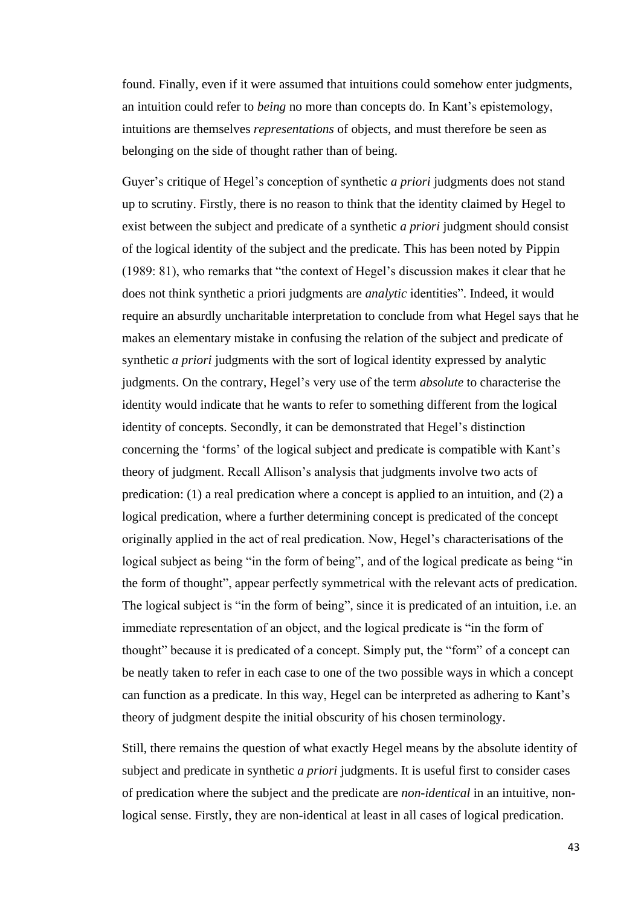found. Finally, even if it were assumed that intuitions could somehow enter judgments, an intuition could refer to *being* no more than concepts do. In Kant's epistemology, intuitions are themselves *representations* of objects, and must therefore be seen as belonging on the side of thought rather than of being.

Guyer's critique of Hegel's conception of synthetic *a priori* judgments does not stand up to scrutiny. Firstly, there is no reason to think that the identity claimed by Hegel to exist between the subject and predicate of a synthetic *a priori* judgment should consist of the logical identity of the subject and the predicate. This has been noted by Pippin (1989: 81), who remarks that "the context of Hegel's discussion makes it clear that he does not think synthetic a priori judgments are *analytic* identities". Indeed, it would require an absurdly uncharitable interpretation to conclude from what Hegel says that he makes an elementary mistake in confusing the relation of the subject and predicate of synthetic *a priori* judgments with the sort of logical identity expressed by analytic judgments. On the contrary, Hegel's very use of the term *absolute* to characterise the identity would indicate that he wants to refer to something different from the logical identity of concepts. Secondly, it can be demonstrated that Hegel's distinction concerning the 'forms' of the logical subject and predicate is compatible with Kant's theory of judgment. Recall Allison's analysis that judgments involve two acts of predication: (1) a real predication where a concept is applied to an intuition, and (2) a logical predication, where a further determining concept is predicated of the concept originally applied in the act of real predication. Now, Hegel's characterisations of the logical subject as being "in the form of being", and of the logical predicate as being "in the form of thought", appear perfectly symmetrical with the relevant acts of predication. The logical subject is "in the form of being", since it is predicated of an intuition, i.e. an immediate representation of an object, and the logical predicate is "in the form of thought" because it is predicated of a concept. Simply put, the "form" of a concept can be neatly taken to refer in each case to one of the two possible ways in which a concept can function as a predicate. In this way, Hegel can be interpreted as adhering to Kant's theory of judgment despite the initial obscurity of his chosen terminology.

Still, there remains the question of what exactly Hegel means by the absolute identity of subject and predicate in synthetic *a priori* judgments. It is useful first to consider cases of predication where the subject and the predicate are *non-identical* in an intuitive, non-logical sense. Firstly, they are non-identical at least in all cases of logical predication.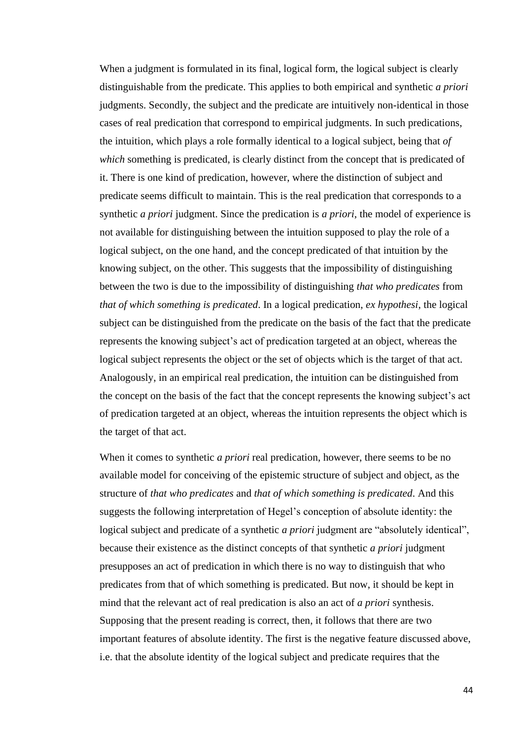When a judgment is formulated in its final, logical form, the logical subject is clearly distinguishable from the predicate. This applies to both empirical and synthetic *a priori* judgments. Secondly, the subject and the predicate are intuitively non-identical in those cases of real predication that correspond to empirical judgments. In such predications, the intuition, which plays a role formally identical to a logical subject, being that *of which* something is predicated, is clearly distinct from the concept that is predicated of it. There is one kind of predication, however, where the distinction of subject and predicate seems difficult to maintain. This is the real predication that corresponds to a synthetic *a priori* judgment. Since the predication is *a priori*, the model of experience is not available for distinguishing between the intuition supposed to play the role of a logical subject, on the one hand, and the concept predicated of that intuition by the knowing subject, on the other. This suggests that the impossibility of distinguishing between the two is due to the impossibility of distinguishing *that who predicates* from *that of which something is predicated*. In a logical predication, *ex hypothesi*, the logical subject can be distinguished from the predicate on the basis of the fact that the predicate represents the knowing subject's act of predication targeted at an object, whereas the logical subject represents the object or the set of objects which is the target of that act. Analogously, in an empirical real predication, the intuition can be distinguished from the concept on the basis of the fact that the concept represents the knowing subject's act of predication targeted at an object, whereas the intuition represents the object which is the target of that act.

When it comes to synthetic *a priori* real predication, however, there seems to be no available model for conceiving of the epistemic structure of subject and object, as the structure of *that who predicates* and *that of which something is predicated*. And this suggests the following interpretation of Hegel's conception of absolute identity: the logical subject and predicate of a synthetic *a priori* judgment are "absolutely identical", because their existence as the distinct concepts of that synthetic *a priori* judgment presupposes an act of predication in which there is no way to distinguish that who predicates from that of which something is predicated. But now, it should be kept in mind that the relevant act of real predication is also an act of *a priori* synthesis. Supposing that the present reading is correct, then, it follows that there are two important features of absolute identity. The first is the negative feature discussed above, i.e. that the absolute identity of the logical subject and predicate requires that the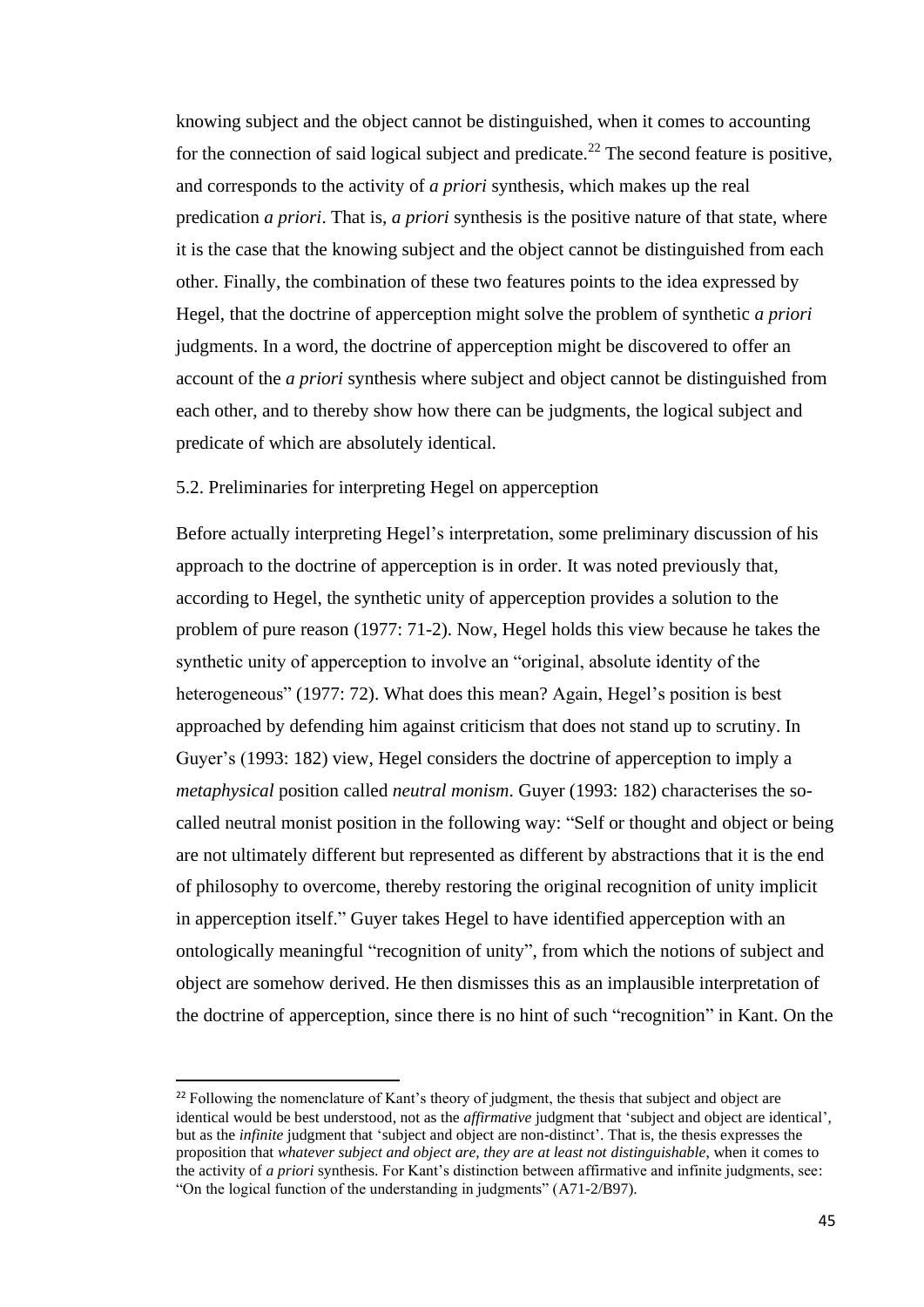knowing subject and the object cannot be distinguished, when it comes to accounting for the connection of said logical subject and predicate.[22] The second feature is positive, and corresponds to the activity of *a priori* synthesis, which makes up the real predication *a priori*. That is, *a priori* synthesis is the positive nature of that state, where it is the case that the knowing subject and the object cannot be distinguished from each other. Finally, the combination of these two features points to the idea expressed by Hegel, that the doctrine of apperception might solve the problem of synthetic *a priori* judgments. In a word, the doctrine of apperception might be discovered to offer an account of the *a priori* synthesis where subject and object cannot be distinguished from each other, and to thereby show how there can be judgments, the logical subject and predicate of which are absolutely identical.

## 5.2. Preliminaries for interpreting Hegel on apperception

Before actually interpreting Hegel's interpretation, some preliminary discussion of his approach to the doctrine of apperception is in order. It was noted previously that, according to Hegel, the synthetic unity of apperception provides a solution to the problem of pure reason (1977: 71-2). Now, Hegel holds this view because he takes the synthetic unity of apperception to involve an "original, absolute identity of the heterogeneous" (1977: 72). What does this mean? Again, Hegel's position is best approached by defending him against criticism that does not stand up to scrutiny. In Guyer's (1993: 182) view, Hegel considers the doctrine of apperception to imply a *metaphysical* position called *neutral monism*. Guyer (1993: 182) characterises the so-called neutral monist position in the following way: "Self or thought and object or being are not ultimately different but represented as different by abstractions that it is the end of philosophy to overcome, thereby restoring the original recognition of unity implicit in apperception itself." Guyer takes Hegel to have identified apperception with an ontologically meaningful "recognition of unity", from which the notions of subject and object are somehow derived. He then dismisses this as an implausible interpretation of the doctrine of apperception, since there is no hint of such "recognition" in Kant. On the

[22] Following the nomenclature of Kant's theory of judgment, the thesis that subject and object are identical would be best understood, not as the *affirmative* judgment that 'subject and object are identical', but as the *infinite* judgment that 'subject and object are non-distinct'. That is, the thesis expresses the proposition that *whatever subject and object are, they are at least not distinguishable*, when it comes to the activity of *a priori* synthesis. For Kant's distinction between affirmative and infinite judgments, see: "On the logical function of the understanding in judgments" (A71-2/B97).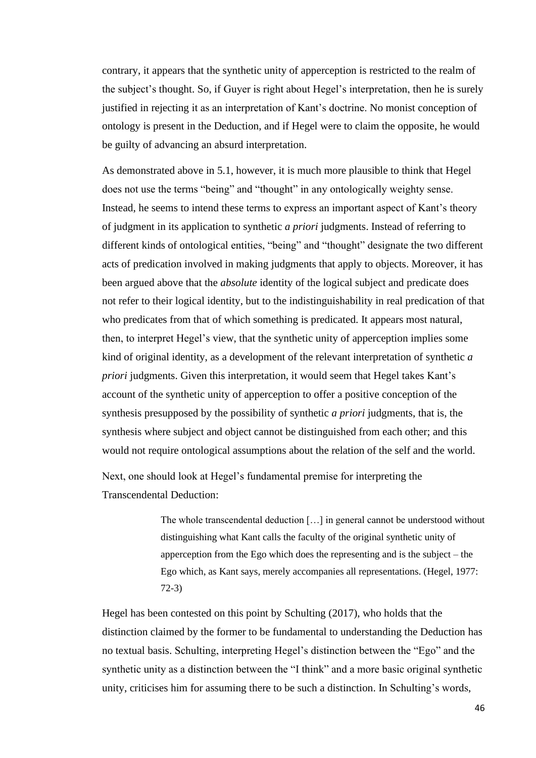contrary, it appears that the synthetic unity of apperception is restricted to the realm of the subject's thought. So, if Guyer is right about Hegel's interpretation, then he is surely justified in rejecting it as an interpretation of Kant's doctrine. No monist conception of ontology is present in the Deduction, and if Hegel were to claim the opposite, he would be guilty of advancing an absurd interpretation.

As demonstrated above in 5.1, however, it is much more plausible to think that Hegel does not use the terms "being" and "thought" in any ontologically weighty sense. Instead, he seems to intend these terms to express an important aspect of Kant's theory of judgment in its application to synthetic *a priori* judgments. Instead of referring to different kinds of ontological entities, "being" and "thought" designate the two different acts of predication involved in making judgments that apply to objects. Moreover, it has been argued above that the *absolute* identity of the logical subject and predicate does not refer to their logical identity, but to the indistinguishability in real predication of that who predicates from that of which something is predicated. It appears most natural, then, to interpret Hegel's view, that the synthetic unity of apperception implies some kind of original identity, as a development of the relevant interpretation of synthetic *a priori* judgments. Given this interpretation, it would seem that Hegel takes Kant's account of the synthetic unity of apperception to offer a positive conception of the synthesis presupposed by the possibility of synthetic *a priori* judgments, that is, the synthesis where subject and object cannot be distinguished from each other; and this would not require ontological assumptions about the relation of the self and the world.

Next, one should look at Hegel's fundamental premise for interpreting the Transcendental Deduction:

> The whole transcendental deduction […] in general cannot be understood without distinguishing what Kant calls the faculty of the original synthetic unity of apperception from the Ego which does the representing and is the subject – the Ego which, as Kant says, merely accompanies all representations. (Hegel, 1977: 72-3)

Hegel has been contested on this point by Schulting (2017), who holds that the distinction claimed by the former to be fundamental to understanding the Deduction has no textual basis. Schulting, interpreting Hegel's distinction between the "Ego" and the synthetic unity as a distinction between the "I think" and a more basic original synthetic unity, criticises him for assuming there to be such a distinction. In Schulting's words,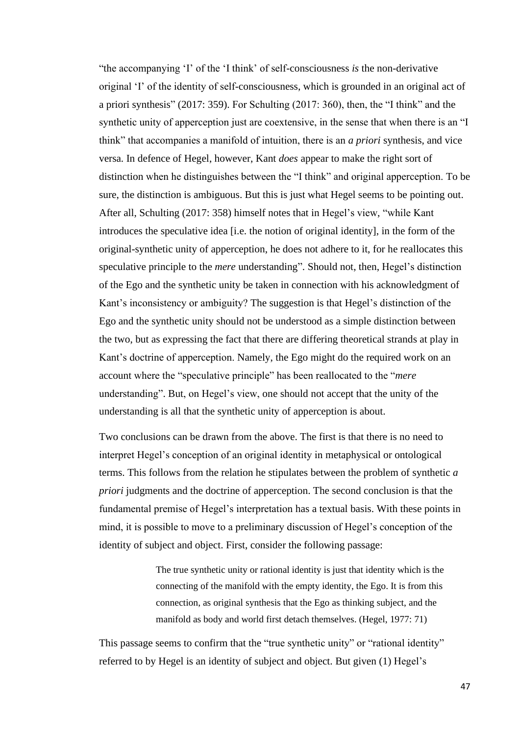“the accompanying ‘I’ of the ‘I think’ of self-consciousness *is* the non-derivative original ‘I’ of the identity of self-consciousness, which is grounded in an original act of a priori synthesis” (2017: 359). For Schulting (2017: 360), then, the “I think” and the synthetic unity of apperception just are coextensive, in the sense that when there is an “I think” that accompanies a manifold of intuition, there is an *a priori* synthesis, and vice versa. In defence of Hegel, however, Kant *does* appear to make the right sort of distinction when he distinguishes between the “I think” and original apperception. To be sure, the distinction is ambiguous. But this is just what Hegel seems to be pointing out. After all, Schulting (2017: 358) himself notes that in Hegel’s view, “while Kant introduces the speculative idea [i.e. the notion of original identity], in the form of the original-synthetic unity of apperception, he does not adhere to it, for he reallocates this speculative principle to the *mere* understanding”. Should not, then, Hegel’s distinction of the Ego and the synthetic unity be taken in connection with his acknowledgment of Kant’s inconsistency or ambiguity? The suggestion is that Hegel’s distinction of the Ego and the synthetic unity should not be understood as a simple distinction between the two, but as expressing the fact that there are differing theoretical strands at play in Kant’s doctrine of apperception. Namely, the Ego might do the required work on an account where the “speculative principle” has been reallocated to the “*mere* understanding”. But, on Hegel’s view, one should not accept that the unity of the understanding is all that the synthetic unity of apperception is about.

Two conclusions can be drawn from the above. The first is that there is no need to interpret Hegel’s conception of an original identity in metaphysical or ontological terms. This follows from the relation he stipulates between the problem of synthetic *a priori* judgments and the doctrine of apperception. The second conclusion is that the fundamental premise of Hegel’s interpretation has a textual basis. With these points in mind, it is possible to move to a preliminary discussion of Hegel’s conception of the identity of subject and object. First, consider the following passage:

> The true synthetic unity or rational identity is just that identity which is the connecting of the manifold with the empty identity, the Ego. It is from this connection, as original synthesis that the Ego as thinking subject, and the manifold as body and world first detach themselves. (Hegel, 1977: 71)

This passage seems to confirm that the “true synthetic unity” or “rational identity” referred to by Hegel is an identity of subject and object. But given (1) Hegel’s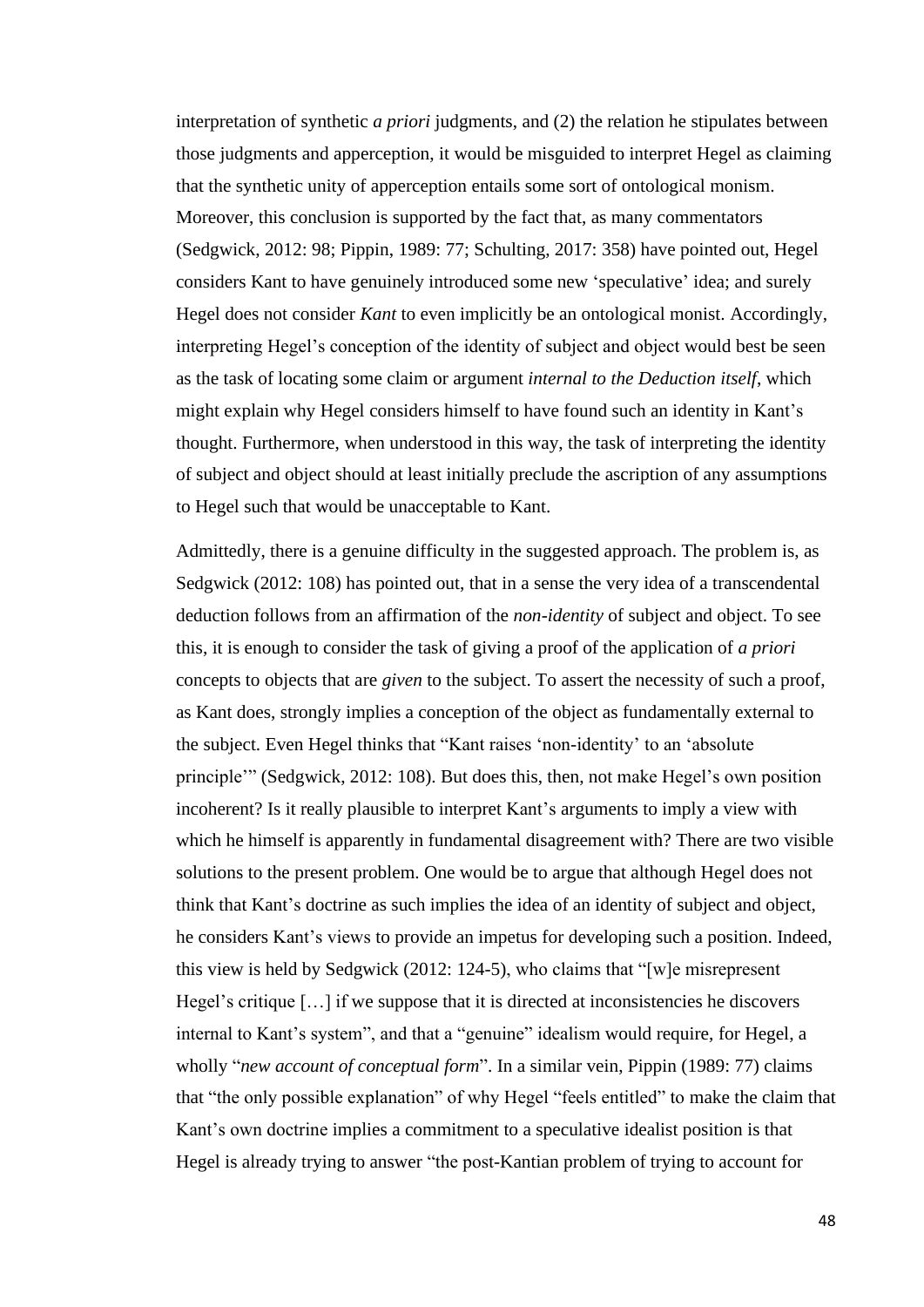interpretation of synthetic *a priori* judgments, and (2) the relation he stipulates between those judgments and apperception, it would be misguided to interpret Hegel as claiming that the synthetic unity of apperception entails some sort of ontological monism. Moreover, this conclusion is supported by the fact that, as many commentators (Sedgwick, 2012: 98; Pippin, 1989: 77; Schulting, 2017: 358) have pointed out, Hegel considers Kant to have genuinely introduced some new 'speculative' idea; and surely Hegel does not consider *Kant* to even implicitly be an ontological monist. Accordingly, interpreting Hegel's conception of the identity of subject and object would best be seen as the task of locating some claim or argument *internal to the Deduction itself*, which might explain why Hegel considers himself to have found such an identity in Kant's thought. Furthermore, when understood in this way, the task of interpreting the identity of subject and object should at least initially preclude the ascription of any assumptions to Hegel such that would be unacceptable to Kant.

Admittedly, there is a genuine difficulty in the suggested approach. The problem is, as Sedgwick (2012: 108) has pointed out, that in a sense the very idea of a transcendental deduction follows from an affirmation of the *non-identity* of subject and object. To see this, it is enough to consider the task of giving a proof of the application of *a priori* concepts to objects that are *given* to the subject. To assert the necessity of such a proof, as Kant does, strongly implies a conception of the object as fundamentally external to the subject. Even Hegel thinks that "Kant raises 'non-identity' to an 'absolute principle'" (Sedgwick, 2012: 108). But does this, then, not make Hegel's own position incoherent? Is it really plausible to interpret Kant's arguments to imply a view with which he himself is apparently in fundamental disagreement with? There are two visible solutions to the present problem. One would be to argue that although Hegel does not think that Kant's doctrine as such implies the idea of an identity of subject and object, he considers Kant's views to provide an impetus for developing such a position. Indeed, this view is held by Sedgwick (2012: 124-5), who claims that "[w]e misrepresent Hegel's critique […] if we suppose that it is directed at inconsistencies he discovers internal to Kant's system", and that a "genuine" idealism would require, for Hegel, a wholly "*new account of conceptual form*". In a similar vein, Pippin (1989: 77) claims that "the only possible explanation" of why Hegel "feels entitled" to make the claim that Kant's own doctrine implies a commitment to a speculative idealist position is that Hegel is already trying to answer "the post-Kantian problem of trying to account for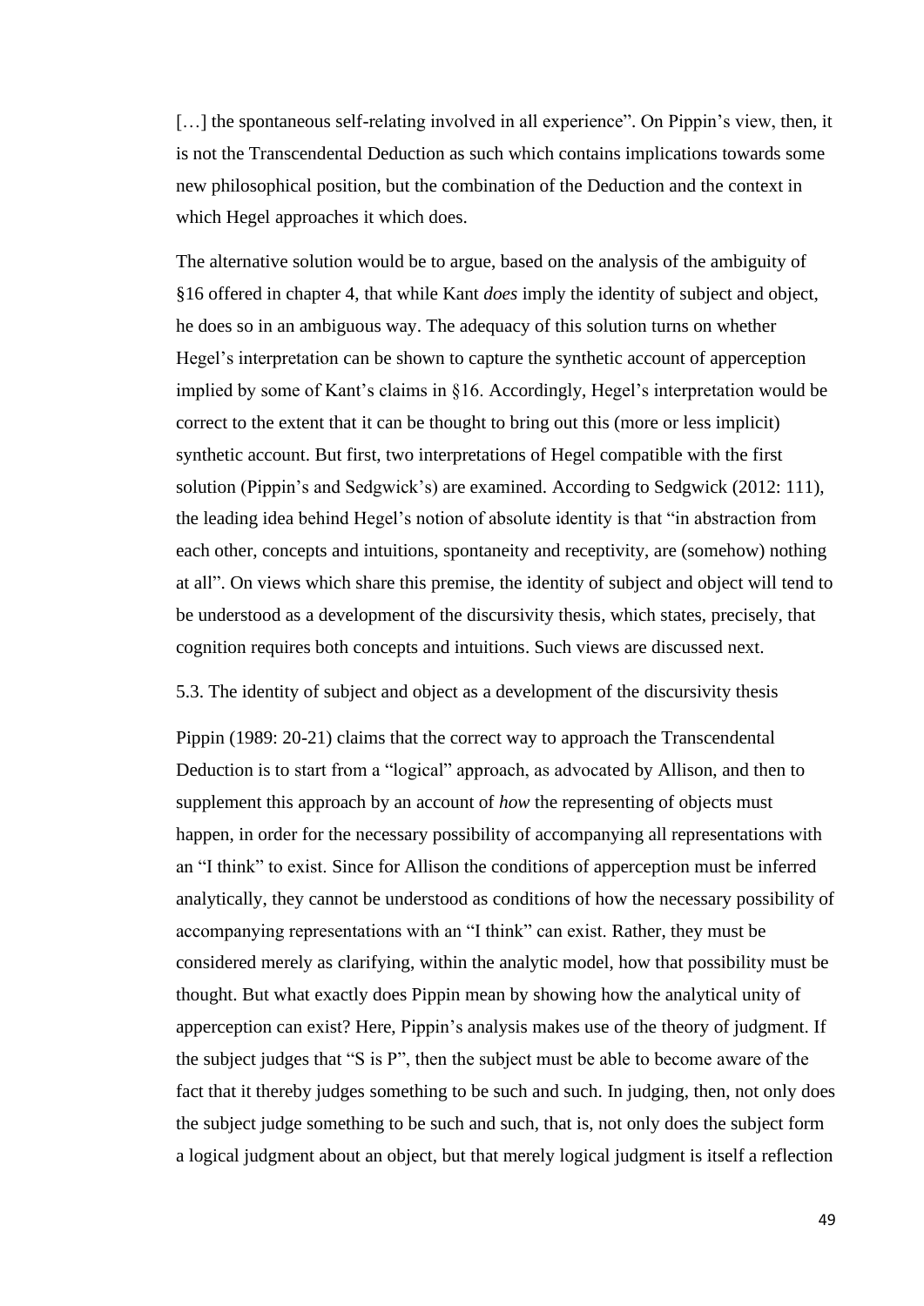[…] the spontaneous self-relating involved in all experience". On Pippin's view, then, it is not the Transcendental Deduction as such which contains implications towards some new philosophical position, but the combination of the Deduction and the context in which Hegel approaches it which does.

The alternative solution would be to argue, based on the analysis of the ambiguity of §16 offered in chapter 4, that while Kant *does* imply the identity of subject and object, he does so in an ambiguous way. The adequacy of this solution turns on whether Hegel's interpretation can be shown to capture the synthetic account of apperception implied by some of Kant's claims in §16. Accordingly, Hegel's interpretation would be correct to the extent that it can be thought to bring out this (more or less implicit) synthetic account. But first, two interpretations of Hegel compatible with the first solution (Pippin's and Sedgwick's) are examined. According to Sedgwick (2012: 111), the leading idea behind Hegel's notion of absolute identity is that "in abstraction from each other, concepts and intuitions, spontaneity and receptivity, are (somehow) nothing at all". On views which share this premise, the identity of subject and object will tend to be understood as a development of the discursivity thesis, which states, precisely, that cognition requires both concepts and intuitions. Such views are discussed next.

### 5.3. The identity of subject and object as a development of the discursivity thesis

Pippin (1989: 20-21) claims that the correct way to approach the Transcendental Deduction is to start from a "logical" approach, as advocated by Allison, and then to supplement this approach by an account of *how* the representing of objects must happen, in order for the necessary possibility of accompanying all representations with an "I think" to exist. Since for Allison the conditions of apperception must be inferred analytically, they cannot be understood as conditions of how the necessary possibility of accompanying representations with an "I think" can exist. Rather, they must be considered merely as clarifying, within the analytic model, how that possibility must be thought. But what exactly does Pippin mean by showing how the analytical unity of apperception can exist? Here, Pippin's analysis makes use of the theory of judgment. If the subject judges that "S is P", then the subject must be able to become aware of the fact that it thereby judges something to be such and such. In judging, then, not only does the subject judge something to be such and such, that is, not only does the subject form a logical judgment about an object, but that merely logical judgment is itself a reflection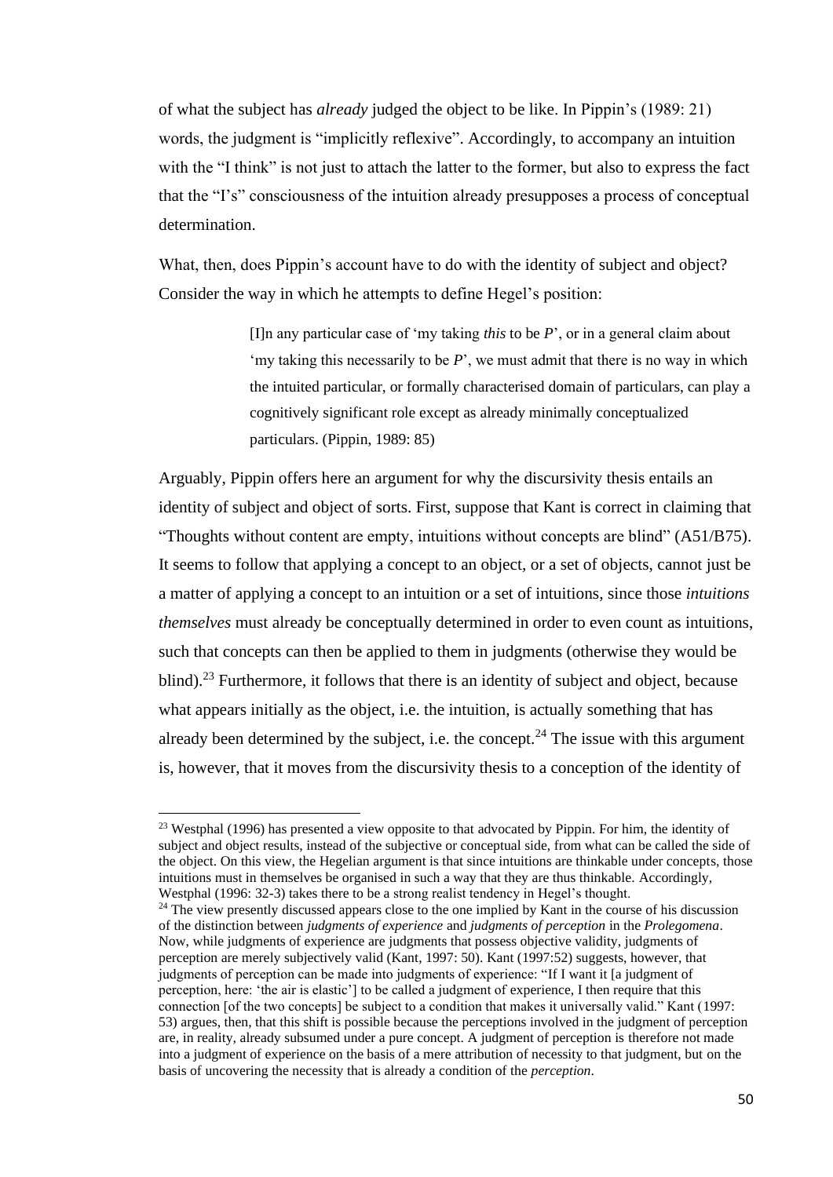of what the subject has *already* judged the object to be like. In Pippin's (1989: 21) words, the judgment is "implicitly reflexive". Accordingly, to accompany an intuition with the "I think" is not just to attach the latter to the former, but also to express the fact that the "I's" consciousness of the intuition already presupposes a process of conceptual determination.

What, then, does Pippin's account have to do with the identity of subject and object? Consider the way in which he attempts to define Hegel's position:

> [I]n any particular case of 'my taking *this* to be *P*', or in a general claim about 'my taking this necessarily to be *P*', we must admit that there is no way in which the intuited particular, or formally characterised domain of particulars, can play a cognitively significant role except as already minimally conceptualized particulars. (Pippin, 1989: 85)

Arguably, Pippin offers here an argument for why the discursivity thesis entails an identity of subject and object of sorts. First, suppose that Kant is correct in claiming that "Thoughts without content are empty, intuitions without concepts are blind" (A51/B75). It seems to follow that applying a concept to an object, or a set of objects, cannot just be a matter of applying a concept to an intuition or a set of intuitions, since those *intuitions themselves* must already be conceptually determined in order to even count as intuitions, such that concepts can then be applied to them in judgments (otherwise they would be blind).[23] Furthermore, it follows that there is an identity of subject and object, because what appears initially as the object, i.e. the intuition, is actually something that has already been determined by the subject, i.e. the concept.[24] The issue with this argument is, however, that it moves from the discursivity thesis to a conception of the identity of

[23] Westphal (1996) has presented a view opposite to that advocated by Pippin. For him, the identity of subject and object results, instead of the subjective or conceptual side, from what can be called the side of the object. On this view, the Hegelian argument is that since intuitions are thinkable under concepts, those intuitions must in themselves be organised in such a way that they are thus thinkable. Accordingly, Westphal (1996: 32-3) takes there to be a strong realist tendency in Hegel's thought.

[24] The view presently discussed appears close to the one implied by Kant in the course of his discussion of the distinction between *judgments of experience* and *judgments of perception* in the *Prolegomena*. Now, while judgments of experience are judgments that possess objective validity, judgments of perception are merely subjectively valid (Kant, 1997: 50). Kant (1997:52) suggests, however, that judgments of perception can be made into judgments of experience: "If I want it [a judgment of perception, here: 'the air is elastic'] to be called a judgment of experience, I then require that this connection [of the two concepts] be subject to a condition that makes it universally valid." Kant (1997: 53) argues, then, that this shift is possible because the perceptions involved in the judgment of perception are, in reality, already subsumed under a pure concept. A judgment of perception is therefore not made into a judgment of experience on the basis of a mere attribution of necessity to that judgment, but on the basis of uncovering the necessity that is already a condition of the *perception*.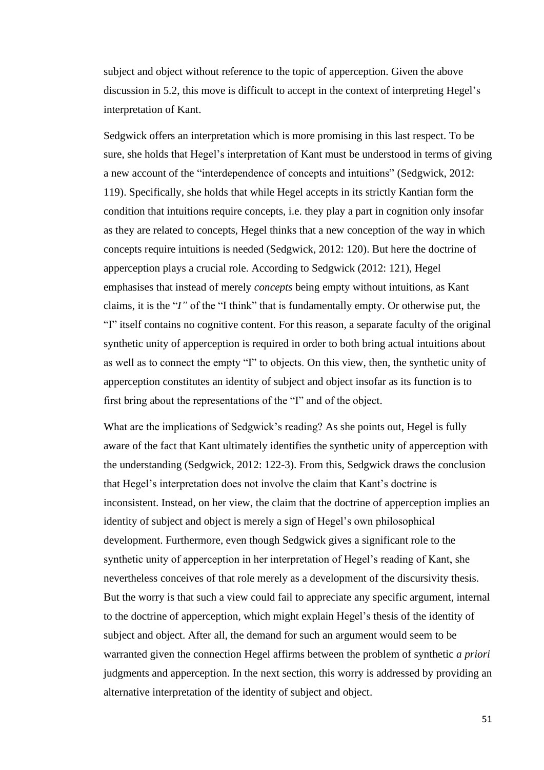subject and object without reference to the topic of apperception. Given the above discussion in 5.2, this move is difficult to accept in the context of interpreting Hegel's interpretation of Kant.

Sedgwick offers an interpretation which is more promising in this last respect. To be sure, she holds that Hegel's interpretation of Kant must be understood in terms of giving a new account of the "interdependence of concepts and intuitions" (Sedgwick, 2012: 119). Specifically, she holds that while Hegel accepts in its strictly Kantian form the condition that intuitions require concepts, i.e. they play a part in cognition only insofar as they are related to concepts, Hegel thinks that a new conception of the way in which concepts require intuitions is needed (Sedgwick, 2012: 120). But here the doctrine of apperception plays a crucial role. According to Sedgwick (2012: 121), Hegel emphasises that instead of merely *concepts* being empty without intuitions, as Kant claims, it is the "*I"* of the "I think" that is fundamentally empty. Or otherwise put, the "I" itself contains no cognitive content. For this reason, a separate faculty of the original synthetic unity of apperception is required in order to both bring actual intuitions about as well as to connect the empty "I" to objects. On this view, then, the synthetic unity of apperception constitutes an identity of subject and object insofar as its function is to first bring about the representations of the "I" and of the object.

What are the implications of Sedgwick's reading? As she points out, Hegel is fully aware of the fact that Kant ultimately identifies the synthetic unity of apperception with the understanding (Sedgwick, 2012: 122-3). From this, Sedgwick draws the conclusion that Hegel's interpretation does not involve the claim that Kant's doctrine is inconsistent. Instead, on her view, the claim that the doctrine of apperception implies an identity of subject and object is merely a sign of Hegel's own philosophical development. Furthermore, even though Sedgwick gives a significant role to the synthetic unity of apperception in her interpretation of Hegel's reading of Kant, she nevertheless conceives of that role merely as a development of the discursivity thesis. But the worry is that such a view could fail to appreciate any specific argument, internal to the doctrine of apperception, which might explain Hegel's thesis of the identity of subject and object. After all, the demand for such an argument would seem to be warranted given the connection Hegel affirms between the problem of synthetic *a priori* judgments and apperception. In the next section, this worry is addressed by providing an alternative interpretation of the identity of subject and object.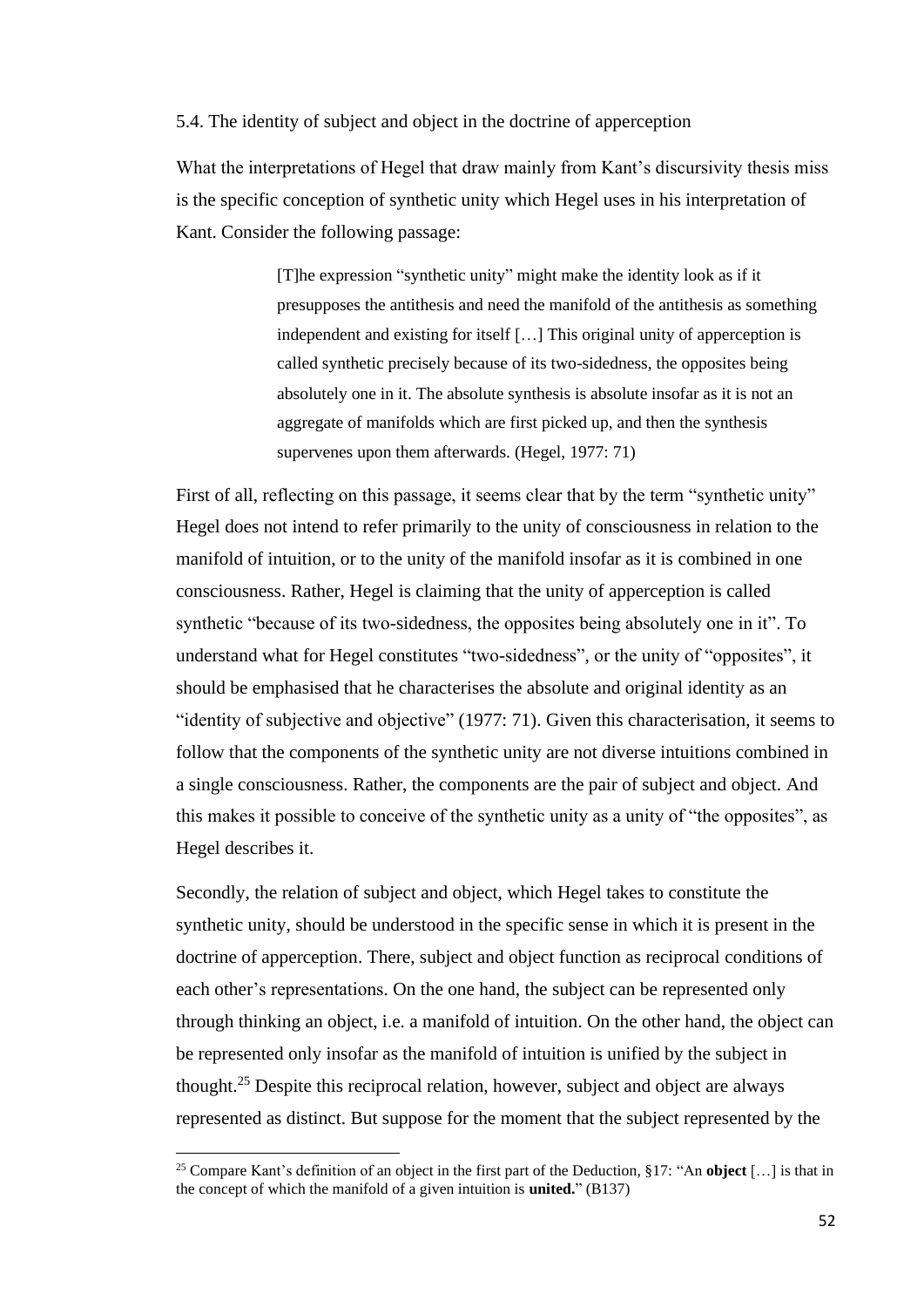### 5.4. The identity of subject and object in the doctrine of apperception

What the interpretations of Hegel that draw mainly from Kant's discursivity thesis miss is the specific conception of synthetic unity which Hegel uses in his interpretation of Kant. Consider the following passage:

> [T]he expression "synthetic unity" might make the identity look as if it presupposes the antithesis and need the manifold of the antithesis as something independent and existing for itself […] This original unity of apperception is called synthetic precisely because of its two-sidedness, the opposites being absolutely one in it. The absolute synthesis is absolute insofar as it is not an aggregate of manifolds which are first picked up, and then the synthesis supervenes upon them afterwards. (Hegel, 1977: 71)

First of all, reflecting on this passage, it seems clear that by the term "synthetic unity" Hegel does not intend to refer primarily to the unity of consciousness in relation to the manifold of intuition, or to the unity of the manifold insofar as it is combined in one consciousness. Rather, Hegel is claiming that the unity of apperception is called synthetic "because of its two-sidedness, the opposites being absolutely one in it". To understand what for Hegel constitutes "two-sidedness", or the unity of "opposites", it should be emphasised that he characterises the absolute and original identity as an "identity of subjective and objective" (1977: 71). Given this characterisation, it seems to follow that the components of the synthetic unity are not diverse intuitions combined in a single consciousness. Rather, the components are the pair of subject and object. And this makes it possible to conceive of the synthetic unity as a unity of "the opposites", as Hegel describes it.

Secondly, the relation of subject and object, which Hegel takes to constitute the synthetic unity, should be understood in the specific sense in which it is present in the doctrine of apperception. There, subject and object function as reciprocal conditions of each other's representations. On the one hand, the subject can be represented only through thinking an object, i.e. a manifold of intuition. On the other hand, the object can be represented only insofar as the manifold of intuition is unified by the subject in thought.[25] Despite this reciprocal relation, however, subject and object are always represented as distinct. But suppose for the moment that the subject represented by the

[25] Compare Kant's definition of an object in the first part of the Deduction, §17: "An **object** […] is that in the concept of which the manifold of a given intuition is **united.**" (B137)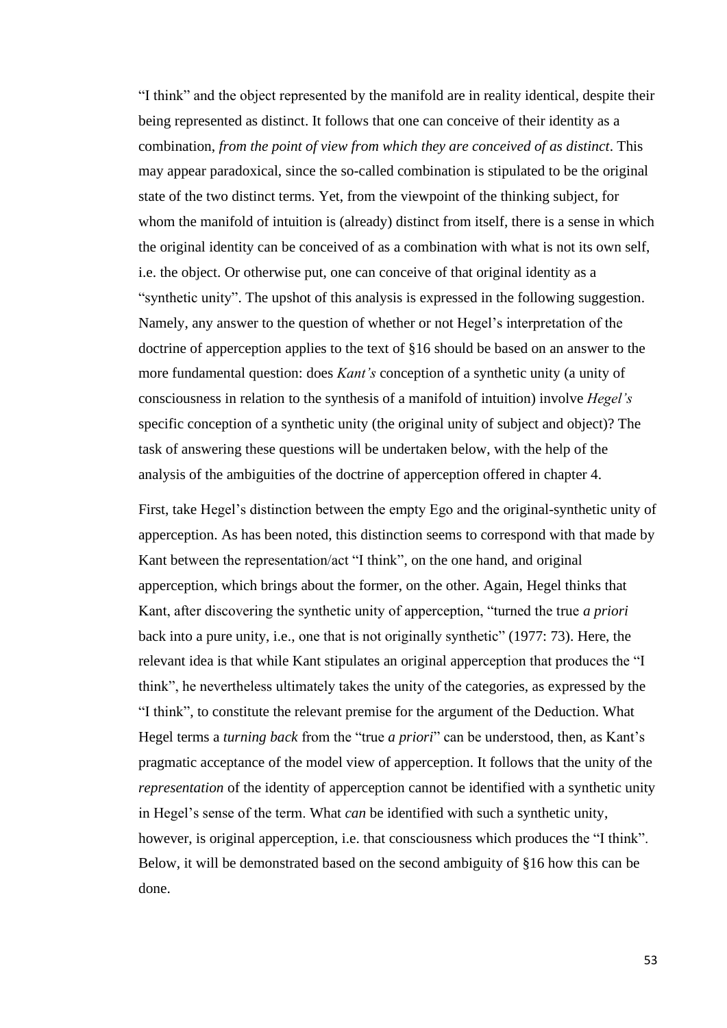"I think" and the object represented by the manifold are in reality identical, despite their being represented as distinct. It follows that one can conceive of their identity as a combination, *from the point of view from which they are conceived of as distinct*. This may appear paradoxical, since the so-called combination is stipulated to be the original state of the two distinct terms. Yet, from the viewpoint of the thinking subject, for whom the manifold of intuition is (already) distinct from itself, there is a sense in which the original identity can be conceived of as a combination with what is not its own self, i.e. the object. Or otherwise put, one can conceive of that original identity as a "synthetic unity". The upshot of this analysis is expressed in the following suggestion. Namely, any answer to the question of whether or not Hegel's interpretation of the doctrine of apperception applies to the text of §16 should be based on an answer to the more fundamental question: does *Kant's* conception of a synthetic unity (a unity of consciousness in relation to the synthesis of a manifold of intuition) involve *Hegel's* specific conception of a synthetic unity (the original unity of subject and object)? The task of answering these questions will be undertaken below, with the help of the analysis of the ambiguities of the doctrine of apperception offered in chapter 4.

First, take Hegel's distinction between the empty Ego and the original-synthetic unity of apperception. As has been noted, this distinction seems to correspond with that made by Kant between the representation/act "I think", on the one hand, and original apperception, which brings about the former, on the other. Again, Hegel thinks that Kant, after discovering the synthetic unity of apperception, "turned the true *a priori* back into a pure unity, i.e., one that is not originally synthetic" (1977: 73). Here, the relevant idea is that while Kant stipulates an original apperception that produces the "I think", he nevertheless ultimately takes the unity of the categories, as expressed by the "I think", to constitute the relevant premise for the argument of the Deduction. What Hegel terms a *turning back* from the "true *a priori*" can be understood, then, as Kant's pragmatic acceptance of the model view of apperception. It follows that the unity of the *representation* of the identity of apperception cannot be identified with a synthetic unity in Hegel's sense of the term. What *can* be identified with such a synthetic unity, however, is original apperception, i.e. that consciousness which produces the "I think". Below, it will be demonstrated based on the second ambiguity of §16 how this can be done.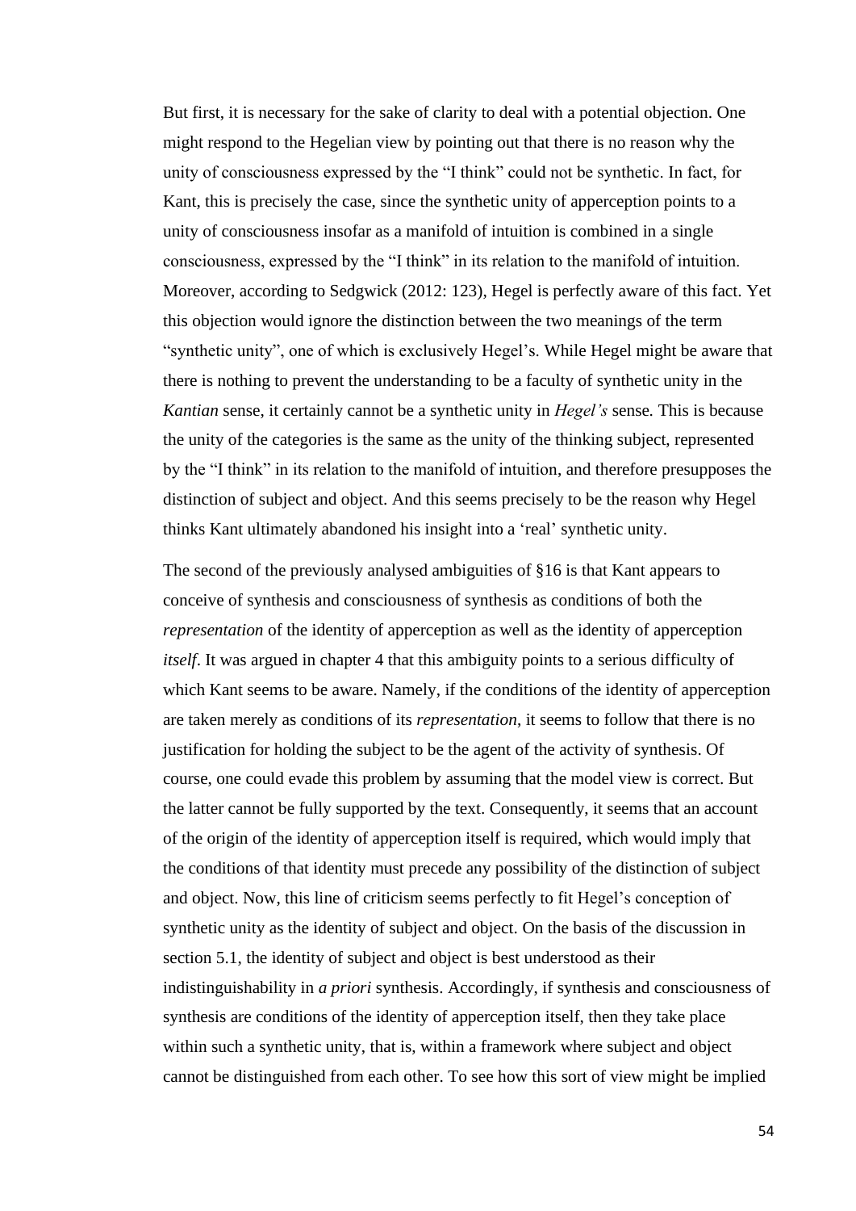But first, it is necessary for the sake of clarity to deal with a potential objection. One might respond to the Hegelian view by pointing out that there is no reason why the unity of consciousness expressed by the "I think" could not be synthetic. In fact, for Kant, this is precisely the case, since the synthetic unity of apperception points to a unity of consciousness insofar as a manifold of intuition is combined in a single consciousness, expressed by the "I think" in its relation to the manifold of intuition. Moreover, according to Sedgwick (2012: 123), Hegel is perfectly aware of this fact. Yet this objection would ignore the distinction between the two meanings of the term "synthetic unity", one of which is exclusively Hegel's. While Hegel might be aware that there is nothing to prevent the understanding to be a faculty of synthetic unity in the *Kantian* sense, it certainly cannot be a synthetic unity in *Hegel's* sense. This is because the unity of the categories is the same as the unity of the thinking subject, represented by the "I think" in its relation to the manifold of intuition, and therefore presupposes the distinction of subject and object. And this seems precisely to be the reason why Hegel thinks Kant ultimately abandoned his insight into a 'real' synthetic unity.

The second of the previously analysed ambiguities of §16 is that Kant appears to conceive of synthesis and consciousness of synthesis as conditions of both the *representation* of the identity of apperception as well as the identity of apperception *itself*. It was argued in chapter 4 that this ambiguity points to a serious difficulty of which Kant seems to be aware. Namely, if the conditions of the identity of apperception are taken merely as conditions of its *representation*, it seems to follow that there is no justification for holding the subject to be the agent of the activity of synthesis. Of course, one could evade this problem by assuming that the model view is correct. But the latter cannot be fully supported by the text. Consequently, it seems that an account of the origin of the identity of apperception itself is required, which would imply that the conditions of that identity must precede any possibility of the distinction of subject and object. Now, this line of criticism seems perfectly to fit Hegel's conception of synthetic unity as the identity of subject and object. On the basis of the discussion in section 5.1, the identity of subject and object is best understood as their indistinguishability in *a priori* synthesis. Accordingly, if synthesis and consciousness of synthesis are conditions of the identity of apperception itself, then they take place within such a synthetic unity, that is, within a framework where subject and object cannot be distinguished from each other. To see how this sort of view might be implied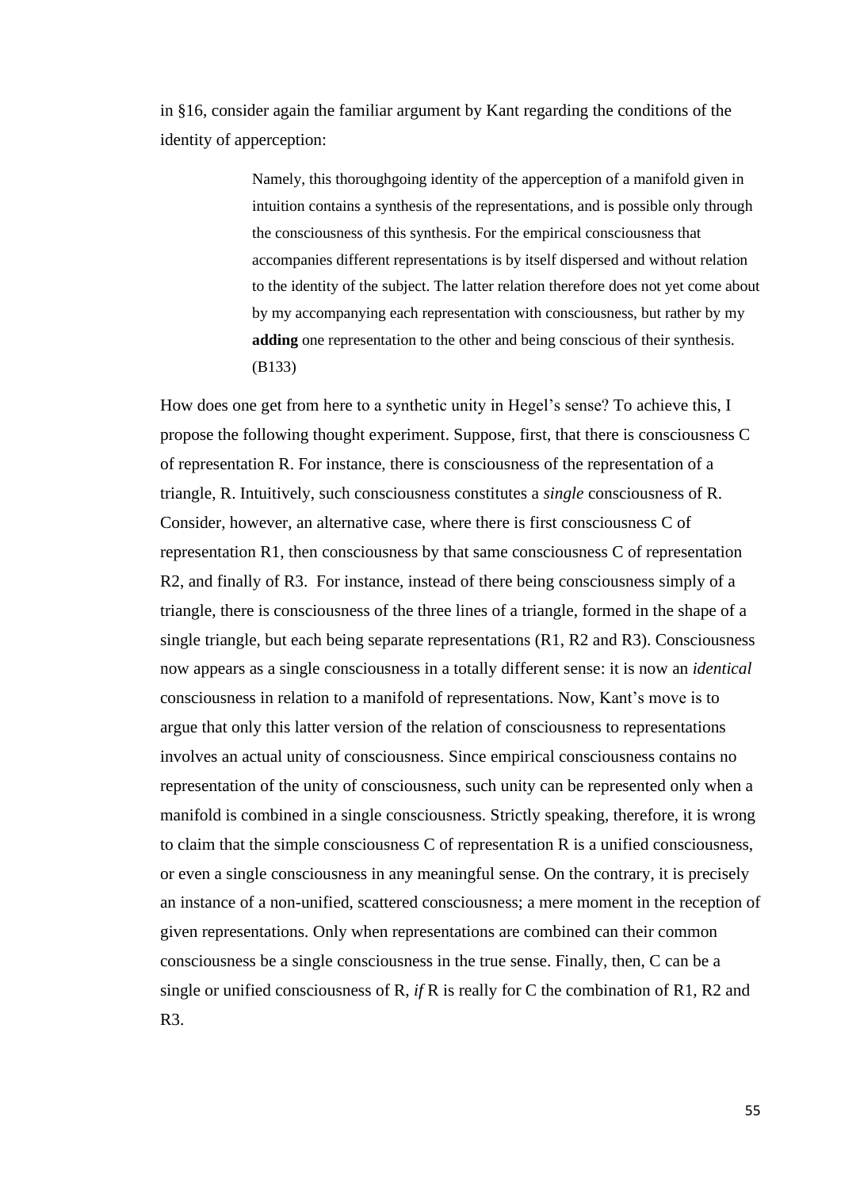in §16, consider again the familiar argument by Kant regarding the conditions of the identity of apperception:

> Namely, this thoroughgoing identity of the apperception of a manifold given in intuition contains a synthesis of the representations, and is possible only through the consciousness of this synthesis. For the empirical consciousness that accompanies different representations is by itself dispersed and without relation to the identity of the subject. The latter relation therefore does not yet come about by my accompanying each representation with consciousness, but rather by my **adding** one representation to the other and being conscious of their synthesis. (B133)

How does one get from here to a synthetic unity in Hegel's sense? To achieve this, I propose the following thought experiment. Suppose, first, that there is consciousness C of representation R. For instance, there is consciousness of the representation of a triangle, R. Intuitively, such consciousness constitutes a *single* consciousness of R. Consider, however, an alternative case, where there is first consciousness C of representation R1, then consciousness by that same consciousness C of representation R2, and finally of R3. For instance, instead of there being consciousness simply of a triangle, there is consciousness of the three lines of a triangle, formed in the shape of a single triangle, but each being separate representations (R1, R2 and R3). Consciousness now appears as a single consciousness in a totally different sense: it is now an *identical* consciousness in relation to a manifold of representations. Now, Kant's move is to argue that only this latter version of the relation of consciousness to representations involves an actual unity of consciousness. Since empirical consciousness contains no representation of the unity of consciousness, such unity can be represented only when a manifold is combined in a single consciousness. Strictly speaking, therefore, it is wrong to claim that the simple consciousness C of representation R is a unified consciousness, or even a single consciousness in any meaningful sense. On the contrary, it is precisely an instance of a non-unified, scattered consciousness; a mere moment in the reception of given representations. Only when representations are combined can their common consciousness be a single consciousness in the true sense. Finally, then, C can be a single or unified consciousness of R, *if* R is really for C the combination of R1, R2 and R3.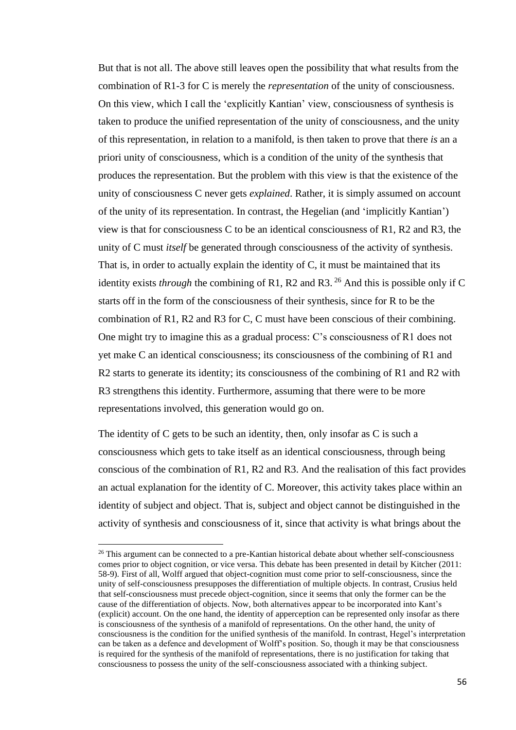But that is not all. The above still leaves open the possibility that what results from the combination of R1-3 for C is merely the *representation* of the unity of consciousness. On this view, which I call the 'explicitly Kantian' view, consciousness of synthesis is taken to produce the unified representation of the unity of consciousness, and the unity of this representation, in relation to a manifold, is then taken to prove that there *is* an a priori unity of consciousness, which is a condition of the unity of the synthesis that produces the representation. But the problem with this view is that the existence of the unity of consciousness C never gets *explained*. Rather, it is simply assumed on account of the unity of its representation. In contrast, the Hegelian (and 'implicitly Kantian') view is that for consciousness C to be an identical consciousness of R1, R2 and R3, the unity of C must *itself* be generated through consciousness of the activity of synthesis. That is, in order to actually explain the identity of C, it must be maintained that its identity exists *through* the combining of R1, R2 and R3.[26] And this is possible only if C starts off in the form of the consciousness of their synthesis, since for R to be the combination of R1, R2 and R3 for C, C must have been conscious of their combining. One might try to imagine this as a gradual process: C's consciousness of R1 does not yet make C an identical consciousness; its consciousness of the combining of R1 and R2 starts to generate its identity; its consciousness of the combining of R1 and R2 with R3 strengthens this identity. Furthermore, assuming that there were to be more representations involved, this generation would go on.

The identity of C gets to be such an identity, then, only insofar as C is such a consciousness which gets to take itself as an identical consciousness, through being conscious of the combination of R1, R2 and R3. And the realisation of this fact provides an actual explanation for the identity of C. Moreover, this activity takes place within an identity of subject and object. That is, subject and object cannot be distinguished in the activity of synthesis and consciousness of it, since that activity is what brings about the

[26] This argument can be connected to a pre-Kantian historical debate about whether self-consciousness comes prior to object cognition, or vice versa. This debate has been presented in detail by Kitcher (2011: 58-9). First of all, Wolff argued that object-cognition must come prior to self-consciousness, since the unity of self-consciousness presupposes the differentiation of multiple objects. In contrast, Crusius held that self-consciousness must precede object-cognition, since it seems that only the former can be the cause of the differentiation of objects. Now, both alternatives appear to be incorporated into Kant's (explicit) account. On the one hand, the identity of apperception can be represented only insofar as there is consciousness of the synthesis of a manifold of representations. On the other hand, the unity of consciousness is the condition for the unified synthesis of the manifold. In contrast, Hegel's interpretation can be taken as a defence and development of Wolff's position. So, though it may be that consciousness is required for the synthesis of the manifold of representations, there is no justification for taking that consciousness to possess the unity of the self-consciousness associated with a thinking subject.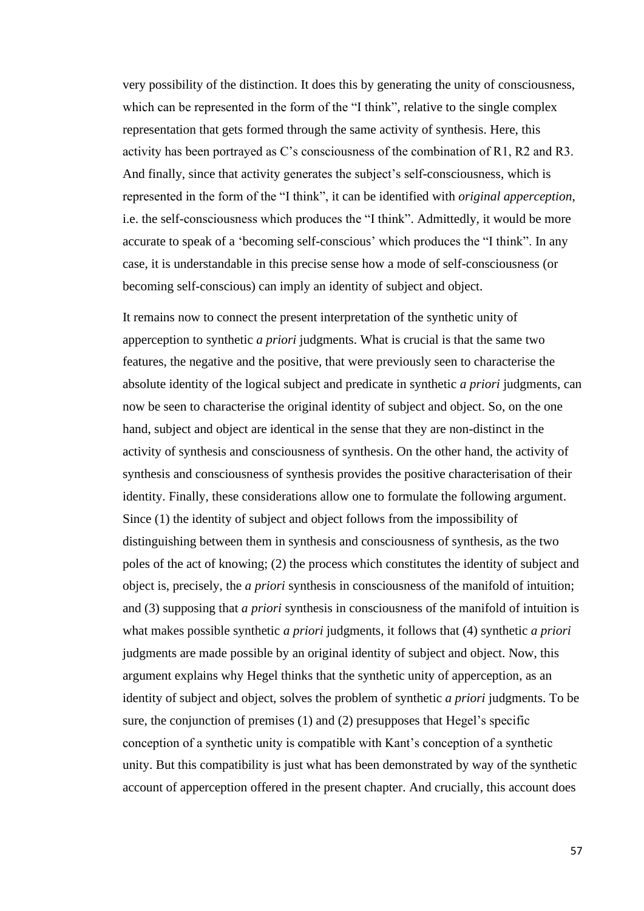very possibility of the distinction. It does this by generating the unity of consciousness, which can be represented in the form of the "I think", relative to the single complex representation that gets formed through the same activity of synthesis. Here, this activity has been portrayed as C's consciousness of the combination of R1, R2 and R3. And finally, since that activity generates the subject's self-consciousness, which is represented in the form of the "I think", it can be identified with *original apperception*, i.e. the self-consciousness which produces the "I think". Admittedly, it would be more accurate to speak of a 'becoming self-conscious' which produces the "I think". In any case, it is understandable in this precise sense how a mode of self-consciousness (or becoming self-conscious) can imply an identity of subject and object.

It remains now to connect the present interpretation of the synthetic unity of apperception to synthetic *a priori* judgments. What is crucial is that the same two features, the negative and the positive, that were previously seen to characterise the absolute identity of the logical subject and predicate in synthetic *a priori* judgments, can now be seen to characterise the original identity of subject and object. So, on the one hand, subject and object are identical in the sense that they are non-distinct in the activity of synthesis and consciousness of synthesis. On the other hand, the activity of synthesis and consciousness of synthesis provides the positive characterisation of their identity. Finally, these considerations allow one to formulate the following argument. Since (1) the identity of subject and object follows from the impossibility of distinguishing between them in synthesis and consciousness of synthesis, as the two poles of the act of knowing; (2) the process which constitutes the identity of subject and object is, precisely, the *a priori* synthesis in consciousness of the manifold of intuition; and (3) supposing that *a priori* synthesis in consciousness of the manifold of intuition is what makes possible synthetic *a priori* judgments, it follows that (4) synthetic *a priori* judgments are made possible by an original identity of subject and object. Now, this argument explains why Hegel thinks that the synthetic unity of apperception, as an identity of subject and object, solves the problem of synthetic *a priori* judgments. To be sure, the conjunction of premises (1) and (2) presupposes that Hegel's specific conception of a synthetic unity is compatible with Kant's conception of a synthetic unity. But this compatibility is just what has been demonstrated by way of the synthetic account of apperception offered in the present chapter. And crucially, this account does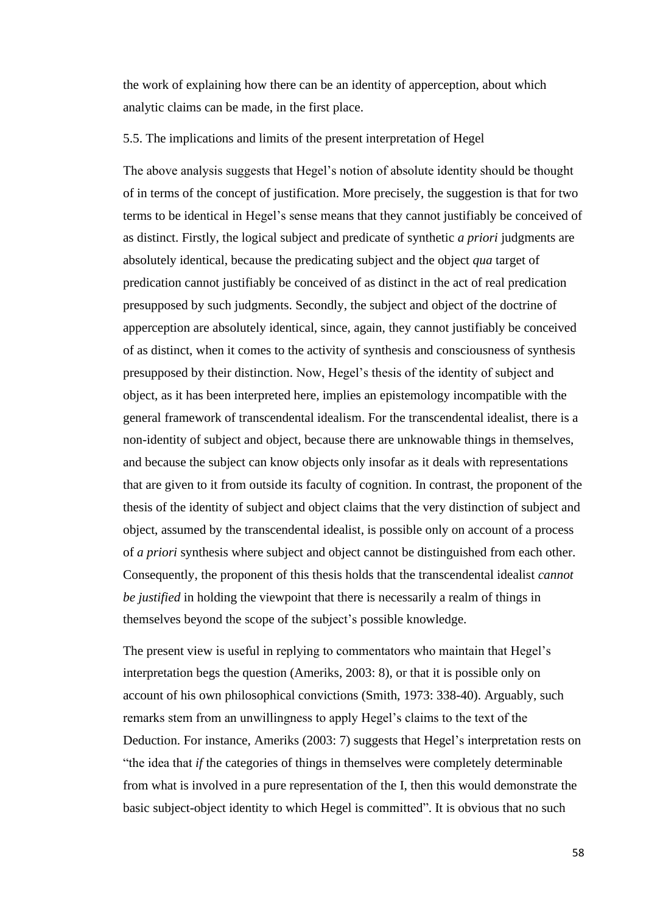the work of explaining how there can be an identity of apperception, about which analytic claims can be made, in the first place.

### 5.5. The implications and limits of the present interpretation of Hegel

The above analysis suggests that Hegel's notion of absolute identity should be thought of in terms of the concept of justification. More precisely, the suggestion is that for two terms to be identical in Hegel's sense means that they cannot justifiably be conceived of as distinct. Firstly, the logical subject and predicate of synthetic *a priori* judgments are absolutely identical, because the predicating subject and the object *qua* target of predication cannot justifiably be conceived of as distinct in the act of real predication presupposed by such judgments. Secondly, the subject and object of the doctrine of apperception are absolutely identical, since, again, they cannot justifiably be conceived of as distinct, when it comes to the activity of synthesis and consciousness of synthesis presupposed by their distinction. Now, Hegel's thesis of the identity of subject and object, as it has been interpreted here, implies an epistemology incompatible with the general framework of transcendental idealism. For the transcendental idealist, there is a non-identity of subject and object, because there are unknowable things in themselves, and because the subject can know objects only insofar as it deals with representations that are given to it from outside its faculty of cognition. In contrast, the proponent of the thesis of the identity of subject and object claims that the very distinction of subject and object, assumed by the transcendental idealist, is possible only on account of a process of *a priori* synthesis where subject and object cannot be distinguished from each other. Consequently, the proponent of this thesis holds that the transcendental idealist *cannot be justified* in holding the viewpoint that there is necessarily a realm of things in themselves beyond the scope of the subject's possible knowledge.

The present view is useful in replying to commentators who maintain that Hegel's interpretation begs the question (Ameriks, 2003: 8), or that it is possible only on account of his own philosophical convictions (Smith, 1973: 338-40). Arguably, such remarks stem from an unwillingness to apply Hegel's claims to the text of the Deduction. For instance, Ameriks (2003: 7) suggests that Hegel's interpretation rests on "the idea that *if* the categories of things in themselves were completely determinable from what is involved in a pure representation of the I, then this would demonstrate the basic subject-object identity to which Hegel is committed". It is obvious that no such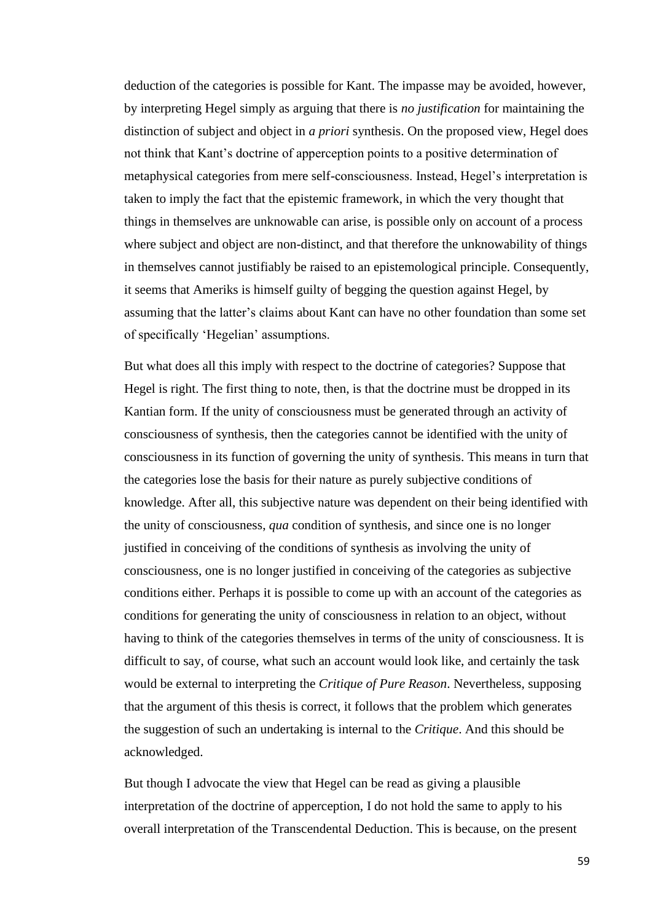deduction of the categories is possible for Kant. The impasse may be avoided, however, by interpreting Hegel simply as arguing that there is *no justification* for maintaining the distinction of subject and object in *a priori* synthesis. On the proposed view, Hegel does not think that Kant's doctrine of apperception points to a positive determination of metaphysical categories from mere self-consciousness. Instead, Hegel's interpretation is taken to imply the fact that the epistemic framework, in which the very thought that things in themselves are unknowable can arise, is possible only on account of a process where subject and object are non-distinct, and that therefore the unknowability of things in themselves cannot justifiably be raised to an epistemological principle. Consequently, it seems that Ameriks is himself guilty of begging the question against Hegel, by assuming that the latter's claims about Kant can have no other foundation than some set of specifically 'Hegelian' assumptions.

But what does all this imply with respect to the doctrine of categories? Suppose that Hegel is right. The first thing to note, then, is that the doctrine must be dropped in its Kantian form. If the unity of consciousness must be generated through an activity of consciousness of synthesis, then the categories cannot be identified with the unity of consciousness in its function of governing the unity of synthesis. This means in turn that the categories lose the basis for their nature as purely subjective conditions of knowledge. After all, this subjective nature was dependent on their being identified with the unity of consciousness, *qua* condition of synthesis, and since one is no longer justified in conceiving of the conditions of synthesis as involving the unity of consciousness, one is no longer justified in conceiving of the categories as subjective conditions either. Perhaps it is possible to come up with an account of the categories as conditions for generating the unity of consciousness in relation to an object, without having to think of the categories themselves in terms of the unity of consciousness. It is difficult to say, of course, what such an account would look like, and certainly the task would be external to interpreting the *Critique of Pure Reason*. Nevertheless, supposing that the argument of this thesis is correct, it follows that the problem which generates the suggestion of such an undertaking is internal to the *Critique*. And this should be acknowledged.

But though I advocate the view that Hegel can be read as giving a plausible interpretation of the doctrine of apperception, I do not hold the same to apply to his overall interpretation of the Transcendental Deduction. This is because, on the present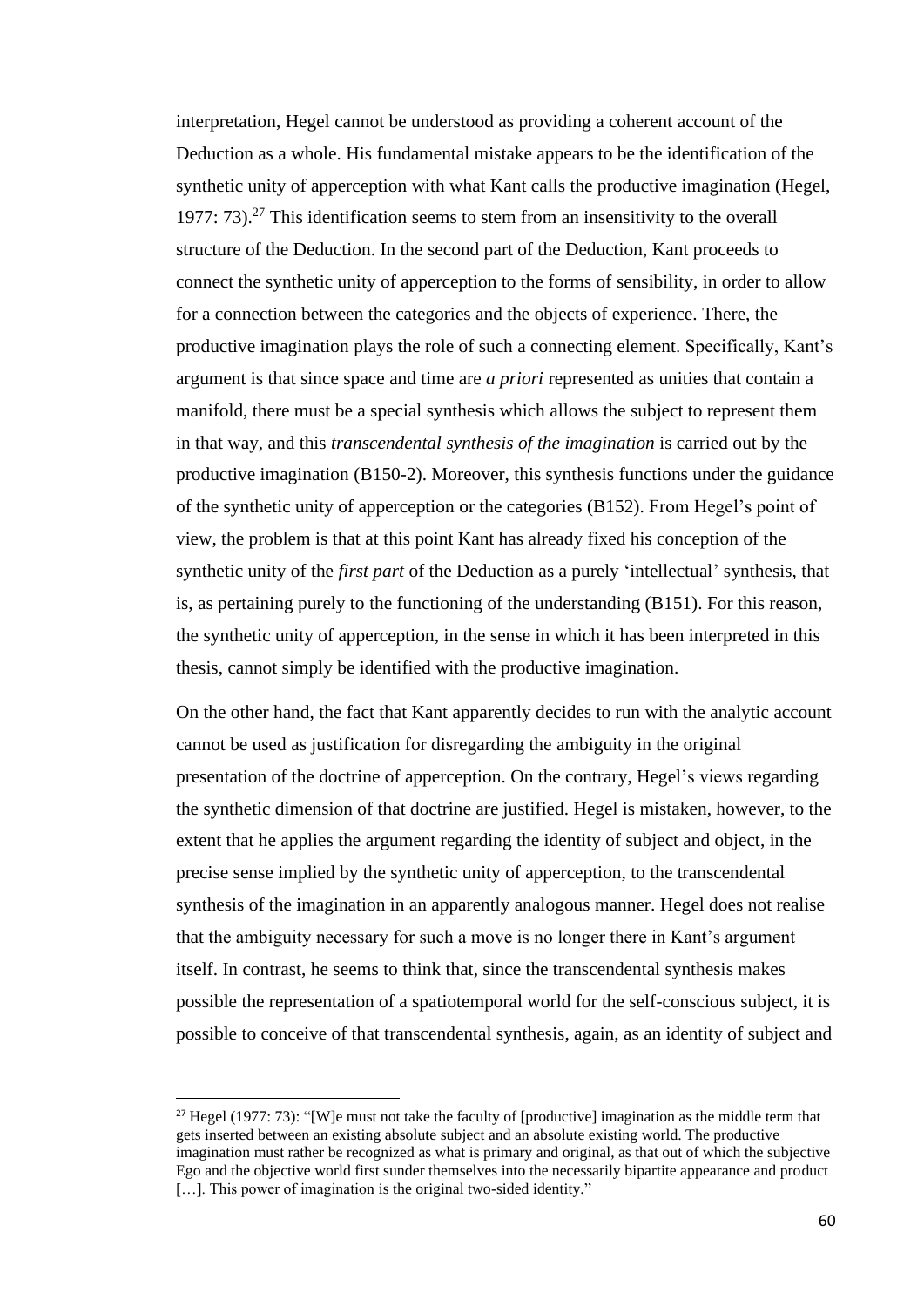interpretation, Hegel cannot be understood as providing a coherent account of the Deduction as a whole. His fundamental mistake appears to be the identification of the synthetic unity of apperception with what Kant calls the productive imagination (Hegel, 1977: 73).[27] This identification seems to stem from an insensitivity to the overall structure of the Deduction. In the second part of the Deduction, Kant proceeds to connect the synthetic unity of apperception to the forms of sensibility, in order to allow for a connection between the categories and the objects of experience. There, the productive imagination plays the role of such a connecting element. Specifically, Kant's argument is that since space and time are *a priori* represented as unities that contain a manifold, there must be a special synthesis which allows the subject to represent them in that way, and this *transcendental synthesis of the imagination* is carried out by the productive imagination (B150-2). Moreover, this synthesis functions under the guidance of the synthetic unity of apperception or the categories (B152). From Hegel's point of view, the problem is that at this point Kant has already fixed his conception of the synthetic unity of the *first part* of the Deduction as a purely 'intellectual' synthesis, that is, as pertaining purely to the functioning of the understanding (B151). For this reason, the synthetic unity of apperception, in the sense in which it has been interpreted in this thesis, cannot simply be identified with the productive imagination.

On the other hand, the fact that Kant apparently decides to run with the analytic account cannot be used as justification for disregarding the ambiguity in the original presentation of the doctrine of apperception. On the contrary, Hegel's views regarding the synthetic dimension of that doctrine are justified. Hegel is mistaken, however, to the extent that he applies the argument regarding the identity of subject and object, in the precise sense implied by the synthetic unity of apperception, to the transcendental synthesis of the imagination in an apparently analogous manner. Hegel does not realise that the ambiguity necessary for such a move is no longer there in Kant's argument itself. In contrast, he seems to think that, since the transcendental synthesis makes possible the representation of a spatiotemporal world for the self-conscious subject, it is possible to conceive of that transcendental synthesis, again, as an identity of subject and

[27] Hegel (1977: 73): "[W]e must not take the faculty of [productive] imagination as the middle term that gets inserted between an existing absolute subject and an absolute existing world. The productive imagination must rather be recognized as what is primary and original, as that out of which the subjective Ego and the objective world first sunder themselves into the necessarily bipartite appearance and product […]. This power of imagination is the original two-sided identity."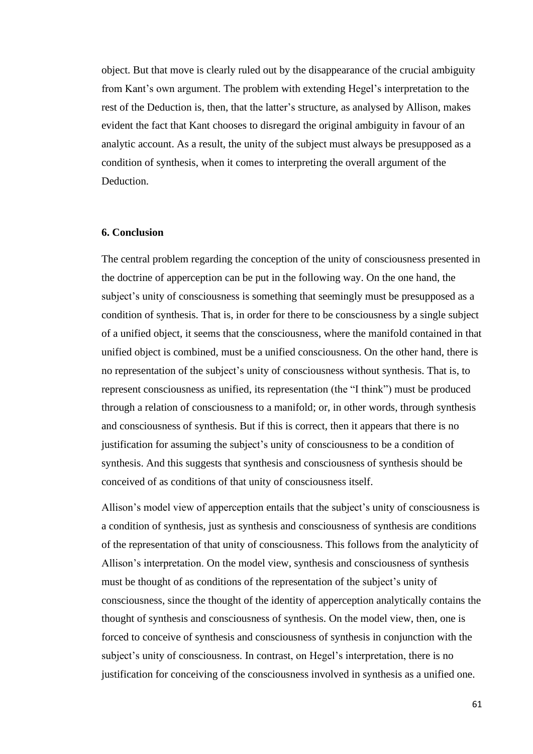object. But that move is clearly ruled out by the disappearance of the crucial ambiguity from Kant's own argument. The problem with extending Hegel's interpretation to the rest of the Deduction is, then, that the latter's structure, as analysed by Allison, makes evident the fact that Kant chooses to disregard the original ambiguity in favour of an analytic account. As a result, the unity of the subject must always be presupposed as a condition of synthesis, when it comes to interpreting the overall argument of the Deduction.

### 6. Conclusion

The central problem regarding the conception of the unity of consciousness presented in the doctrine of apperception can be put in the following way. On the one hand, the subject's unity of consciousness is something that seemingly must be presupposed as a condition of synthesis. That is, in order for there to be consciousness by a single subject of a unified object, it seems that the consciousness, where the manifold contained in that unified object is combined, must be a unified consciousness. On the other hand, there is no representation of the subject's unity of consciousness without synthesis. That is, to represent consciousness as unified, its representation (the "I think") must be produced through a relation of consciousness to a manifold; or, in other words, through synthesis and consciousness of synthesis. But if this is correct, then it appears that there is no justification for assuming the subject's unity of consciousness to be a condition of synthesis. And this suggests that synthesis and consciousness of synthesis should be conceived of as conditions of that unity of consciousness itself.

Allison's model view of apperception entails that the subject's unity of consciousness is a condition of synthesis, just as synthesis and consciousness of synthesis are conditions of the representation of that unity of consciousness. This follows from the analyticity of Allison's interpretation. On the model view, synthesis and consciousness of synthesis must be thought of as conditions of the representation of the subject's unity of consciousness, since the thought of the identity of apperception analytically contains the thought of synthesis and consciousness of synthesis. On the model view, then, one is forced to conceive of synthesis and consciousness of synthesis in conjunction with the subject's unity of consciousness. In contrast, on Hegel's interpretation, there is no justification for conceiving of the consciousness involved in synthesis as a unified one.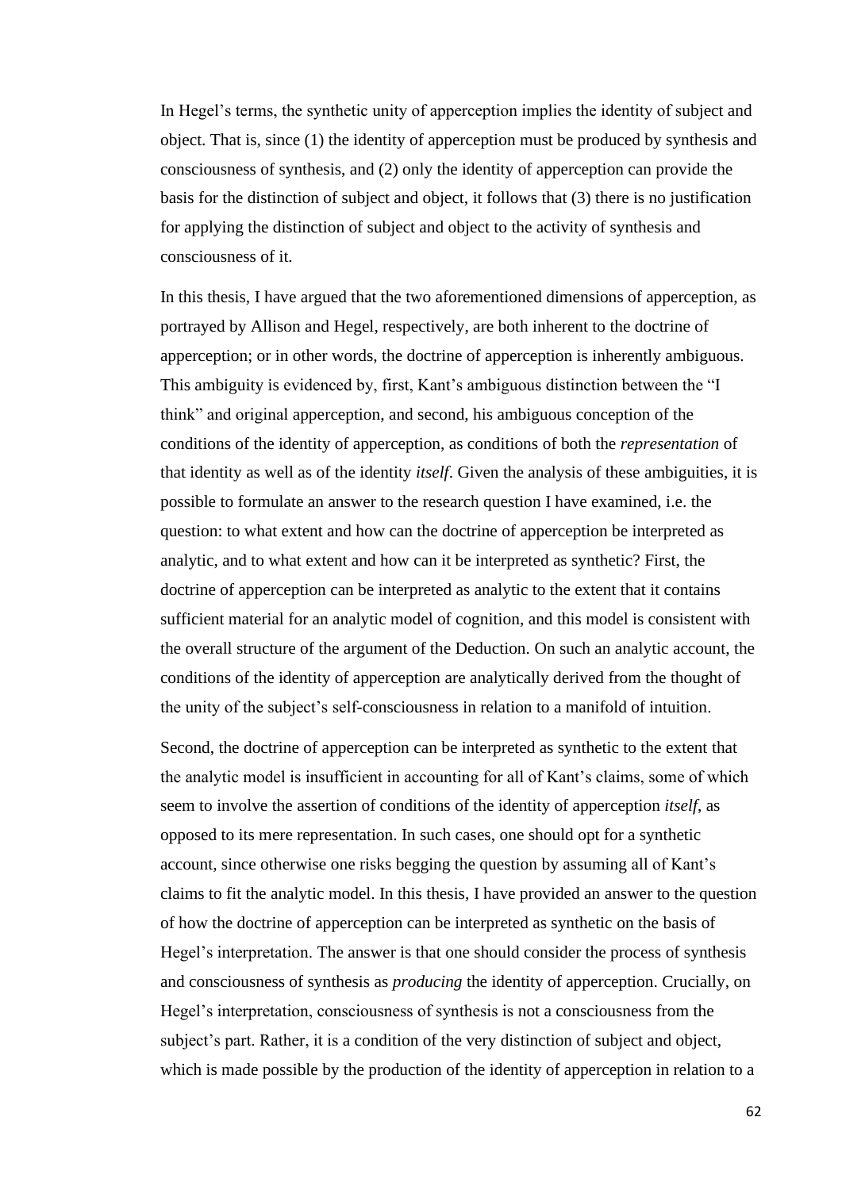In Hegel's terms, the synthetic unity of apperception implies the identity of subject and object. That is, since (1) the identity of apperception must be produced by synthesis and consciousness of synthesis, and (2) only the identity of apperception can provide the basis for the distinction of subject and object, it follows that (3) there is no justification for applying the distinction of subject and object to the activity of synthesis and consciousness of it.

In this thesis, I have argued that the two aforementioned dimensions of apperception, as portrayed by Allison and Hegel, respectively, are both inherent to the doctrine of apperception; or in other words, the doctrine of apperception is inherently ambiguous. This ambiguity is evidenced by, first, Kant's ambiguous distinction between the "I think" and original apperception, and second, his ambiguous conception of the conditions of the identity of apperception, as conditions of both the *representation* of that identity as well as of the identity *itself*. Given the analysis of these ambiguities, it is possible to formulate an answer to the research question I have examined, i.e. the question: to what extent and how can the doctrine of apperception be interpreted as analytic, and to what extent and how can it be interpreted as synthetic? First, the doctrine of apperception can be interpreted as analytic to the extent that it contains sufficient material for an analytic model of cognition, and this model is consistent with the overall structure of the argument of the Deduction. On such an analytic account, the conditions of the identity of apperception are analytically derived from the thought of the unity of the subject's self-consciousness in relation to a manifold of intuition.

Second, the doctrine of apperception can be interpreted as synthetic to the extent that the analytic model is insufficient in accounting for all of Kant's claims, some of which seem to involve the assertion of conditions of the identity of apperception *itself*, as opposed to its mere representation. In such cases, one should opt for a synthetic account, since otherwise one risks begging the question by assuming all of Kant's claims to fit the analytic model. In this thesis, I have provided an answer to the question of how the doctrine of apperception can be interpreted as synthetic on the basis of Hegel's interpretation. The answer is that one should consider the process of synthesis and consciousness of synthesis as *producing* the identity of apperception. Crucially, on Hegel's interpretation, consciousness of synthesis is not a consciousness from the subject's part. Rather, it is a condition of the very distinction of subject and object, which is made possible by the production of the identity of apperception in relation to a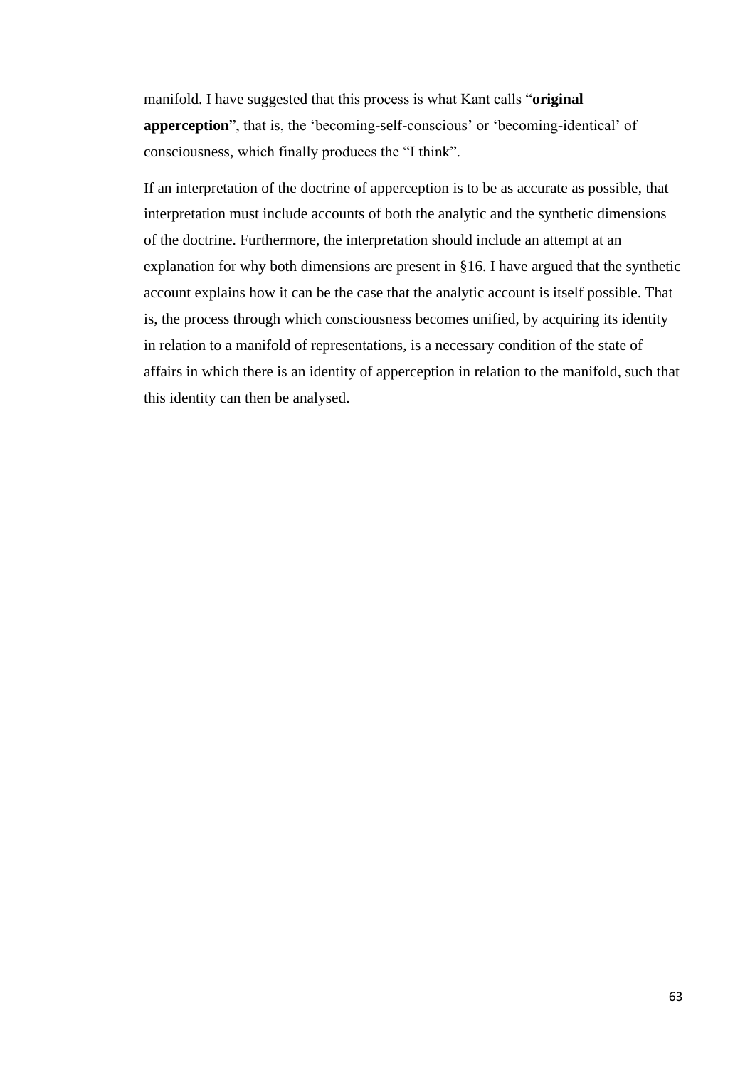manifold. I have suggested that this process is what Kant calls “**original apperception**”, that is, the ‘becoming-self-conscious’ or ‘becoming-identical’ of consciousness, which finally produces the “I think”.

If an interpretation of the doctrine of apperception is to be as accurate as possible, that interpretation must include accounts of both the analytic and the synthetic dimensions of the doctrine. Furthermore, the interpretation should include an attempt at an explanation for why both dimensions are present in §16. I have argued that the synthetic account explains how it can be the case that the analytic account is itself possible. That is, the process through which consciousness becomes unified, by acquiring its identity in relation to a manifold of representations, is a necessary condition of the state of affairs in which there is an identity of apperception in relation to the manifold, such that this identity can then be analysed.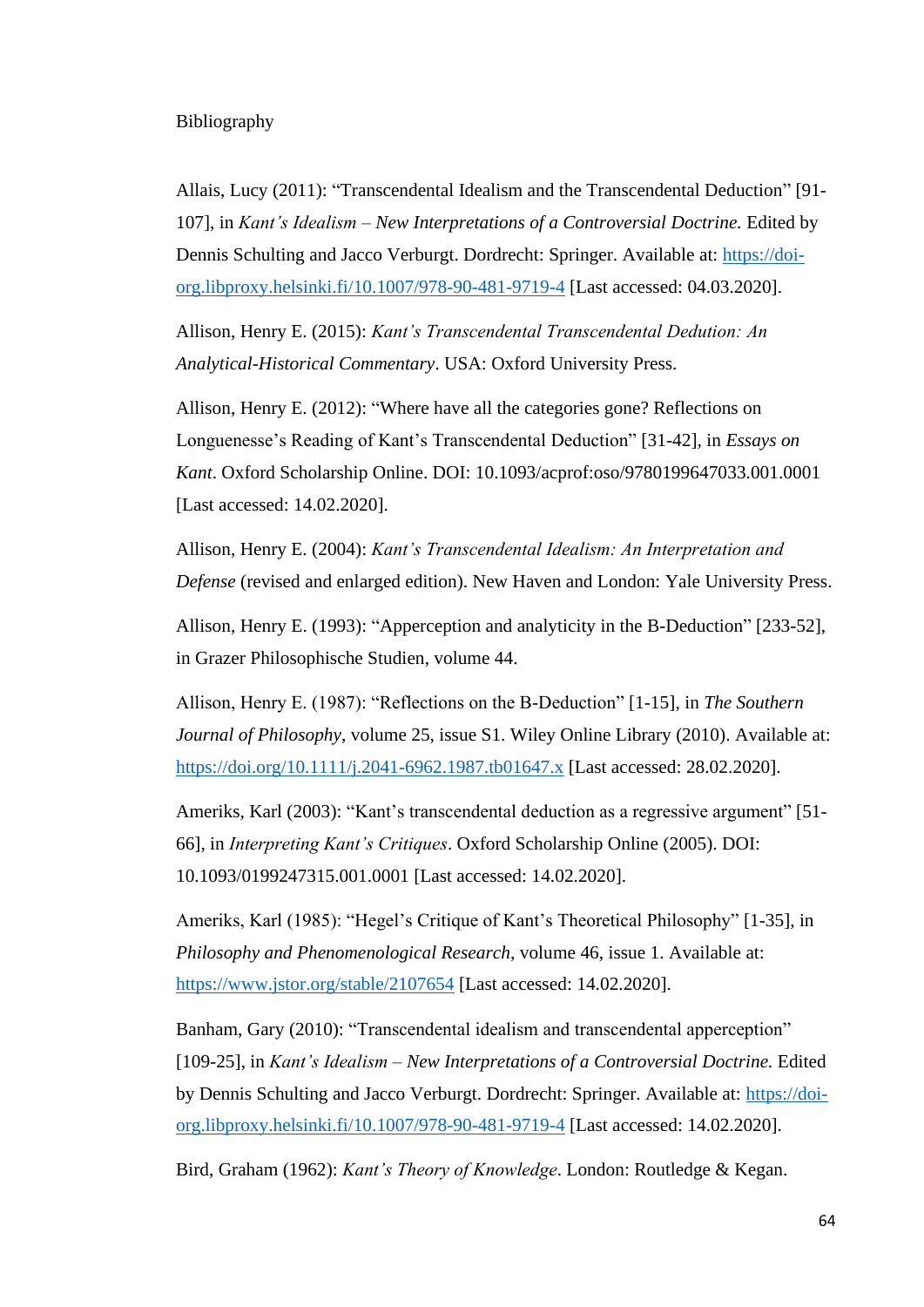# Bibliography

Allais, Lucy (2011): "Transcendental Idealism and the Transcendental Deduction" [91-107], in *Kant's Idealism – New Interpretations of a Controversial Doctrine.* Edited by Dennis Schulting and Jacco Verburgt. Dordrecht: Springer. Available at: https://doi-org.libproxy.helsinki.fi/10.1007/978-90-481-9719-4 [Last accessed: 04.03.2020].

Allison, Henry E. (2015): *Kant's Transcendental Transcendental Dedution: An Analytical-Historical Commentary*. USA: Oxford University Press.

Allison, Henry E. (2012): "Where have all the categories gone? Reflections on Longuenesse's Reading of Kant's Transcendental Deduction" [31-42], in *Essays on Kant*. Oxford Scholarship Online. DOI: 10.1093/acprof:oso/9780199647033.001.0001 [Last accessed: 14.02.2020].

Allison, Henry E. (2004): *Kant's Transcendental Idealism: An Interpretation and Defense* (revised and enlarged edition). New Haven and London: Yale University Press.

Allison, Henry E. (1993): "Apperception and analyticity in the B-Deduction" [233-52], in Grazer Philosophische Studien, volume 44.

Allison, Henry E. (1987): "Reflections on the B-Deduction" [1-15], in *The Southern Journal of Philosophy*, volume 25, issue S1. Wiley Online Library (2010). Available at: https://doi.org/10.1111/j.2041-6962.1987.tb01647.x [Last accessed: 28.02.2020].

Ameriks, Karl (2003): "Kant's transcendental deduction as a regressive argument" [51-66], in *Interpreting Kant's Critiques*. Oxford Scholarship Online (2005). DOI: 10.1093/0199247315.001.0001 [Last accessed: 14.02.2020].

Ameriks, Karl (1985): "Hegel's Critique of Kant's Theoretical Philosophy" [1-35], in *Philosophy and Phenomenological Research*, volume 46, issue 1. Available at: https://www.jstor.org/stable/2107654 [Last accessed: 14.02.2020].

Banham, Gary (2010): "Transcendental idealism and transcendental apperception" [109-25], in *Kant's Idealism – New Interpretations of a Controversial Doctrine.* Edited by Dennis Schulting and Jacco Verburgt. Dordrecht: Springer. Available at: https://doi-org.libproxy.helsinki.fi/10.1007/978-90-481-9719-4 [Last accessed: 14.02.2020].

Bird, Graham (1962): *Kant's Theory of Knowledge*. London: Routledge & Kegan.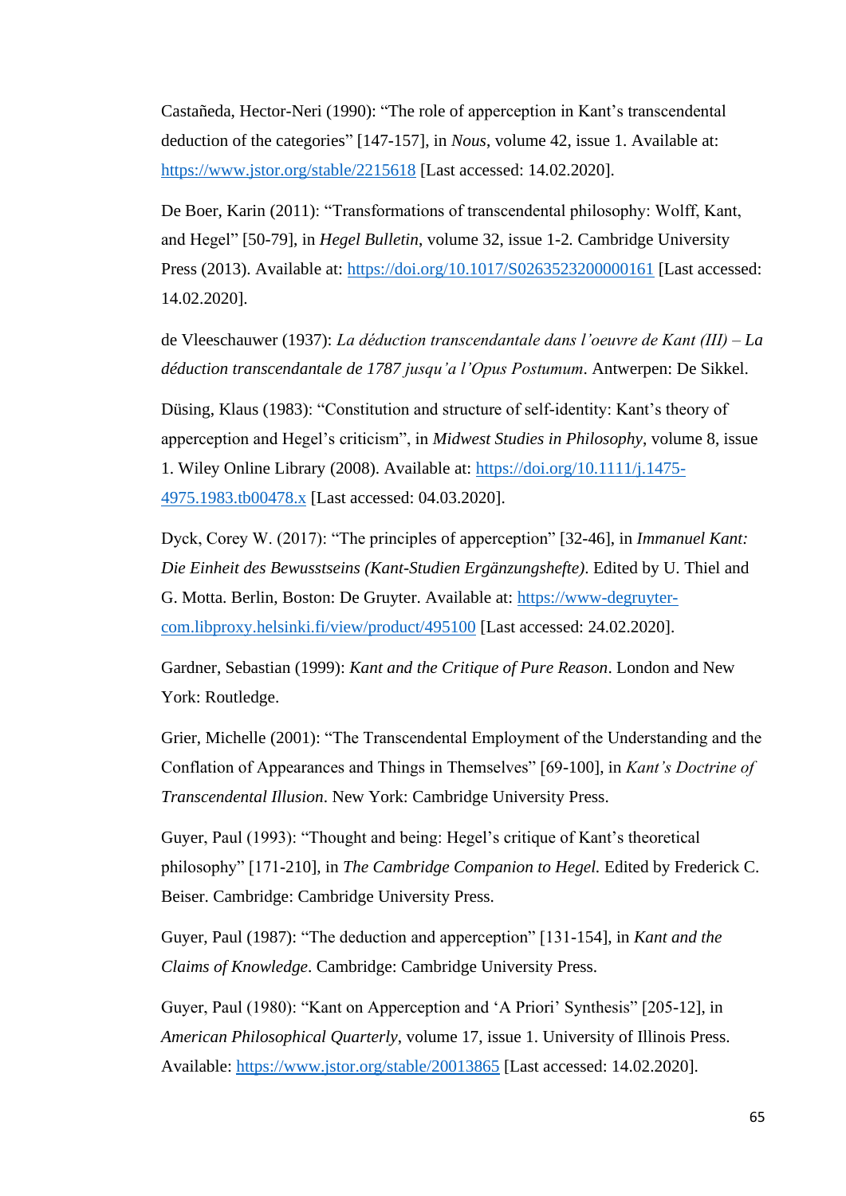Castañeda, Hector-Neri (1990): "The role of apperception in Kant's transcendental deduction of the categories" [147-157], in *Nous*, volume 42, issue 1. Available at: https://www.jstor.org/stable/2215618 [Last accessed: 14.02.2020].

De Boer, Karin (2011): "Transformations of transcendental philosophy: Wolff, Kant, and Hegel" [50-79], in *Hegel Bulletin*, volume 32, issue 1-2. Cambridge University Press (2013). Available at: https://doi.org/10.1017/S0263523200000161 [Last accessed: 14.02.2020].

de Vleeschauwer (1937): *La déduction transcendantale dans l'oeuvre de Kant (III) – La déduction transcendantale de 1787 jusqu'a l'Opus Postumum*. Antwerpen: De Sikkel.

Düsing, Klaus (1983): "Constitution and structure of self-identity: Kant's theory of apperception and Hegel's criticism", in *Midwest Studies in Philosophy*, volume 8, issue 1. Wiley Online Library (2008). Available at: https://doi.org/10.1111/j.1475-4975.1983.tb00478.x [Last accessed: 04.03.2020].

Dyck, Corey W. (2017): "The principles of apperception" [32-46], in *Immanuel Kant: Die Einheit des Bewusstseins (Kant-Studien Ergänzungshefte)*. Edited by U. Thiel and G. Motta. Berlin, Boston: De Gruyter. Available at: https://www-degruyter-com.libproxy.helsinki.fi/view/product/495100 [Last accessed: 24.02.2020].

Gardner, Sebastian (1999): *Kant and the Critique of Pure Reason*. London and New York: Routledge.

Grier, Michelle (2001): "The Transcendental Employment of the Understanding and the Conflation of Appearances and Things in Themselves" [69-100], in *Kant's Doctrine of Transcendental Illusion*. New York: Cambridge University Press.

Guyer, Paul (1993): "Thought and being: Hegel's critique of Kant's theoretical philosophy" [171-210], in *The Cambridge Companion to Hegel.* Edited by Frederick C. Beiser. Cambridge: Cambridge University Press.

Guyer, Paul (1987): "The deduction and apperception" [131-154], in *Kant and the Claims of Knowledge*. Cambridge: Cambridge University Press.

Guyer, Paul (1980): "Kant on Apperception and 'A Priori' Synthesis" [205-12], in *American Philosophical Quarterly*, volume 17, issue 1. University of Illinois Press. Available: https://www.jstor.org/stable/20013865 [Last accessed: 14.02.2020].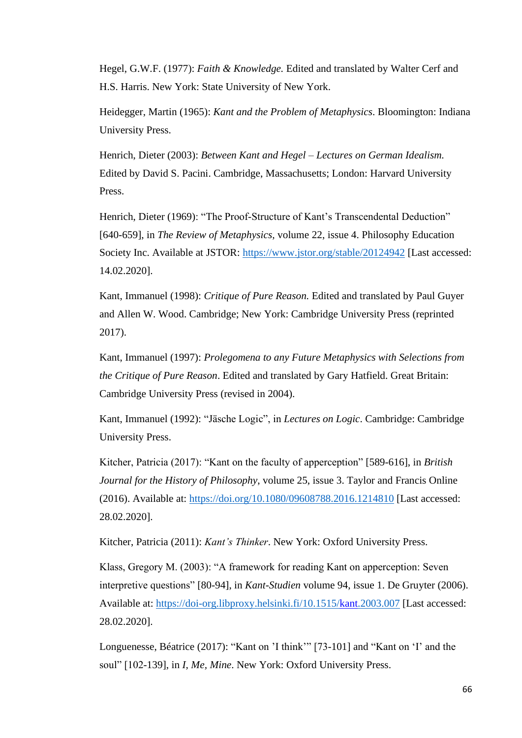Hegel, G.W.F. (1977): *Faith & Knowledge.* Edited and translated by Walter Cerf and H.S. Harris. New York: State University of New York.

Heidegger, Martin (1965): *Kant and the Problem of Metaphysics*. Bloomington: Indiana University Press.

Henrich, Dieter (2003): *Between Kant and Hegel – Lectures on German Idealism.* Edited by David S. Pacini. Cambridge, Massachusetts; London: Harvard University Press.

Henrich, Dieter (1969): "The Proof-Structure of Kant's Transcendental Deduction" [640-659], in *The Review of Metaphysics*, volume 22, issue 4. Philosophy Education Society Inc. Available at JSTOR: https://www.jstor.org/stable/20124942 [Last accessed: 14.02.2020].

Kant, Immanuel (1998): *Critique of Pure Reason.* Edited and translated by Paul Guyer and Allen W. Wood. Cambridge; New York: Cambridge University Press (reprinted 2017).

Kant, Immanuel (1997): *Prolegomena to any Future Metaphysics with Selections from the Critique of Pure Reason*. Edited and translated by Gary Hatfield. Great Britain: Cambridge University Press (revised in 2004).

Kant, Immanuel (1992): "Jäsche Logic", in *Lectures on Logic*. Cambridge: Cambridge University Press.

Kitcher, Patricia (2017): "Kant on the faculty of apperception" [589-616], in *British Journal for the History of Philosophy*, volume 25, issue 3. Taylor and Francis Online (2016). Available at: https://doi.org/10.1080/09608788.2016.1214810 [Last accessed: 28.02.2020].

Kitcher, Patricia (2011): *Kant's Thinker*. New York: Oxford University Press.

Klass, Gregory M. (2003): "A framework for reading Kant on apperception: Seven interpretive questions" [80-94], in *Kant-Studien* volume 94, issue 1. De Gruyter (2006). Available at: https://doi-org.libproxy.helsinki.fi/10.1515/kant.2003.007 [Last accessed: 28.02.2020].

Longuenesse, Béatrice (2017): "Kant on 'I think'" [73-101] and "Kant on 'I' and the soul" [102-139], in *I, Me, Mine*. New York: Oxford University Press.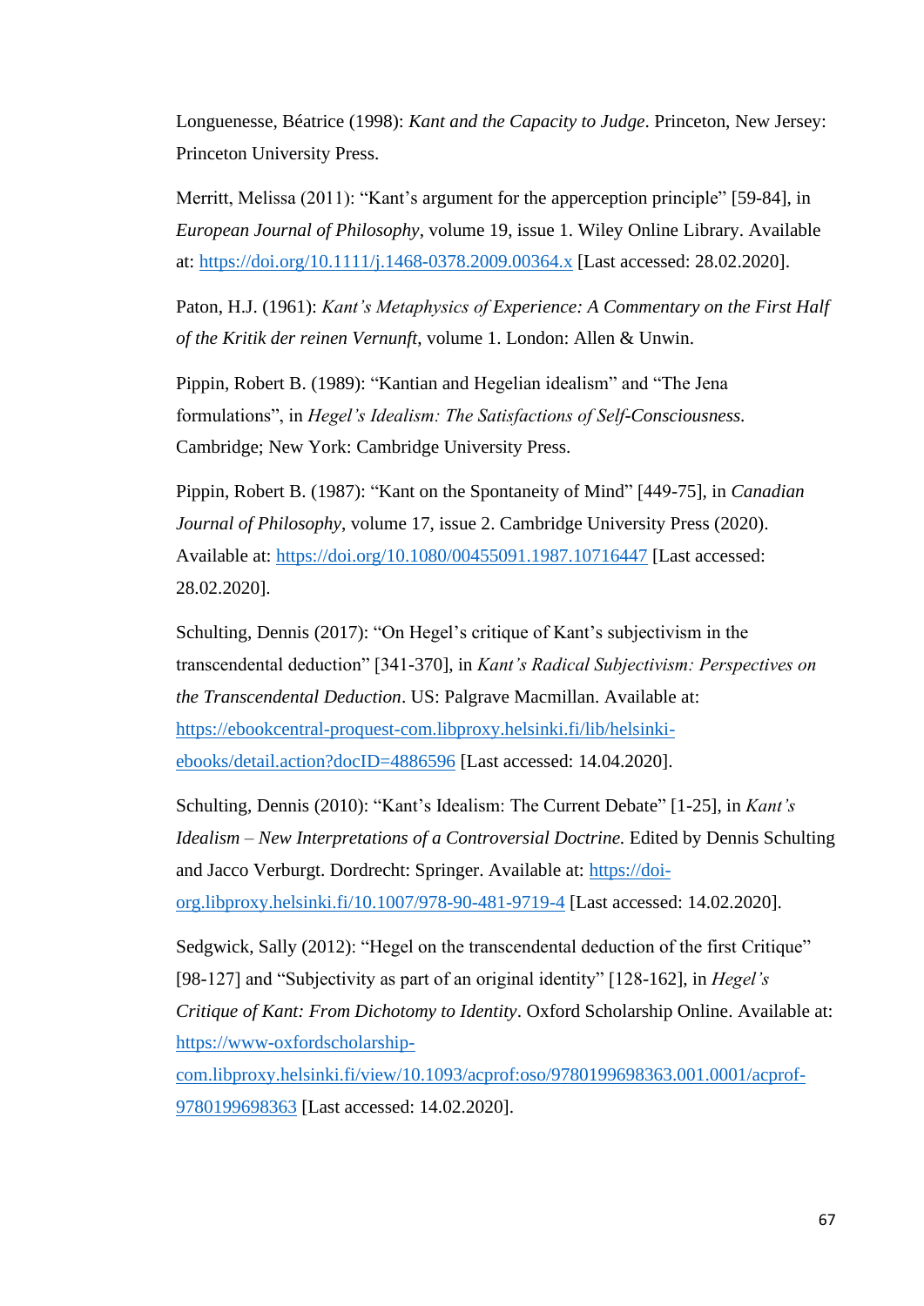Longuenesse, Béatrice (1998): *Kant and the Capacity to Judge*. Princeton, New Jersey: Princeton University Press.

Merritt, Melissa (2011): "Kant's argument for the apperception principle" [59-84], in *European Journal of Philosophy*, volume 19, issue 1. Wiley Online Library. Available at: https://doi.org/10.1111/j.1468-0378.2009.00364.x [Last accessed: 28.02.2020].

Paton, H.J. (1961): *Kant's Metaphysics of Experience: A Commentary on the First Half of the Kritik der reinen Vernunft*, volume 1. London: Allen & Unwin.

Pippin, Robert B. (1989): "Kantian and Hegelian idealism" and "The Jena formulations", in *Hegel's Idealism: The Satisfactions of Self-Consciousness.* Cambridge; New York: Cambridge University Press.

Pippin, Robert B. (1987): "Kant on the Spontaneity of Mind" [449-75], in *Canadian Journal of Philosophy*, volume 17, issue 2. Cambridge University Press (2020). Available at: https://doi.org/10.1080/00455091.1987.10716447 [Last accessed: 28.02.2020].

Schulting, Dennis (2017): "On Hegel's critique of Kant's subjectivism in the transcendental deduction" [341-370], in *Kant's Radical Subjectivism: Perspectives on the Transcendental Deduction*. US: Palgrave Macmillan. Available at: https://ebookcentral-proquest-com.libproxy.helsinki.fi/lib/helsinki-ebooks/detail.action?docID=4886596 [Last accessed: 14.04.2020].

Schulting, Dennis (2010): "Kant's Idealism: The Current Debate" [1-25], in *Kant's Idealism – New Interpretations of a Controversial Doctrine.* Edited by Dennis Schulting and Jacco Verburgt. Dordrecht: Springer. Available at: https://doi-org.libproxy.helsinki.fi/10.1007/978-90-481-9719-4 [Last accessed: 14.02.2020].

Sedgwick, Sally (2012): "Hegel on the transcendental deduction of the first Critique" [98-127] and "Subjectivity as part of an original identity" [128-162], in *Hegel's Critique of Kant: From Dichotomy to Identity*. Oxford Scholarship Online. Available at: https://www-oxfordscholarship-com.libproxy.helsinki.fi/view/10.1093/acprof:oso/9780199698363.001.0001/acprof-9780199698363 [Last accessed: 14.02.2020].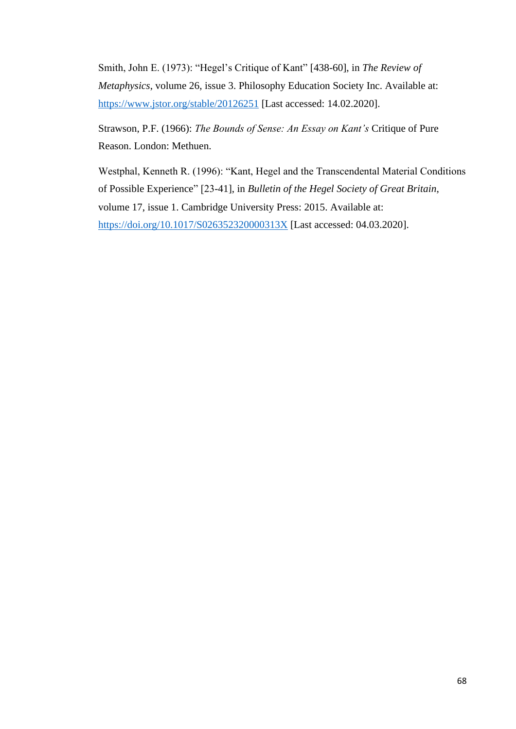Smith, John E. (1973): "Hegel's Critique of Kant" [438-60], in *The Review of Metaphysics*, volume 26, issue 3. Philosophy Education Society Inc. Available at: https://www.jstor.org/stable/20126251 [Last accessed: 14.02.2020].

Strawson, P.F. (1966): *The Bounds of Sense: An Essay on Kant's* Critique of Pure Reason. London: Methuen.

Westphal, Kenneth R. (1996): "Kant, Hegel and the Transcendental Material Conditions of Possible Experience" [23-41], in *Bulletin of the Hegel Society of Great Britain*, volume 17, issue 1. Cambridge University Press: 2015. Available at: https://doi.org/10.1017/S026352320000313X [Last accessed: 04.03.2020].